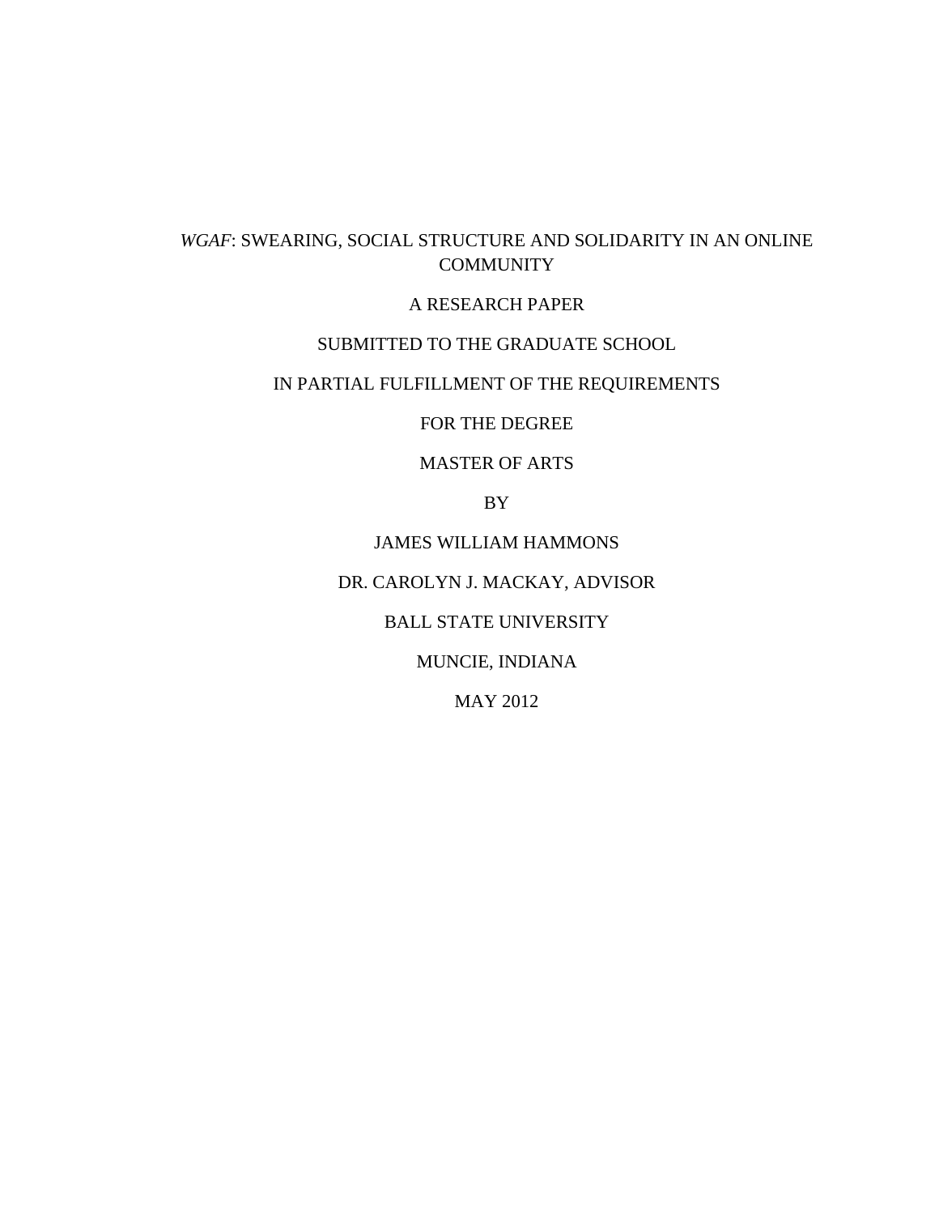# *WGAF*: SWEARING, SOCIAL STRUCTURE AND SOLIDARITY IN AN ONLINE COMMUNITY

A RESEARCH PAPER

SUBMITTED TO THE GRADUATE SCHOOL

IN PARTIAL FULFILLMENT OF THE REQUIREMENTS

FOR THE DEGREE

MASTER OF ARTS

BY

JAMES WILLIAM HAMMONS

DR. CAROLYN J. MACKAY, ADVISOR

BALL STATE UNIVERSITY

MUNCIE, INDIANA

MAY 2012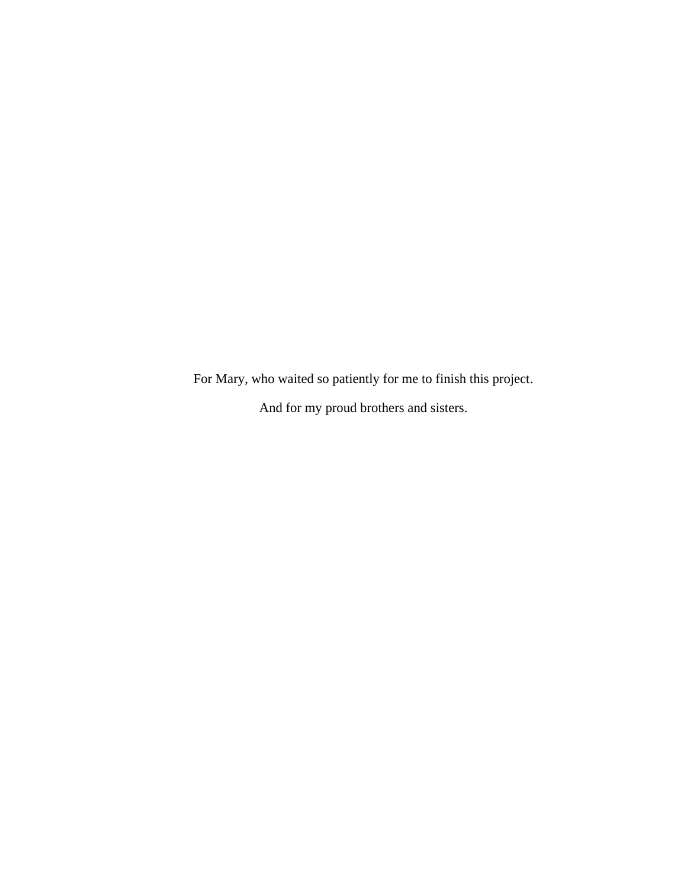For Mary, who waited so patiently for me to finish this project.

And for my proud brothers and sisters.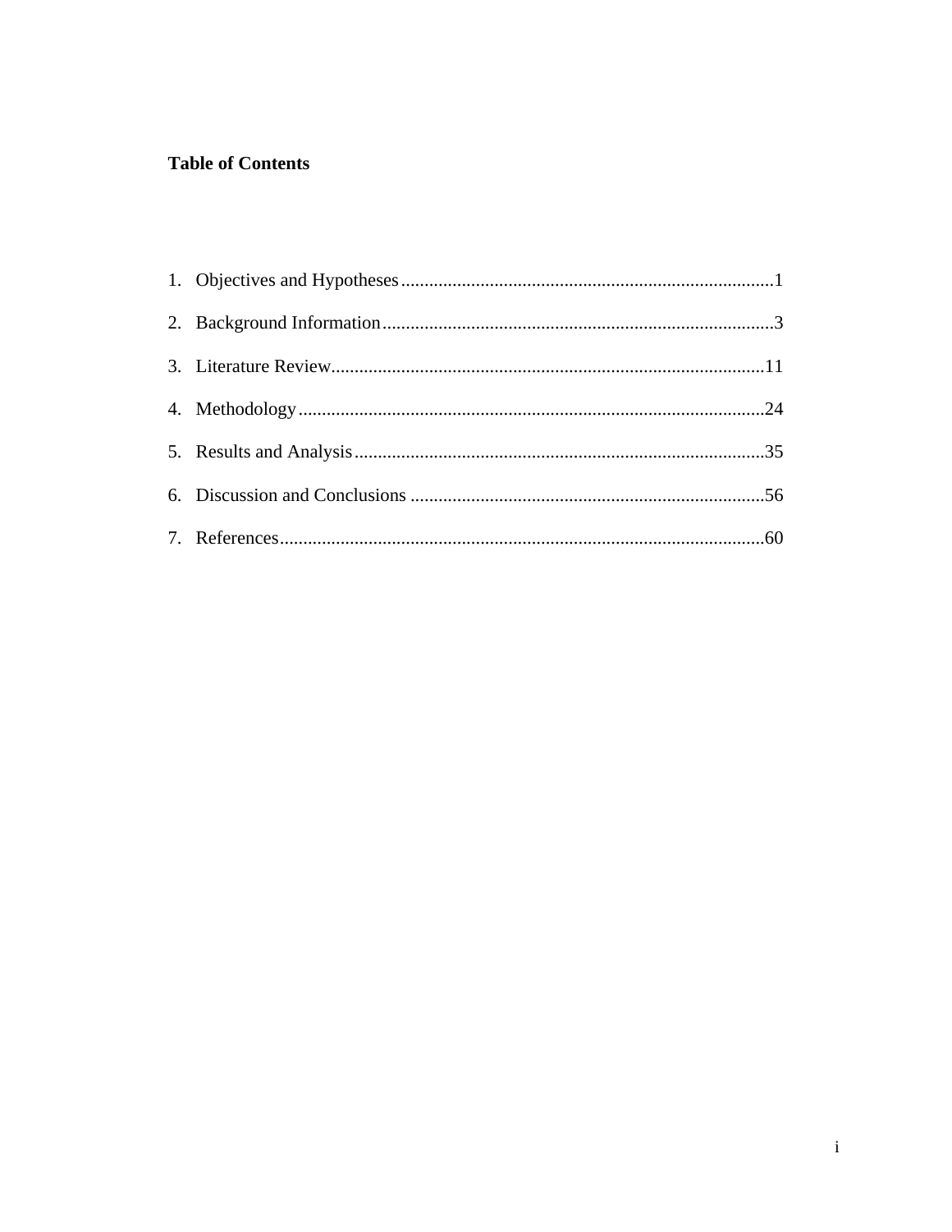**Table of Contents**

1. Objectives and Hypotheses ................................................................................1
2. Background Information....................................................................................3
3. Literature Review.............................................................................................11
4. Methodology....................................................................................................24
5. Results and Analysis........................................................................................35
6. Discussion and Conclusions ............................................................................56
7. References........................................................................................................60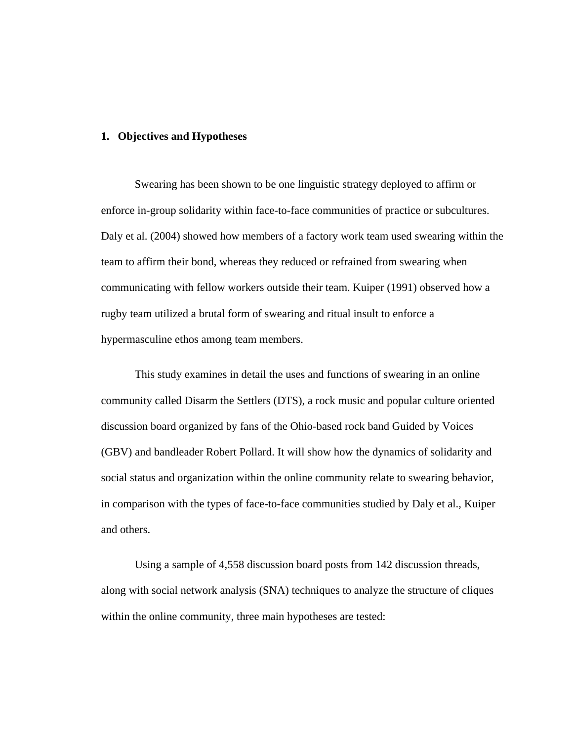## 1. Objectives and Hypotheses

Swearing has been shown to be one linguistic strategy deployed to affirm or enforce in-group solidarity within face-to-face communities of practice or subcultures. Daly et al. (2004) showed how members of a factory work team used swearing within the team to affirm their bond, whereas they reduced or refrained from swearing when communicating with fellow workers outside their team. Kuiper (1991) observed how a rugby team utilized a brutal form of swearing and ritual insult to enforce a hypermasculine ethos among team members.

This study examines in detail the uses and functions of swearing in an online community called Disarm the Settlers (DTS), a rock music and popular culture oriented discussion board organized by fans of the Ohio-based rock band Guided by Voices (GBV) and bandleader Robert Pollard. It will show how the dynamics of solidarity and social status and organization within the online community relate to swearing behavior, in comparison with the types of face-to-face communities studied by Daly et al., Kuiper and others.

Using a sample of 4,558 discussion board posts from 142 discussion threads, along with social network analysis (SNA) techniques to analyze the structure of cliques within the online community, three main hypotheses are tested: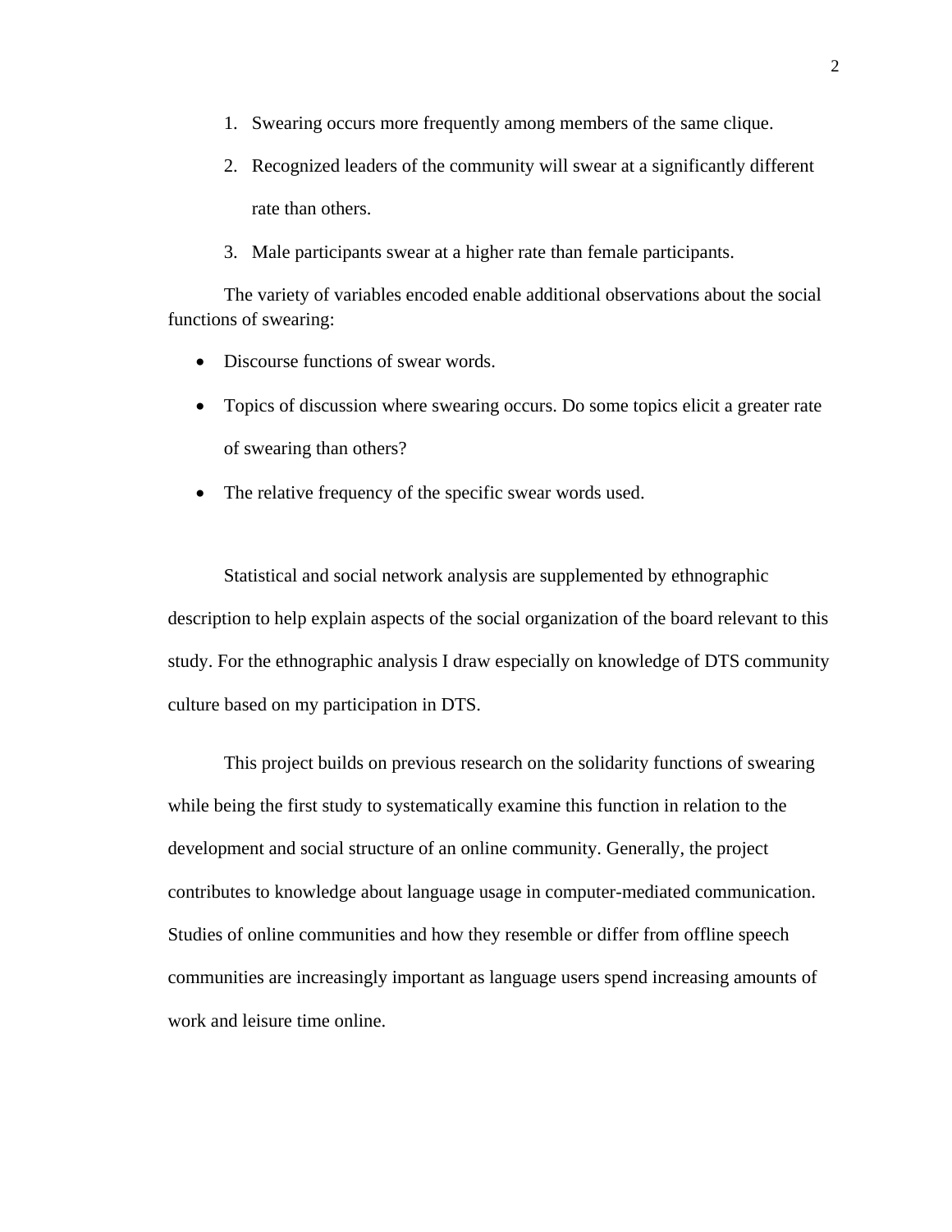1. Swearing occurs more frequently among members of the same clique.
2. Recognized leaders of the community will swear at a significantly different rate than others.
3. Male participants swear at a higher rate than female participants.

The variety of variables encoded enable additional observations about the social functions of swearing:

- Discourse functions of swear words.
- Topics of discussion where swearing occurs. Do some topics elicit a greater rate of swearing than others?
- The relative frequency of the specific swear words used.

Statistical and social network analysis are supplemented by ethnographic description to help explain aspects of the social organization of the board relevant to this study. For the ethnographic analysis I draw especially on knowledge of DTS community culture based on my participation in DTS.

This project builds on previous research on the solidarity functions of swearing while being the first study to systematically examine this function in relation to the development and social structure of an online community. Generally, the project contributes to knowledge about language usage in computer-mediated communication. Studies of online communities and how they resemble or differ from offline speech communities are increasingly important as language users spend increasing amounts of work and leisure time online.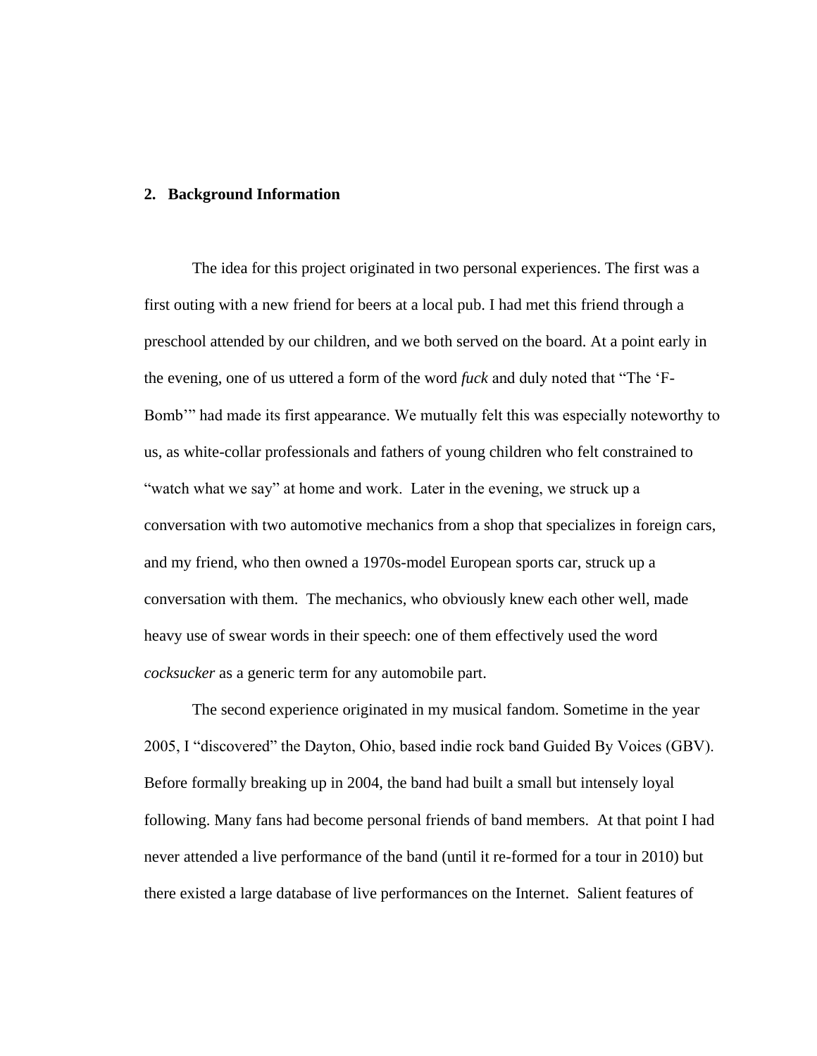## 2. Background Information

The idea for this project originated in two personal experiences. The first was a first outing with a new friend for beers at a local pub. I had met this friend through a preschool attended by our children, and we both served on the board. At a point early in the evening, one of us uttered a form of the word *fuck* and duly noted that "The 'F-Bomb'" had made its first appearance. We mutually felt this was especially noteworthy to us, as white-collar professionals and fathers of young children who felt constrained to "watch what we say" at home and work. Later in the evening, we struck up a conversation with two automotive mechanics from a shop that specializes in foreign cars, and my friend, who then owned a 1970s-model European sports car, struck up a conversation with them. The mechanics, who obviously knew each other well, made heavy use of swear words in their speech: one of them effectively used the word *cocksucker* as a generic term for any automobile part.

The second experience originated in my musical fandom. Sometime in the year 2005, I "discovered" the Dayton, Ohio, based indie rock band Guided By Voices (GBV). Before formally breaking up in 2004, the band had built a small but intensely loyal following. Many fans had become personal friends of band members. At that point I had never attended a live performance of the band (until it re-formed for a tour in 2010) but there existed a large database of live performances on the Internet. Salient features of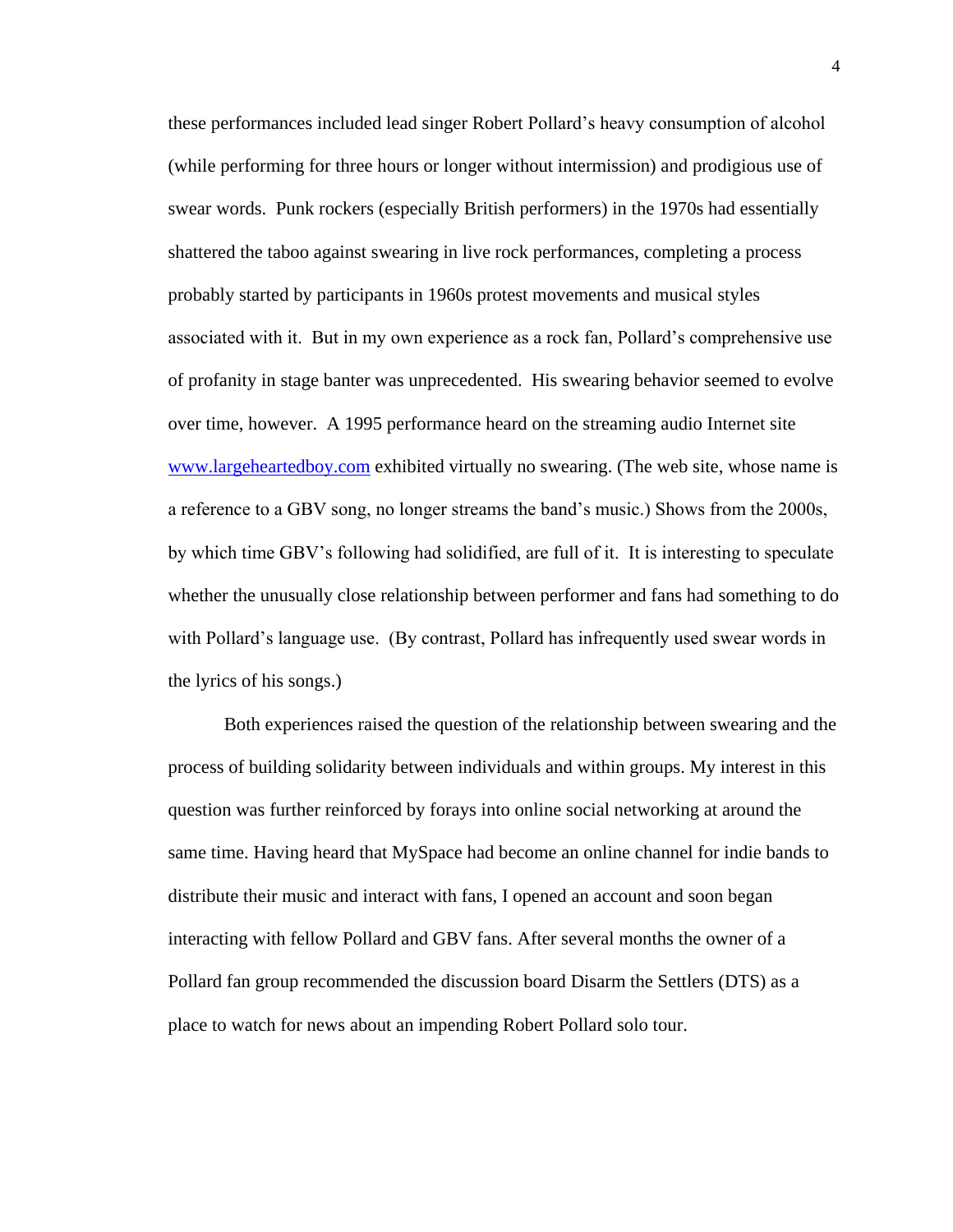these performances included lead singer Robert Pollard's heavy consumption of alcohol (while performing for three hours or longer without intermission) and prodigious use of swear words. Punk rockers (especially British performers) in the 1970s had essentially shattered the taboo against swearing in live rock performances, completing a process probably started by participants in 1960s protest movements and musical styles associated with it. But in my own experience as a rock fan, Pollard's comprehensive use of profanity in stage banter was unprecedented. His swearing behavior seemed to evolve over time, however. A 1995 performance heard on the streaming audio Internet site [www.largeheartedboy.com](http://www.largeheartedboy.com) exhibited virtually no swearing. (The web site, whose name is a reference to a GBV song, no longer streams the band's music.) Shows from the 2000s, by which time GBV's following had solidified, are full of it. It is interesting to speculate whether the unusually close relationship between performer and fans had something to do with Pollard's language use. (By contrast, Pollard has infrequently used swear words in the lyrics of his songs.)

Both experiences raised the question of the relationship between swearing and the process of building solidarity between individuals and within groups. My interest in this question was further reinforced by forays into online social networking at around the same time. Having heard that MySpace had become an online channel for indie bands to distribute their music and interact with fans, I opened an account and soon began interacting with fellow Pollard and GBV fans. After several months the owner of a Pollard fan group recommended the discussion board Disarm the Settlers (DTS) as a place to watch for news about an impending Robert Pollard solo tour.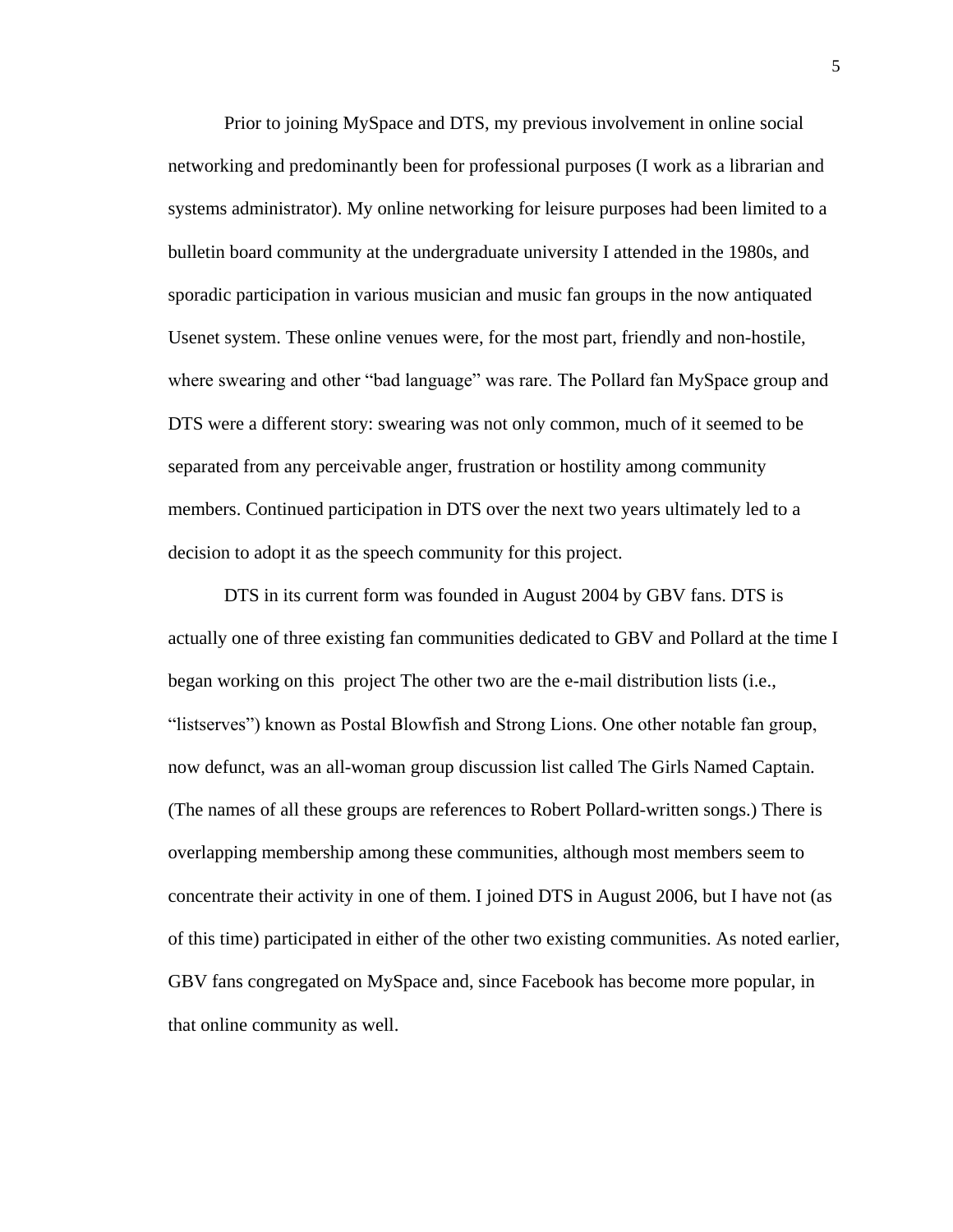Prior to joining MySpace and DTS, my previous involvement in online social networking and predominantly been for professional purposes (I work as a librarian and systems administrator). My online networking for leisure purposes had been limited to a bulletin board community at the undergraduate university I attended in the 1980s, and sporadic participation in various musician and music fan groups in the now antiquated Usenet system. These online venues were, for the most part, friendly and non-hostile, where swearing and other "bad language" was rare. The Pollard fan MySpace group and DTS were a different story: swearing was not only common, much of it seemed to be separated from any perceivable anger, frustration or hostility among community members. Continued participation in DTS over the next two years ultimately led to a decision to adopt it as the speech community for this project.

DTS in its current form was founded in August 2004 by GBV fans. DTS is actually one of three existing fan communities dedicated to GBV and Pollard at the time I began working on this  project The other two are the e-mail distribution lists (i.e., "listserves") known as Postal Blowfish and Strong Lions. One other notable fan group, now defunct, was an all-woman group discussion list called The Girls Named Captain. (The names of all these groups are references to Robert Pollard-written songs.) There is overlapping membership among these communities, although most members seem to concentrate their activity in one of them. I joined DTS in August 2006, but I have not (as of this time) participated in either of the other two existing communities. As noted earlier, GBV fans congregated on MySpace and, since Facebook has become more popular, in that online community as well.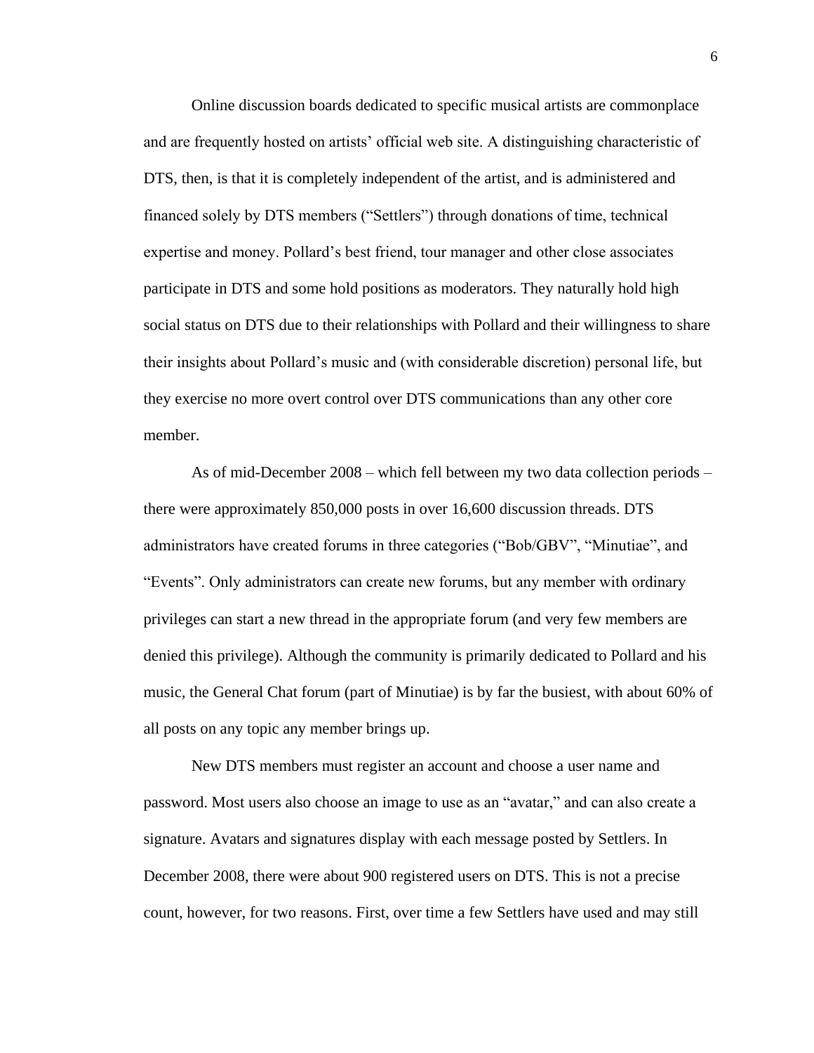Online discussion boards dedicated to specific musical artists are commonplace and are frequently hosted on artists' official web site. A distinguishing characteristic of DTS, then, is that it is completely independent of the artist, and is administered and financed solely by DTS members ("Settlers") through donations of time, technical expertise and money. Pollard's best friend, tour manager and other close associates participate in DTS and some hold positions as moderators. They naturally hold high social status on DTS due to their relationships with Pollard and their willingness to share their insights about Pollard's music and (with considerable discretion) personal life, but they exercise no more overt control over DTS communications than any other core member.

As of mid-December 2008 – which fell between my two data collection periods – there were approximately 850,000 posts in over 16,600 discussion threads. DTS administrators have created forums in three categories ("Bob/GBV", "Minutiae", and "Events". Only administrators can create new forums, but any member with ordinary privileges can start a new thread in the appropriate forum (and very few members are denied this privilege). Although the community is primarily dedicated to Pollard and his music, the General Chat forum (part of Minutiae) is by far the busiest, with about 60% of all posts on any topic any member brings up.

New DTS members must register an account and choose a user name and password. Most users also choose an image to use as an "avatar," and can also create a signature. Avatars and signatures display with each message posted by Settlers. In December 2008, there were about 900 registered users on DTS. This is not a precise count, however, for two reasons. First, over time a few Settlers have used and may still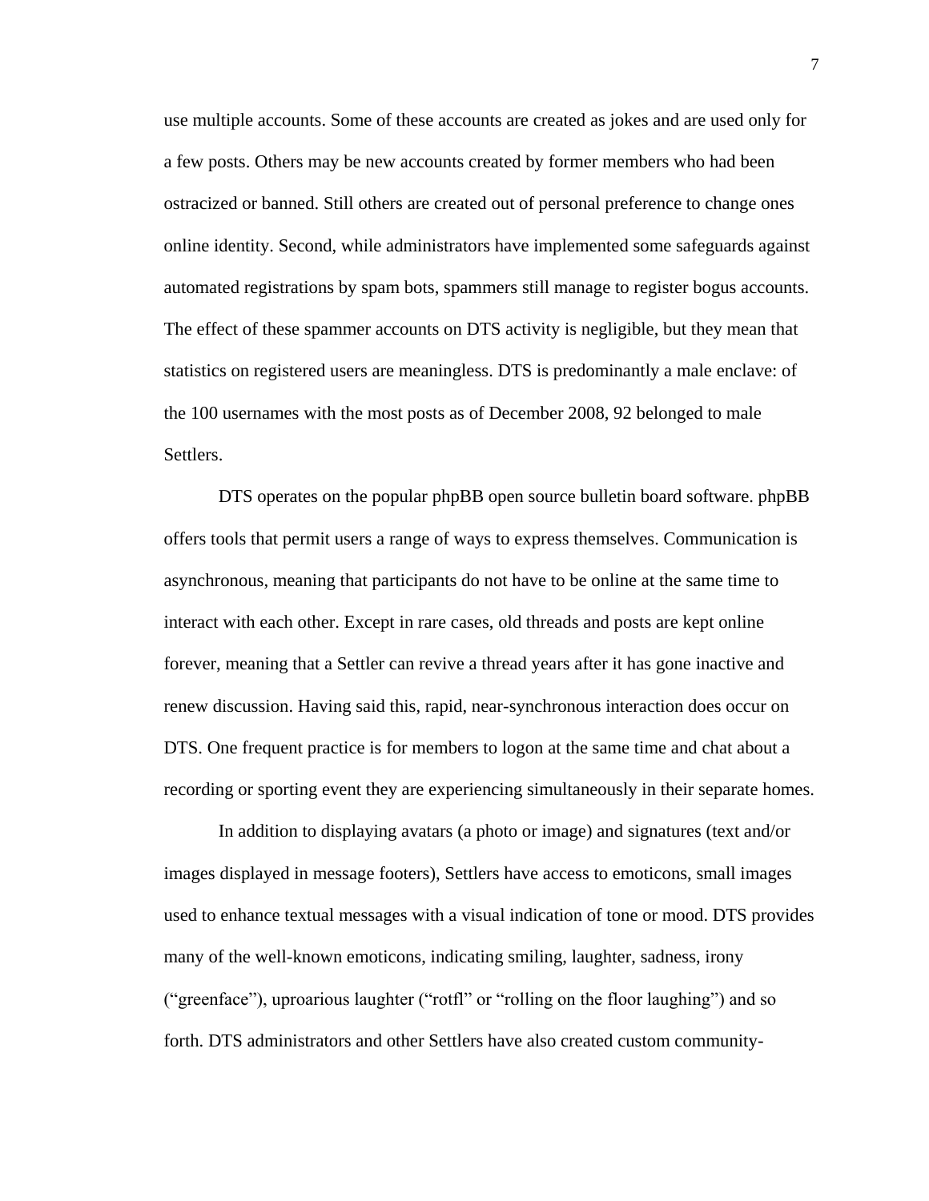use multiple accounts. Some of these accounts are created as jokes and are used only for a few posts. Others may be new accounts created by former members who had been ostracized or banned. Still others are created out of personal preference to change ones online identity. Second, while administrators have implemented some safeguards against automated registrations by spam bots, spammers still manage to register bogus accounts. The effect of these spammer accounts on DTS activity is negligible, but they mean that statistics on registered users are meaningless. DTS is predominantly a male enclave: of the 100 usernames with the most posts as of December 2008, 92 belonged to male Settlers.

DTS operates on the popular phpBB open source bulletin board software. phpBB offers tools that permit users a range of ways to express themselves. Communication is asynchronous, meaning that participants do not have to be online at the same time to interact with each other. Except in rare cases, old threads and posts are kept online forever, meaning that a Settler can revive a thread years after it has gone inactive and renew discussion. Having said this, rapid, near-synchronous interaction does occur on DTS. One frequent practice is for members to logon at the same time and chat about a recording or sporting event they are experiencing simultaneously in their separate homes.

In addition to displaying avatars (a photo or image) and signatures (text and/or images displayed in message footers), Settlers have access to emoticons, small images used to enhance textual messages with a visual indication of tone or mood. DTS provides many of the well-known emoticons, indicating smiling, laughter, sadness, irony ("greenface"), uproarious laughter ("rotfl" or "rolling on the floor laughing") and so forth. DTS administrators and other Settlers have also created custom community-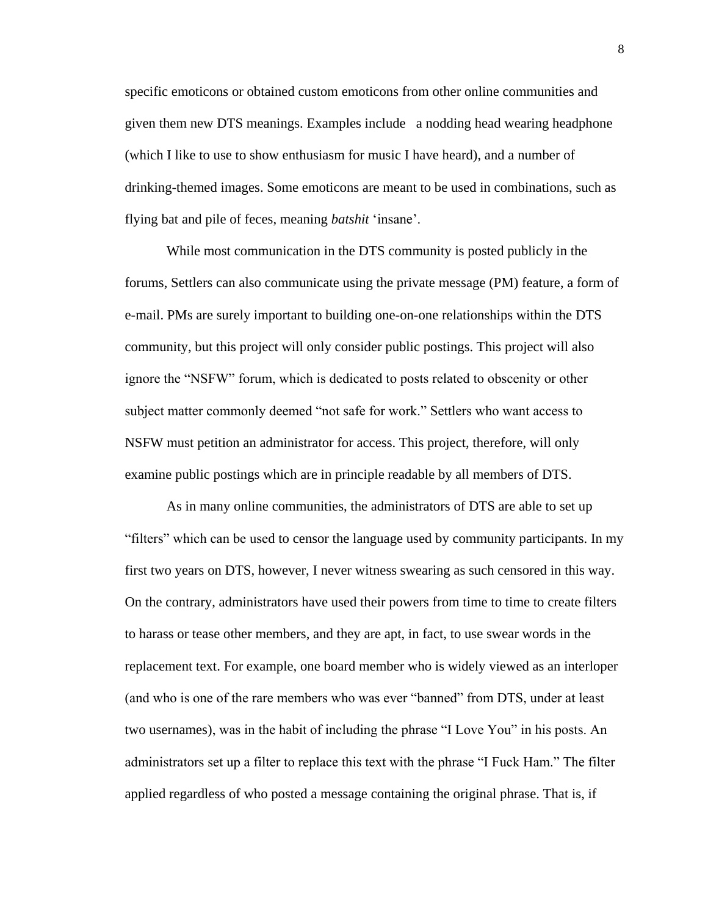specific emoticons or obtained custom emoticons from other online communities and given them new DTS meanings. Examples include  a nodding head wearing headphone (which I like to use to show enthusiasm for music I have heard), and a number of drinking-themed images. Some emoticons are meant to be used in combinations, such as flying bat and pile of feces, meaning *batshit* 'insane'.

While most communication in the DTS community is posted publicly in the forums, Settlers can also communicate using the private message (PM) feature, a form of e-mail. PMs are surely important to building one-on-one relationships within the DTS community, but this project will only consider public postings. This project will also ignore the "NSFW" forum, which is dedicated to posts related to obscenity or other subject matter commonly deemed "not safe for work." Settlers who want access to NSFW must petition an administrator for access. This project, therefore, will only examine public postings which are in principle readable by all members of DTS.

As in many online communities, the administrators of DTS are able to set up "filters" which can be used to censor the language used by community participants. In my first two years on DTS, however, I never witness swearing as such censored in this way. On the contrary, administrators have used their powers from time to time to create filters to harass or tease other members, and they are apt, in fact, to use swear words in the replacement text. For example, one board member who is widely viewed as an interloper (and who is one of the rare members who was ever "banned" from DTS, under at least two usernames), was in the habit of including the phrase "I Love You" in his posts. An administrators set up a filter to replace this text with the phrase "I Fuck Ham." The filter applied regardless of who posted a message containing the original phrase. That is, if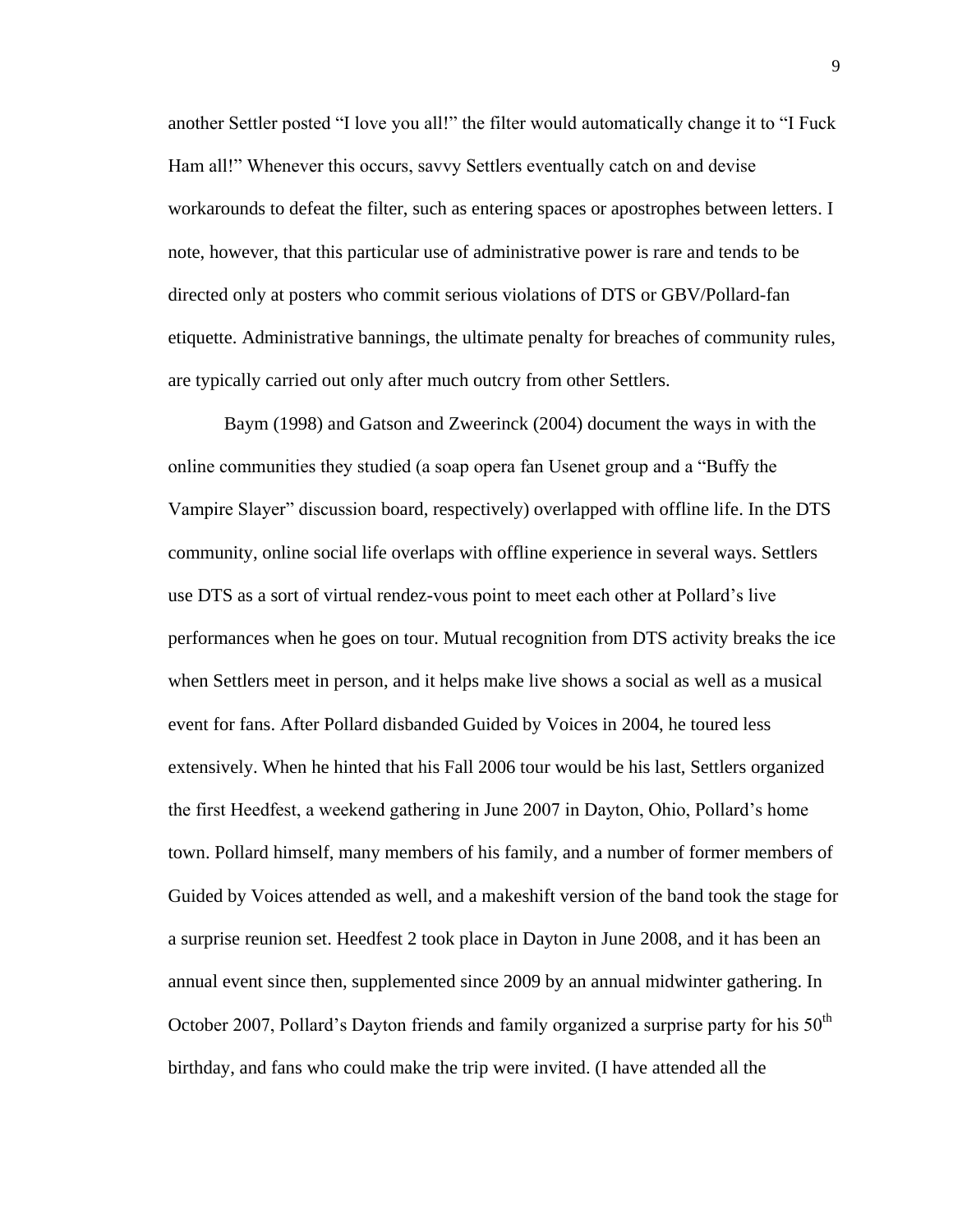another Settler posted "I love you all!" the filter would automatically change it to "I Fuck Ham all!" Whenever this occurs, savvy Settlers eventually catch on and devise workarounds to defeat the filter, such as entering spaces or apostrophes between letters. I note, however, that this particular use of administrative power is rare and tends to be directed only at posters who commit serious violations of DTS or GBV/Pollard-fan etiquette. Administrative bannings, the ultimate penalty for breaches of community rules, are typically carried out only after much outcry from other Settlers.

Baym (1998) and Gatson and Zweerinck (2004) document the ways in with the online communities they studied (a soap opera fan Usenet group and a "Buffy the Vampire Slayer" discussion board, respectively) overlapped with offline life. In the DTS community, online social life overlaps with offline experience in several ways. Settlers use DTS as a sort of virtual rendez-vous point to meet each other at Pollard's live performances when he goes on tour. Mutual recognition from DTS activity breaks the ice when Settlers meet in person, and it helps make live shows a social as well as a musical event for fans. After Pollard disbanded Guided by Voices in 2004, he toured less extensively. When he hinted that his Fall 2006 tour would be his last, Settlers organized the first Heedfest, a weekend gathering in June 2007 in Dayton, Ohio, Pollard's home town. Pollard himself, many members of his family, and a number of former members of Guided by Voices attended as well, and a makeshift version of the band took the stage for a surprise reunion set. Heedfest 2 took place in Dayton in June 2008, and it has been an annual event since then, supplemented since 2009 by an annual midwinter gathering. In October 2007, Pollard's Dayton friends and family organized a surprise party for his 50th birthday, and fans who could make the trip were invited. (I have attended all the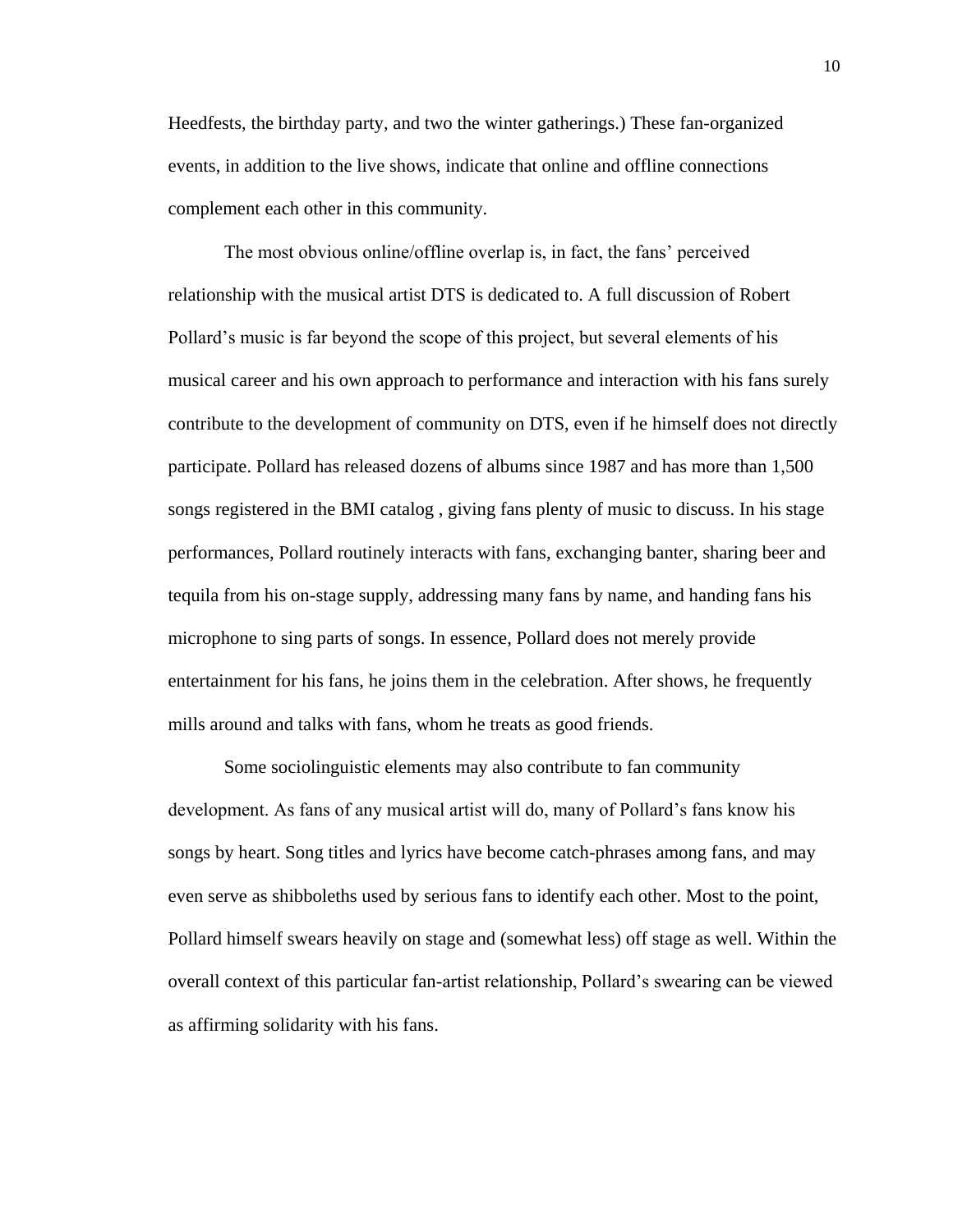Heedfests, the birthday party, and two the winter gatherings.) These fan-organized events, in addition to the live shows, indicate that online and offline connections complement each other in this community.

The most obvious online/offline overlap is, in fact, the fans' perceived relationship with the musical artist DTS is dedicated to. A full discussion of Robert Pollard's music is far beyond the scope of this project, but several elements of his musical career and his own approach to performance and interaction with his fans surely contribute to the development of community on DTS, even if he himself does not directly participate. Pollard has released dozens of albums since 1987 and has more than 1,500 songs registered in the BMI catalog , giving fans plenty of music to discuss. In his stage performances, Pollard routinely interacts with fans, exchanging banter, sharing beer and tequila from his on-stage supply, addressing many fans by name, and handing fans his microphone to sing parts of songs. In essence, Pollard does not merely provide entertainment for his fans, he joins them in the celebration. After shows, he frequently mills around and talks with fans, whom he treats as good friends.

Some sociolinguistic elements may also contribute to fan community development. As fans of any musical artist will do, many of Pollard's fans know his songs by heart. Song titles and lyrics have become catch-phrases among fans, and may even serve as shibboleths used by serious fans to identify each other. Most to the point, Pollard himself swears heavily on stage and (somewhat less) off stage as well. Within the overall context of this particular fan-artist relationship, Pollard's swearing can be viewed as affirming solidarity with his fans.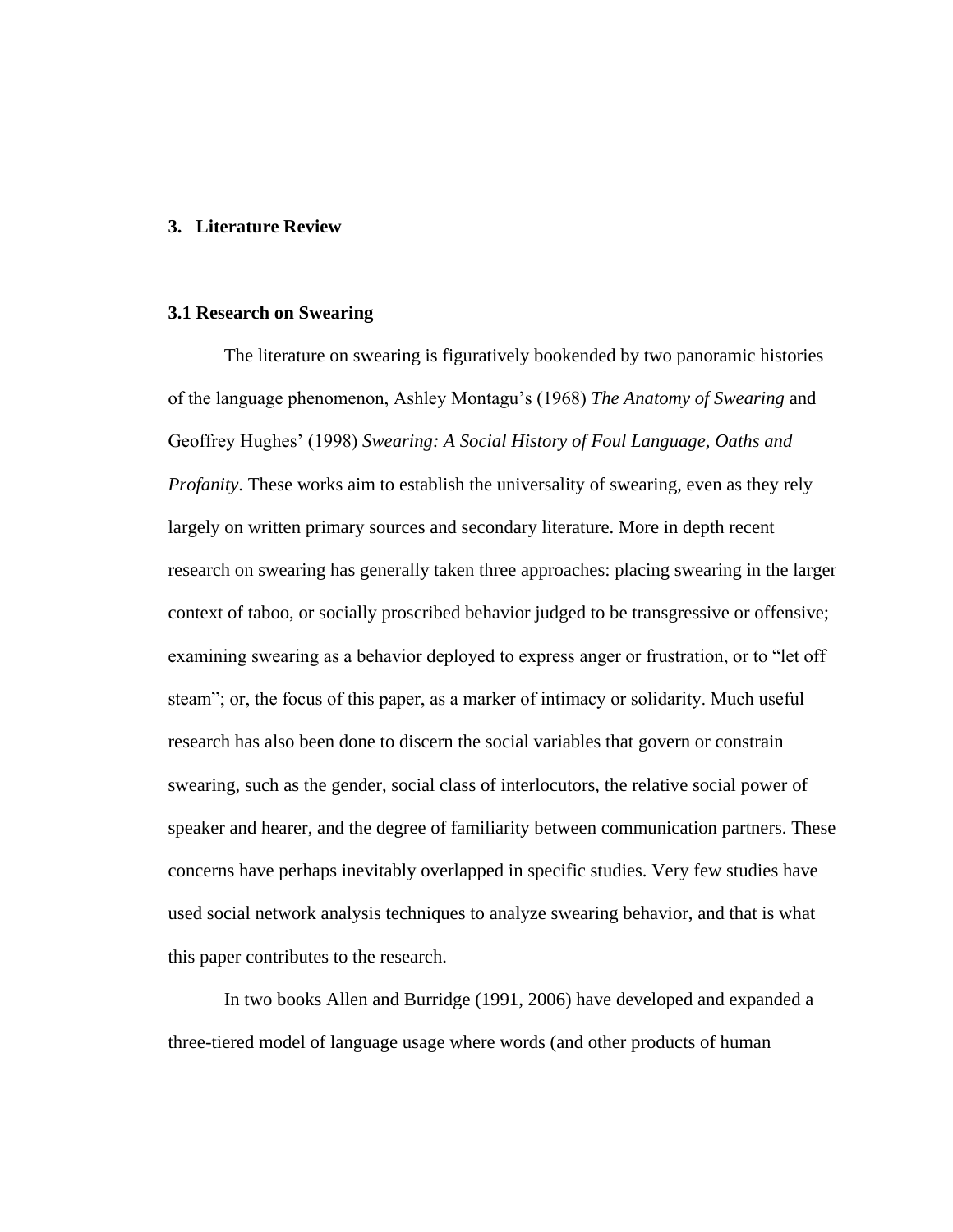## 3. Literature Review

### 3.1 Research on Swearing

The literature on swearing is figuratively bookended by two panoramic histories of the language phenomenon, Ashley Montagu's (1968) *The Anatomy of Swearing* and Geoffrey Hughes' (1998) *Swearing: A Social History of Foul Language, Oaths and Profanity*. These works aim to establish the universality of swearing, even as they rely largely on written primary sources and secondary literature. More in depth recent research on swearing has generally taken three approaches: placing swearing in the larger context of taboo, or socially proscribed behavior judged to be transgressive or offensive; examining swearing as a behavior deployed to express anger or frustration, or to "let off steam"; or, the focus of this paper, as a marker of intimacy or solidarity. Much useful research has also been done to discern the social variables that govern or constrain swearing, such as the gender, social class of interlocutors, the relative social power of speaker and hearer, and the degree of familiarity between communication partners. These concerns have perhaps inevitably overlapped in specific studies. Very few studies have used social network analysis techniques to analyze swearing behavior, and that is what this paper contributes to the research.

In two books Allen and Burridge (1991, 2006) have developed and expanded a three-tiered model of language usage where words (and other products of human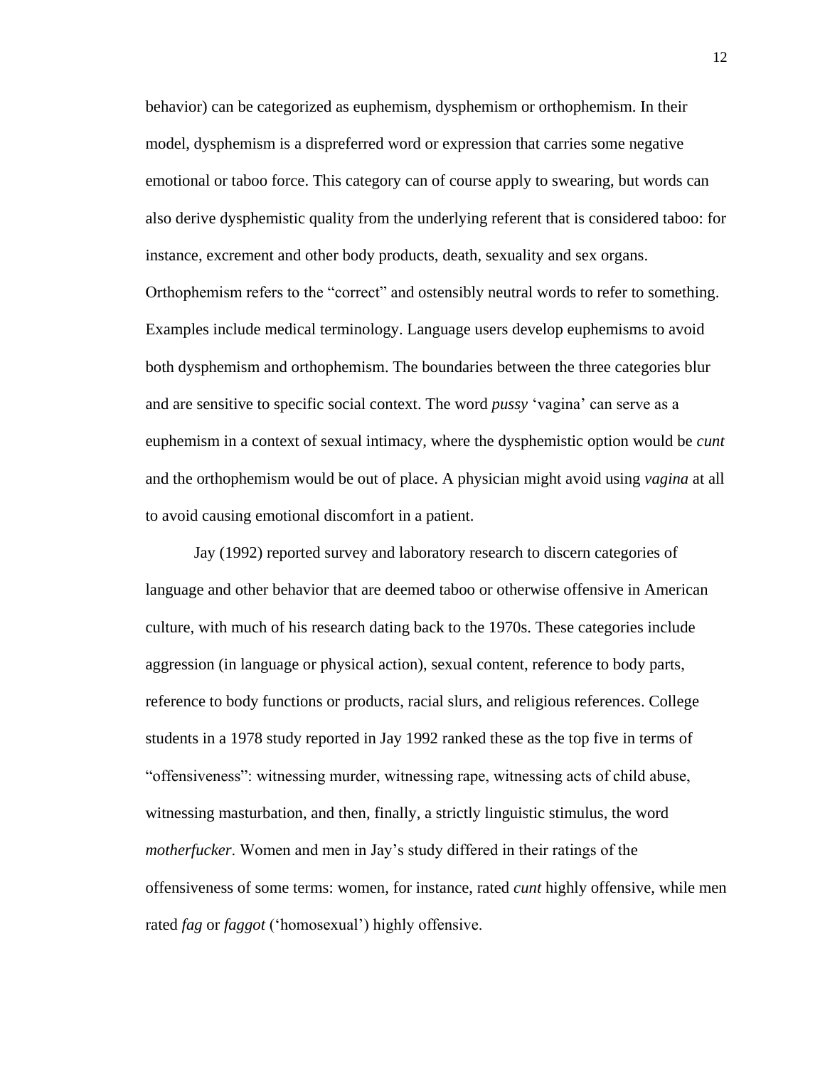behavior) can be categorized as euphemism, dysphemism or orthophemism. In their model, dysphemism is a dispreferred word or expression that carries some negative emotional or taboo force. This category can of course apply to swearing, but words can also derive dysphemistic quality from the underlying referent that is considered taboo: for instance, excrement and other body products, death, sexuality and sex organs. Orthophemism refers to the "correct" and ostensibly neutral words to refer to something. Examples include medical terminology. Language users develop euphemisms to avoid both dysphemism and orthophemism. The boundaries between the three categories blur and are sensitive to specific social context. The word *pussy* 'vagina' can serve as a euphemism in a context of sexual intimacy, where the dysphemistic option would be *cunt* and the orthophemism would be out of place. A physician might avoid using *vagina* at all to avoid causing emotional discomfort in a patient.

Jay (1992) reported survey and laboratory research to discern categories of language and other behavior that are deemed taboo or otherwise offensive in American culture, with much of his research dating back to the 1970s. These categories include aggression (in language or physical action), sexual content, reference to body parts, reference to body functions or products, racial slurs, and religious references. College students in a 1978 study reported in Jay 1992 ranked these as the top five in terms of "offensiveness": witnessing murder, witnessing rape, witnessing acts of child abuse, witnessing masturbation, and then, finally, a strictly linguistic stimulus, the word *motherfucker*. Women and men in Jay's study differed in their ratings of the offensiveness of some terms: women, for instance, rated *cunt* highly offensive, while men rated *fag* or *faggot* ('homosexual') highly offensive.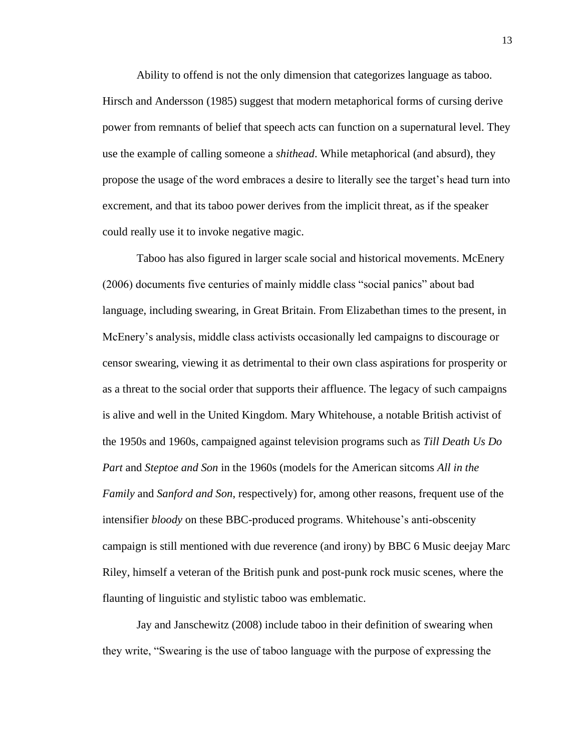Ability to offend is not the only dimension that categorizes language as taboo. Hirsch and Andersson (1985) suggest that modern metaphorical forms of cursing derive power from remnants of belief that speech acts can function on a supernatural level. They use the example of calling someone a *shithead*. While metaphorical (and absurd), they propose the usage of the word embraces a desire to literally see the target's head turn into excrement, and that its taboo power derives from the implicit threat, as if the speaker could really use it to invoke negative magic.

Taboo has also figured in larger scale social and historical movements. McEnery (2006) documents five centuries of mainly middle class "social panics" about bad language, including swearing, in Great Britain. From Elizabethan times to the present, in McEnery's analysis, middle class activists occasionally led campaigns to discourage or censor swearing, viewing it as detrimental to their own class aspirations for prosperity or as a threat to the social order that supports their affluence. The legacy of such campaigns is alive and well in the United Kingdom. Mary Whitehouse, a notable British activist of the 1950s and 1960s, campaigned against television programs such as *Till Death Us Do Part* and *Steptoe and Son* in the 1960s (models for the American sitcoms *All in the Family* and *Sanford and Son*, respectively) for, among other reasons, frequent use of the intensifier *bloody* on these BBC-produced programs. Whitehouse's anti-obscenity campaign is still mentioned with due reverence (and irony) by BBC 6 Music deejay Marc Riley, himself a veteran of the British punk and post-punk rock music scenes, where the flaunting of linguistic and stylistic taboo was emblematic.

Jay and Janschewitz (2008) include taboo in their definition of swearing when they write, "Swearing is the use of taboo language with the purpose of expressing the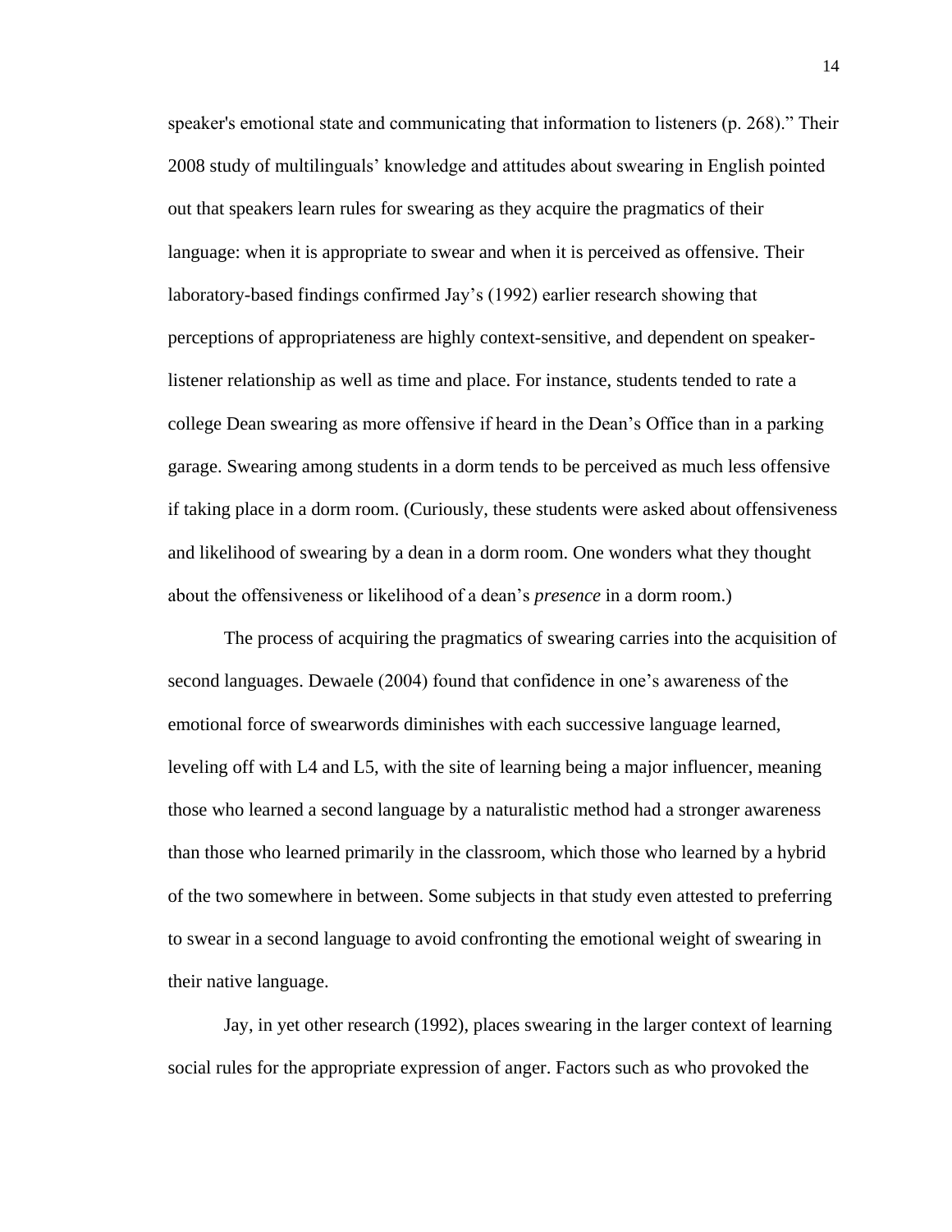speaker's emotional state and communicating that information to listeners (p. 268)." Their 2008 study of multilinguals' knowledge and attitudes about swearing in English pointed out that speakers learn rules for swearing as they acquire the pragmatics of their language: when it is appropriate to swear and when it is perceived as offensive. Their laboratory-based findings confirmed Jay's (1992) earlier research showing that perceptions of appropriateness are highly context-sensitive, and dependent on speaker-listener relationship as well as time and place. For instance, students tended to rate a college Dean swearing as more offensive if heard in the Dean's Office than in a parking garage. Swearing among students in a dorm tends to be perceived as much less offensive if taking place in a dorm room. (Curiously, these students were asked about offensiveness and likelihood of swearing by a dean in a dorm room. One wonders what they thought about the offensiveness or likelihood of a dean's *presence* in a dorm room.)

The process of acquiring the pragmatics of swearing carries into the acquisition of second languages. Dewaele (2004) found that confidence in one's awareness of the emotional force of swearwords diminishes with each successive language learned, leveling off with L4 and L5, with the site of learning being a major influencer, meaning those who learned a second language by a naturalistic method had a stronger awareness than those who learned primarily in the classroom, which those who learned by a hybrid of the two somewhere in between. Some subjects in that study even attested to preferring to swear in a second language to avoid confronting the emotional weight of swearing in their native language.

Jay, in yet other research (1992), places swearing in the larger context of learning social rules for the appropriate expression of anger. Factors such as who provoked the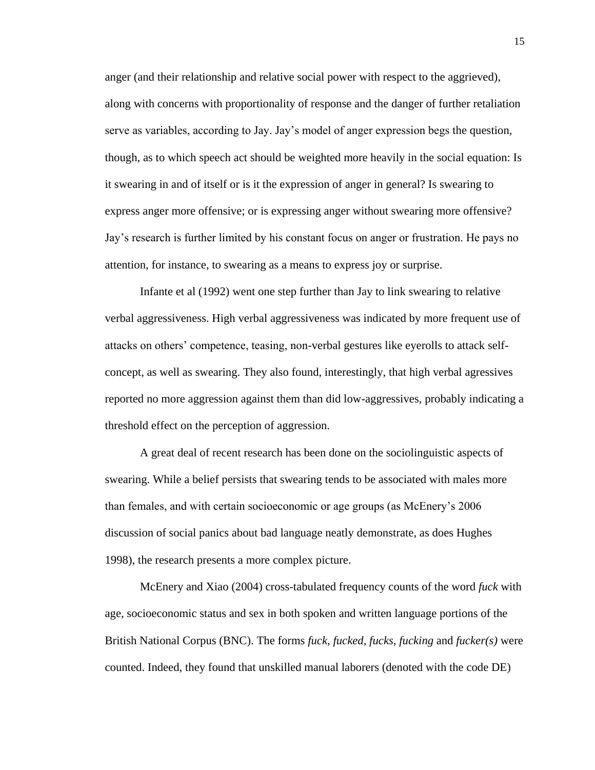anger (and their relationship and relative social power with respect to the aggrieved), along with concerns with proportionality of response and the danger of further retaliation serve as variables, according to Jay. Jay's model of anger expression begs the question, though, as to which speech act should be weighted more heavily in the social equation: Is it swearing in and of itself or is it the expression of anger in general? Is swearing to express anger more offensive; or is expressing anger without swearing more offensive? Jay's research is further limited by his constant focus on anger or frustration. He pays no attention, for instance, to swearing as a means to express joy or surprise.

Infante et al (1992) went one step further than Jay to link swearing to relative verbal aggressiveness. High verbal aggressiveness was indicated by more frequent use of attacks on others' competence, teasing, non-verbal gestures like eyerolls to attack self-concept, as well as swearing. They also found, interestingly, that high verbal agressives reported no more aggression against them than did low-aggressives, probably indicating a threshold effect on the perception of aggression.

A great deal of recent research has been done on the sociolinguistic aspects of swearing. While a belief persists that swearing tends to be associated with males more than females, and with certain socioeconomic or age groups (as McEnery's 2006 discussion of social panics about bad language neatly demonstrate, as does Hughes 1998), the research presents a more complex picture.

McEnery and Xiao (2004) cross-tabulated frequency counts of the word *fuck* with age, socioeconomic status and sex in both spoken and written language portions of the British National Corpus (BNC). The forms *fuck, fucked, fucks, fucking* and *fucker(s)* were counted. Indeed, they found that unskilled manual laborers (denoted with the code DE)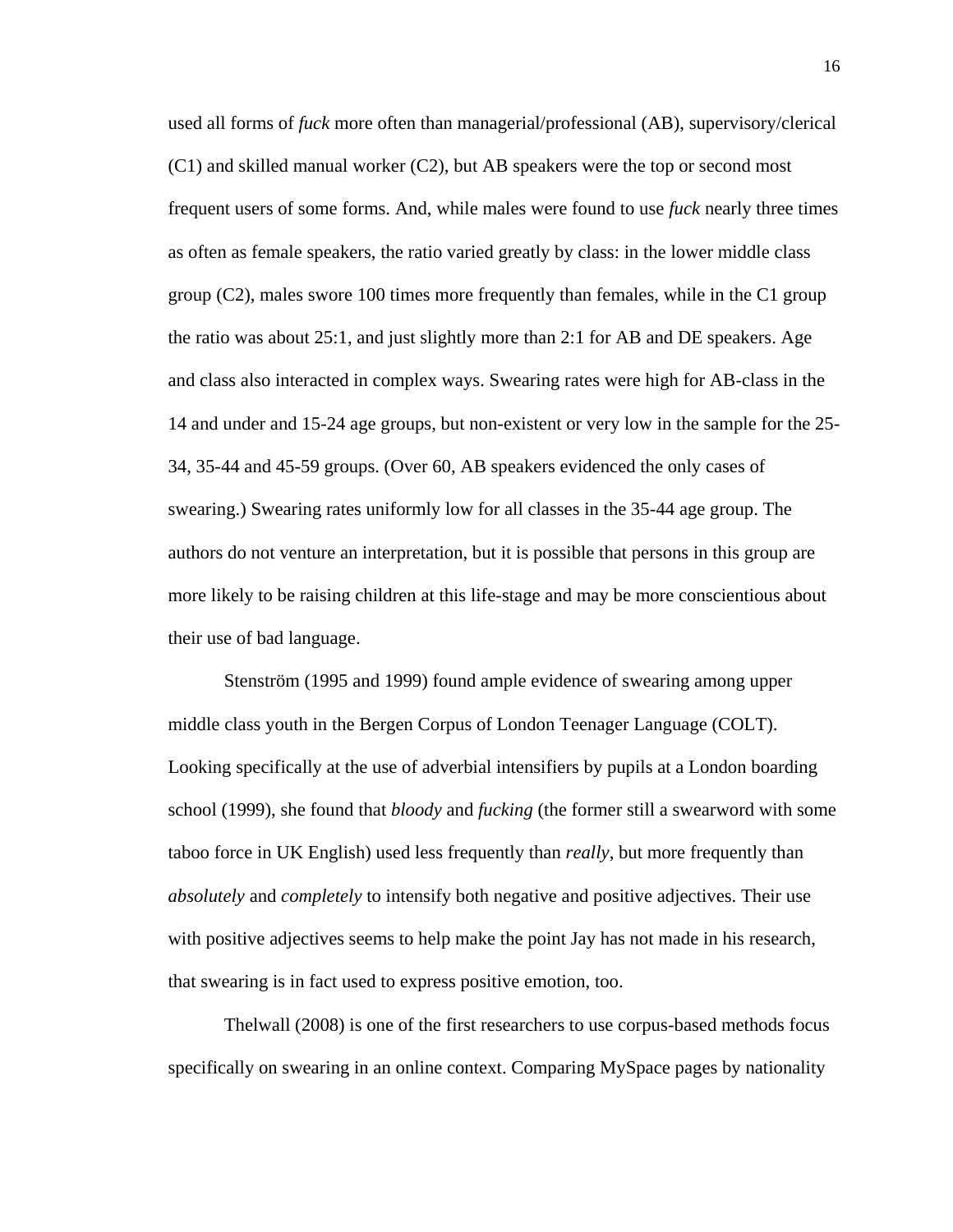used all forms of *fuck* more often than managerial/professional (AB), supervisory/clerical (C1) and skilled manual worker (C2), but AB speakers were the top or second most frequent users of some forms. And, while males were found to use *fuck* nearly three times as often as female speakers, the ratio varied greatly by class: in the lower middle class group (C2), males swore 100 times more frequently than females, while in the C1 group the ratio was about 25:1, and just slightly more than 2:1 for AB and DE speakers. Age and class also interacted in complex ways. Swearing rates were high for AB-class in the 14 and under and 15-24 age groups, but non-existent or very low in the sample for the 25-34, 35-44 and 45-59 groups. (Over 60, AB speakers evidenced the only cases of swearing.) Swearing rates uniformly low for all classes in the 35-44 age group. The authors do not venture an interpretation, but it is possible that persons in this group are more likely to be raising children at this life-stage and may be more conscientious about their use of bad language.

Stenström (1995 and 1999) found ample evidence of swearing among upper middle class youth in the Bergen Corpus of London Teenager Language (COLT). Looking specifically at the use of adverbial intensifiers by pupils at a London boarding school (1999), she found that *bloody* and *fucking* (the former still a swearword with some taboo force in UK English) used less frequently than *really*, but more frequently than *absolutely* and *completely* to intensify both negative and positive adjectives. Their use with positive adjectives seems to help make the point Jay has not made in his research, that swearing is in fact used to express positive emotion, too.

Thelwall (2008) is one of the first researchers to use corpus-based methods focus specifically on swearing in an online context. Comparing MySpace pages by nationality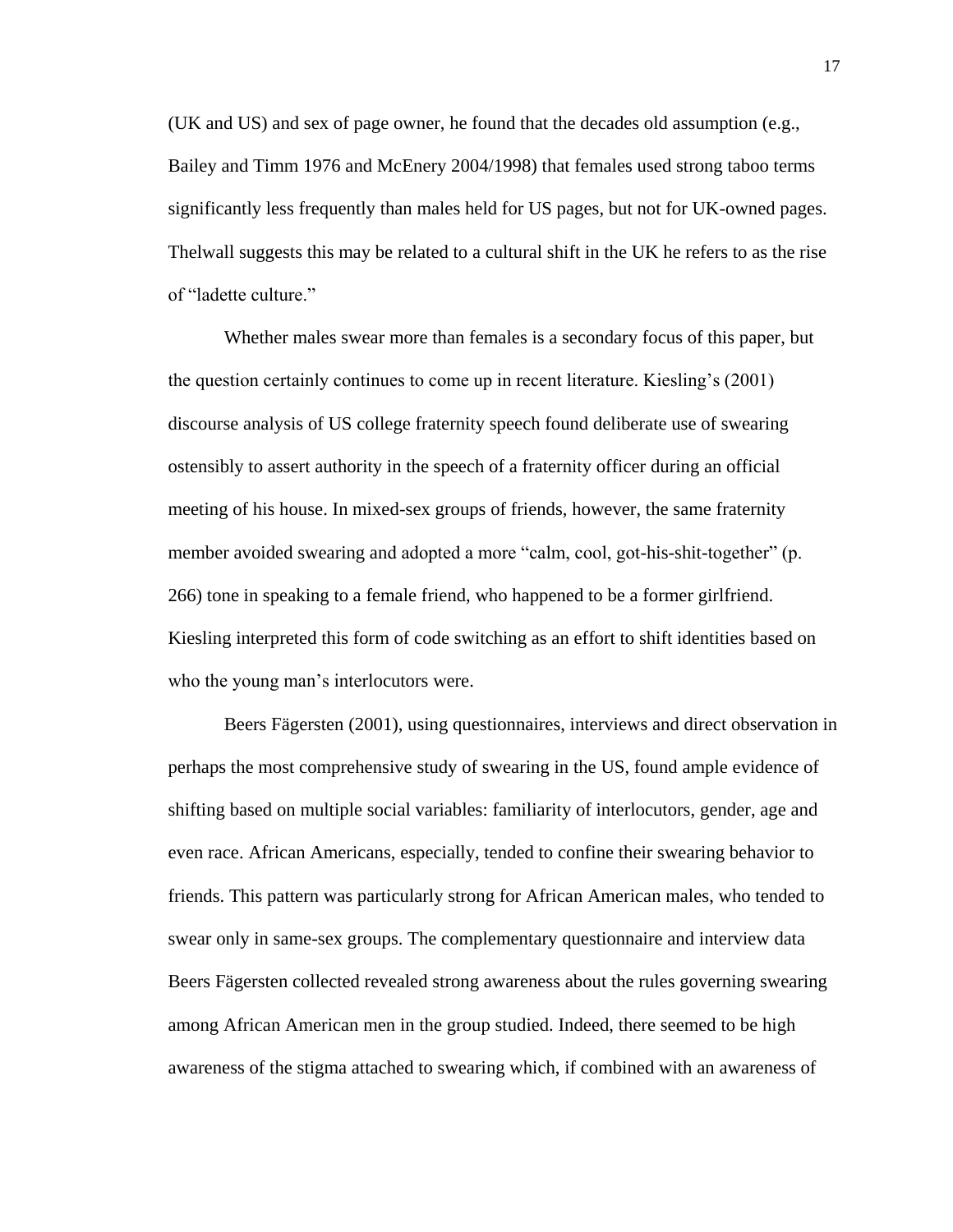(UK and US) and sex of page owner, he found that the decades old assumption (e.g., Bailey and Timm 1976 and McEnery 2004/1998) that females used strong taboo terms significantly less frequently than males held for US pages, but not for UK-owned pages. Thelwall suggests this may be related to a cultural shift in the UK he refers to as the rise of "ladette culture."

Whether males swear more than females is a secondary focus of this paper, but the question certainly continues to come up in recent literature. Kiesling's (2001) discourse analysis of US college fraternity speech found deliberate use of swearing ostensibly to assert authority in the speech of a fraternity officer during an official meeting of his house. In mixed-sex groups of friends, however, the same fraternity member avoided swearing and adopted a more "calm, cool, got-his-shit-together" (p. 266) tone in speaking to a female friend, who happened to be a former girlfriend. Kiesling interpreted this form of code switching as an effort to shift identities based on who the young man's interlocutors were.

Beers Fägersten (2001), using questionnaires, interviews and direct observation in perhaps the most comprehensive study of swearing in the US, found ample evidence of shifting based on multiple social variables: familiarity of interlocutors, gender, age and even race. African Americans, especially, tended to confine their swearing behavior to friends. This pattern was particularly strong for African American males, who tended to swear only in same-sex groups. The complementary questionnaire and interview data Beers Fägersten collected revealed strong awareness about the rules governing swearing among African American men in the group studied. Indeed, there seemed to be high awareness of the stigma attached to swearing which, if combined with an awareness of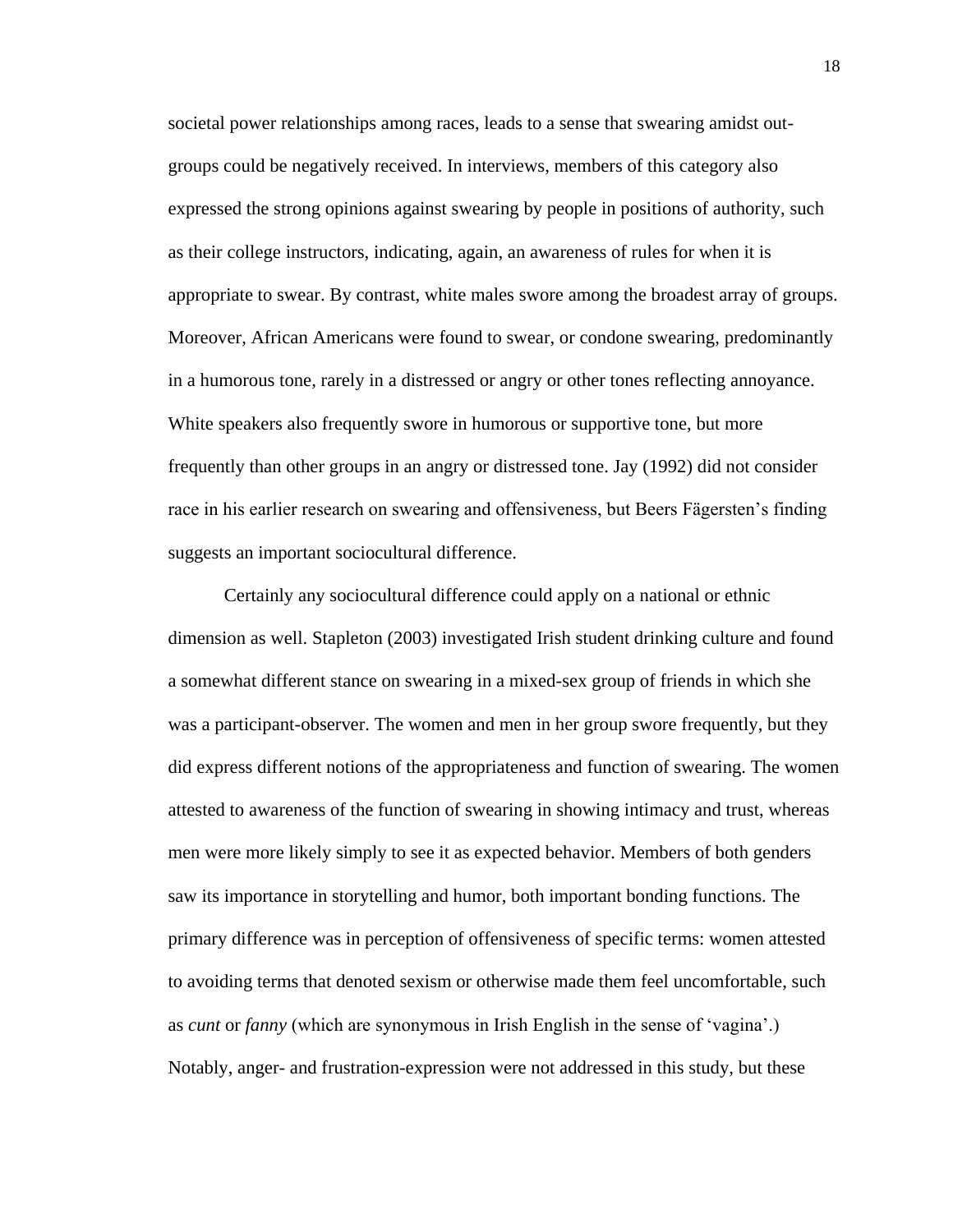societal power relationships among races, leads to a sense that swearing amidst out-groups could be negatively received. In interviews, members of this category also expressed the strong opinions against swearing by people in positions of authority, such as their college instructors, indicating, again, an awareness of rules for when it is appropriate to swear. By contrast, white males swore among the broadest array of groups. Moreover, African Americans were found to swear, or condone swearing, predominantly in a humorous tone, rarely in a distressed or angry or other tones reflecting annoyance. White speakers also frequently swore in humorous or supportive tone, but more frequently than other groups in an angry or distressed tone. Jay (1992) did not consider race in his earlier research on swearing and offensiveness, but Beers Fägersten's finding suggests an important sociocultural difference.

Certainly any sociocultural difference could apply on a national or ethnic dimension as well. Stapleton (2003) investigated Irish student drinking culture and found a somewhat different stance on swearing in a mixed-sex group of friends in which she was a participant-observer. The women and men in her group swore frequently, but they did express different notions of the appropriateness and function of swearing. The women attested to awareness of the function of swearing in showing intimacy and trust, whereas men were more likely simply to see it as expected behavior. Members of both genders saw its importance in storytelling and humor, both important bonding functions. The primary difference was in perception of offensiveness of specific terms: women attested to avoiding terms that denoted sexism or otherwise made them feel uncomfortable, such as *cunt* or *fanny* (which are synonymous in Irish English in the sense of 'vagina'.) Notably, anger- and frustration-expression were not addressed in this study, but these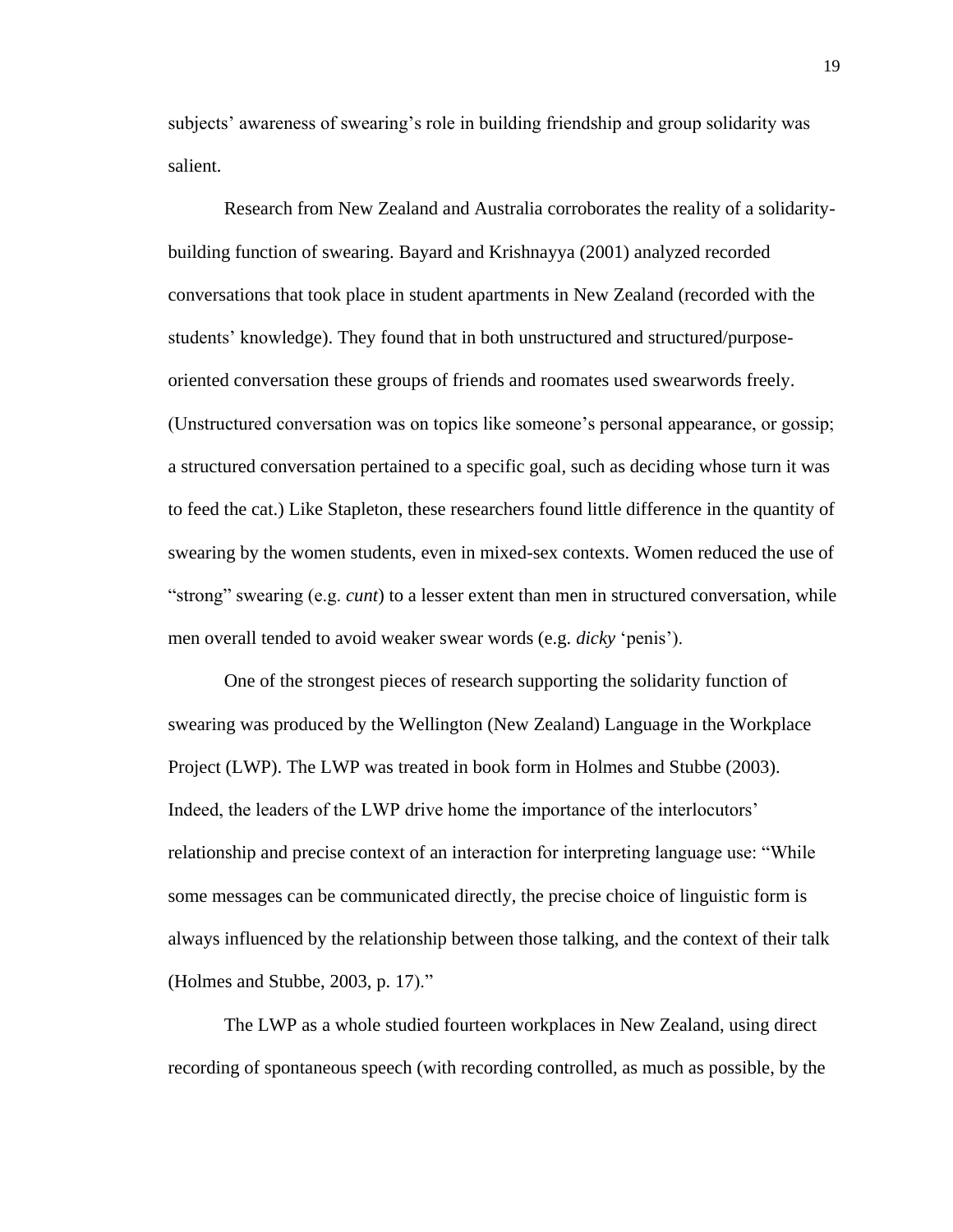subjects' awareness of swearing's role in building friendship and group solidarity was salient.

Research from New Zealand and Australia corroborates the reality of a solidarity-building function of swearing. Bayard and Krishnayya (2001) analyzed recorded conversations that took place in student apartments in New Zealand (recorded with the students' knowledge). They found that in both unstructured and structured/purpose-oriented conversation these groups of friends and roomates used swearwords freely. (Unstructured conversation was on topics like someone's personal appearance, or gossip; a structured conversation pertained to a specific goal, such as deciding whose turn it was to feed the cat.) Like Stapleton, these researchers found little difference in the quantity of swearing by the women students, even in mixed-sex contexts. Women reduced the use of "strong" swearing (e.g. *cunt*) to a lesser extent than men in structured conversation, while men overall tended to avoid weaker swear words (e.g. *dicky* 'penis').

One of the strongest pieces of research supporting the solidarity function of swearing was produced by the Wellington (New Zealand) Language in the Workplace Project (LWP). The LWP was treated in book form in Holmes and Stubbe (2003). Indeed, the leaders of the LWP drive home the importance of the interlocutors' relationship and precise context of an interaction for interpreting language use: "While some messages can be communicated directly, the precise choice of linguistic form is always influenced by the relationship between those talking, and the context of their talk (Holmes and Stubbe, 2003, p. 17)."

The LWP as a whole studied fourteen workplaces in New Zealand, using direct recording of spontaneous speech (with recording controlled, as much as possible, by the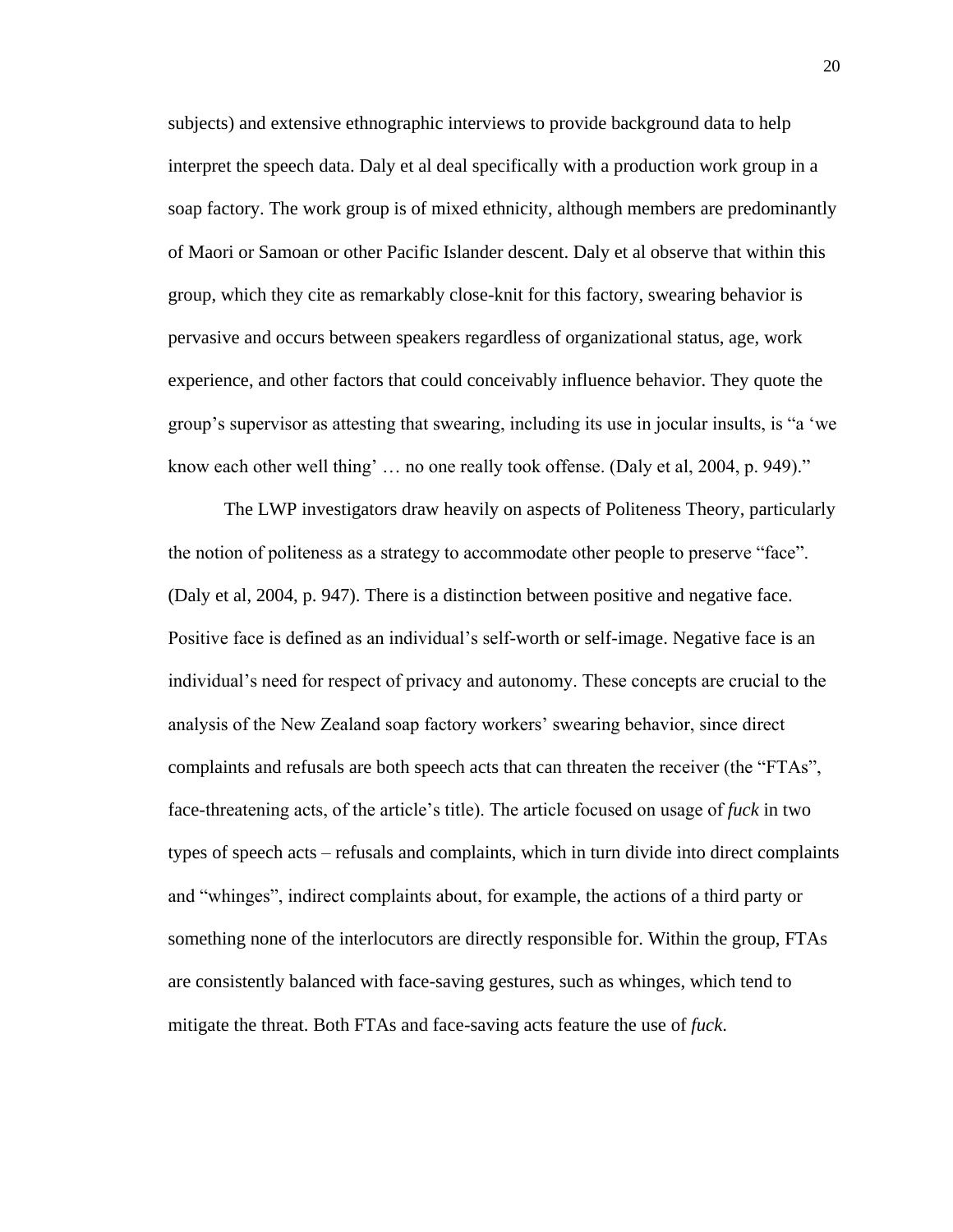subjects) and extensive ethnographic interviews to provide background data to help interpret the speech data. Daly et al deal specifically with a production work group in a soap factory. The work group is of mixed ethnicity, although members are predominantly of Maori or Samoan or other Pacific Islander descent. Daly et al observe that within this group, which they cite as remarkably close-knit for this factory, swearing behavior is pervasive and occurs between speakers regardless of organizational status, age, work experience, and other factors that could conceivably influence behavior. They quote the group's supervisor as attesting that swearing, including its use in jocular insults, is "a 'we know each other well thing' … no one really took offense. (Daly et al, 2004, p. 949)."

The LWP investigators draw heavily on aspects of Politeness Theory, particularly the notion of politeness as a strategy to accommodate other people to preserve "face". (Daly et al, 2004, p. 947). There is a distinction between positive and negative face. Positive face is defined as an individual's self-worth or self-image. Negative face is an individual's need for respect of privacy and autonomy. These concepts are crucial to the analysis of the New Zealand soap factory workers' swearing behavior, since direct complaints and refusals are both speech acts that can threaten the receiver (the "FTAs", face-threatening acts, of the article's title). The article focused on usage of *fuck* in two types of speech acts – refusals and complaints, which in turn divide into direct complaints and "whinges", indirect complaints about, for example, the actions of a third party or something none of the interlocutors are directly responsible for. Within the group, FTAs are consistently balanced with face-saving gestures, such as whinges, which tend to mitigate the threat. Both FTAs and face-saving acts feature the use of *fuck*.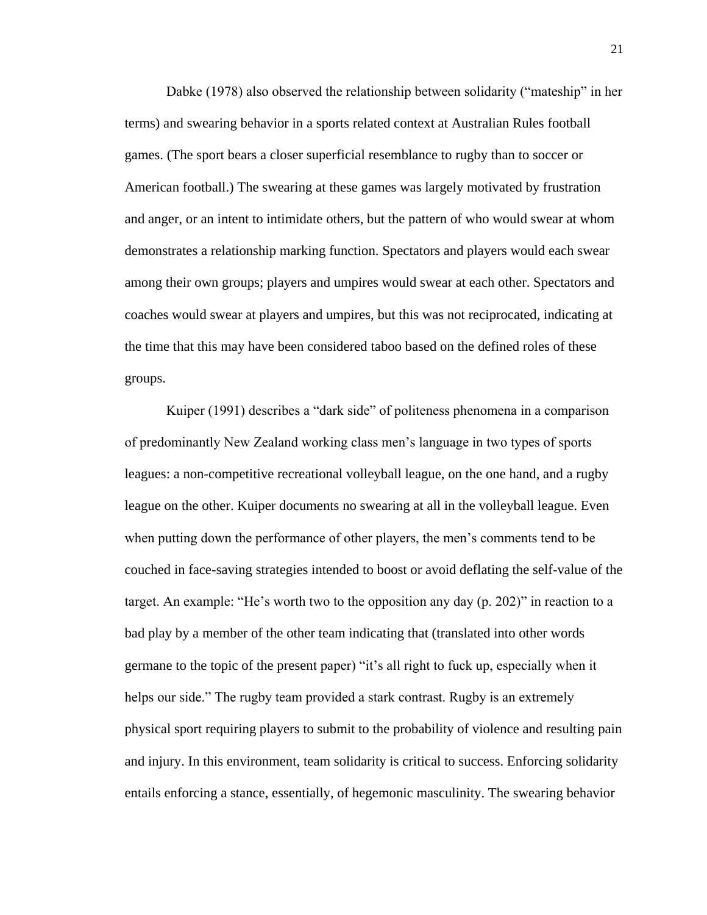Dabke (1978) also observed the relationship between solidarity ("mateship" in her terms) and swearing behavior in a sports related context at Australian Rules football games. (The sport bears a closer superficial resemblance to rugby than to soccer or American football.) The swearing at these games was largely motivated by frustration and anger, or an intent to intimidate others, but the pattern of who would swear at whom demonstrates a relationship marking function. Spectators and players would each swear among their own groups; players and umpires would swear at each other. Spectators and coaches would swear at players and umpires, but this was not reciprocated, indicating at the time that this may have been considered taboo based on the defined roles of these groups.

Kuiper (1991) describes a "dark side" of politeness phenomena in a comparison of predominantly New Zealand working class men's language in two types of sports leagues: a non-competitive recreational volleyball league, on the one hand, and a rugby league on the other. Kuiper documents no swearing at all in the volleyball league. Even when putting down the performance of other players, the men's comments tend to be couched in face-saving strategies intended to boost or avoid deflating the self-value of the target. An example: "He's worth two to the opposition any day (p. 202)" in reaction to a bad play by a member of the other team indicating that (translated into other words germane to the topic of the present paper) "it's all right to fuck up, especially when it helps our side." The rugby team provided a stark contrast. Rugby is an extremely physical sport requiring players to submit to the probability of violence and resulting pain and injury. In this environment, team solidarity is critical to success. Enforcing solidarity entails enforcing a stance, essentially, of hegemonic masculinity. The swearing behavior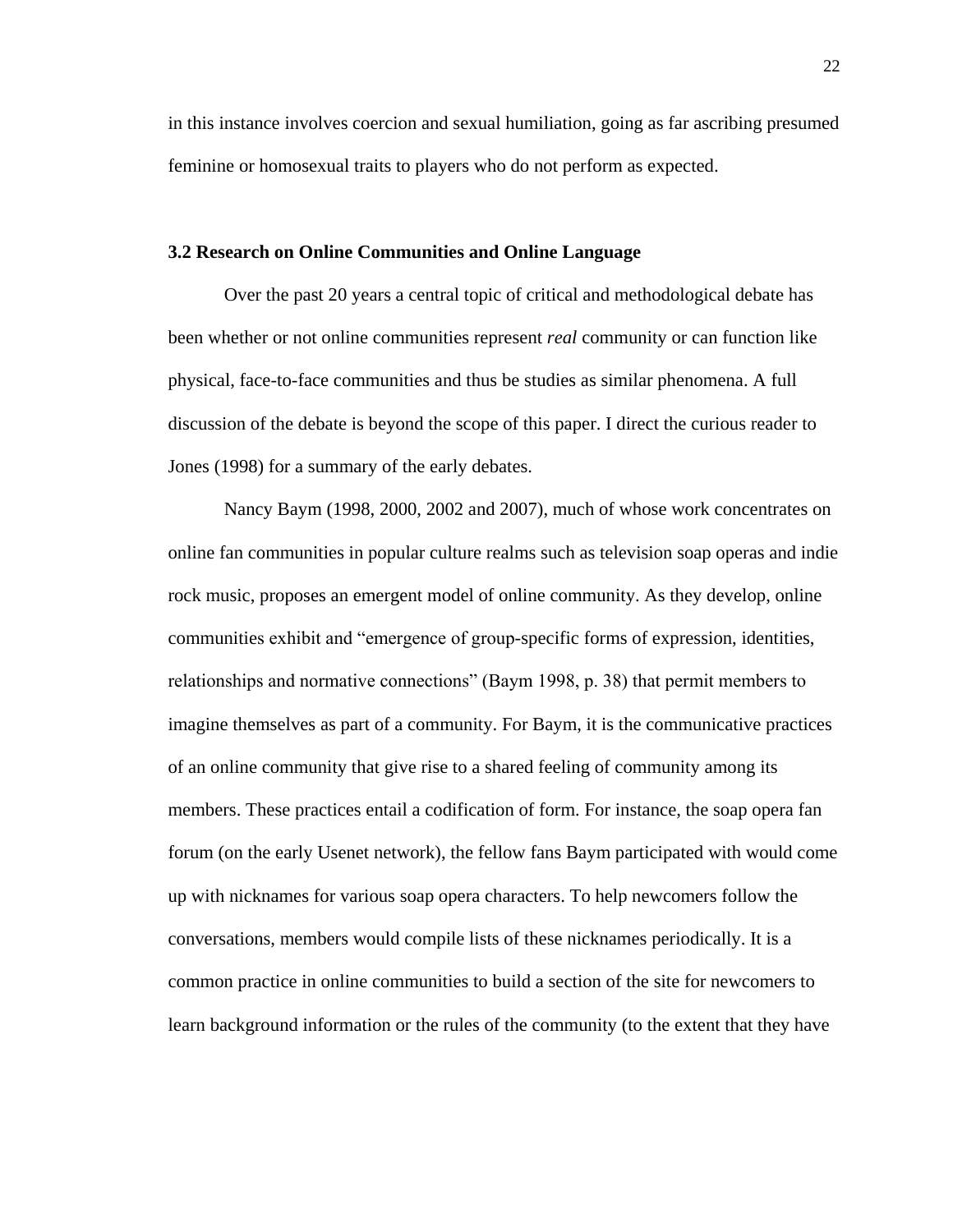in this instance involves coercion and sexual humiliation, going as far ascribing presumed feminine or homosexual traits to players who do not perform as expected.

### 3.2 Research on Online Communities and Online Language

Over the past 20 years a central topic of critical and methodological debate has been whether or not online communities represent *real* community or can function like physical, face-to-face communities and thus be studies as similar phenomena. A full discussion of the debate is beyond the scope of this paper. I direct the curious reader to Jones (1998) for a summary of the early debates.

Nancy Baym (1998, 2000, 2002 and 2007), much of whose work concentrates on online fan communities in popular culture realms such as television soap operas and indie rock music, proposes an emergent model of online community. As they develop, online communities exhibit and "emergence of group-specific forms of expression, identities, relationships and normative connections" (Baym 1998, p. 38) that permit members to imagine themselves as part of a community. For Baym, it is the communicative practices of an online community that give rise to a shared feeling of community among its members. These practices entail a codification of form. For instance, the soap opera fan forum (on the early Usenet network), the fellow fans Baym participated with would come up with nicknames for various soap opera characters. To help newcomers follow the conversations, members would compile lists of these nicknames periodically. It is a common practice in online communities to build a section of the site for newcomers to learn background information or the rules of the community (to the extent that they have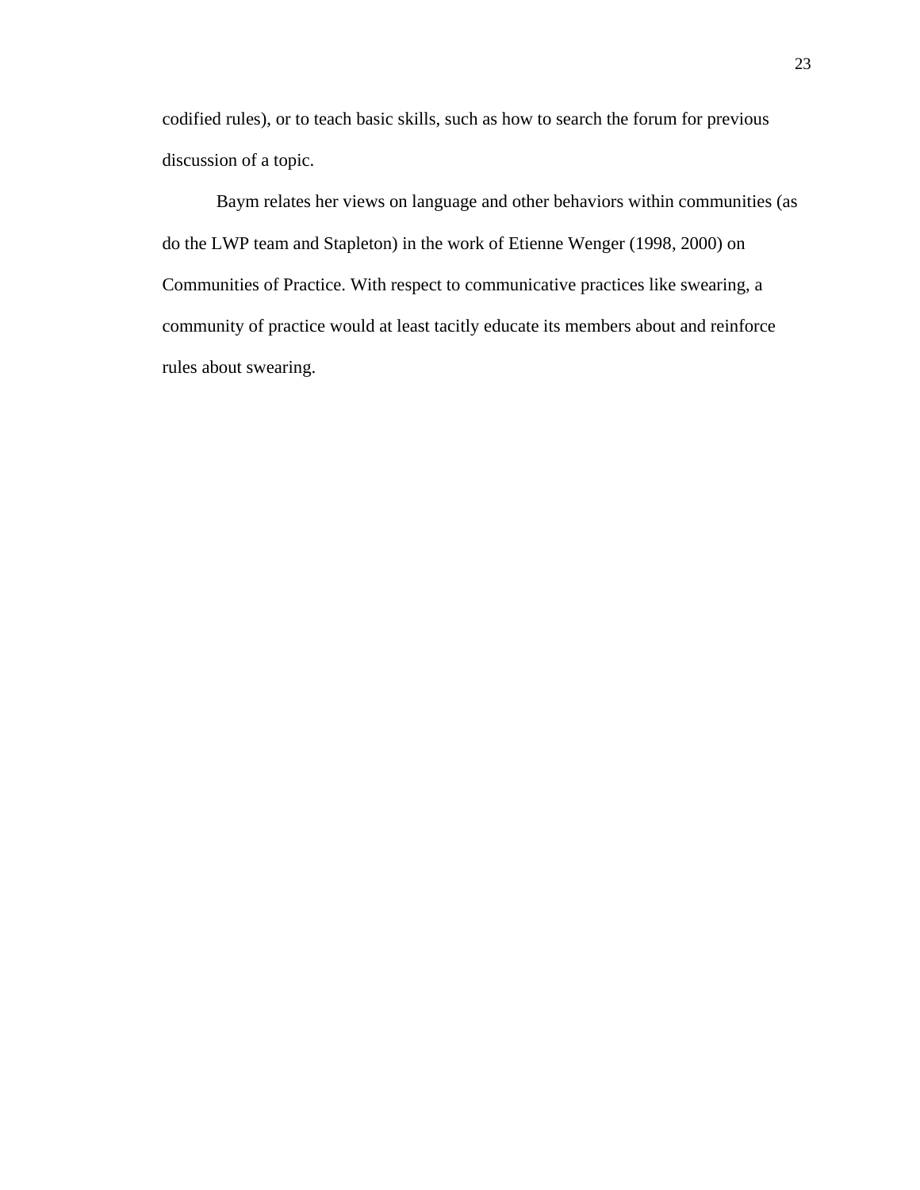codified rules), or to teach basic skills, such as how to search the forum for previous discussion of a topic.

Baym relates her views on language and other behaviors within communities (as do the LWP team and Stapleton) in the work of Etienne Wenger (1998, 2000) on Communities of Practice. With respect to communicative practices like swearing, a community of practice would at least tacitly educate its members about and reinforce rules about swearing.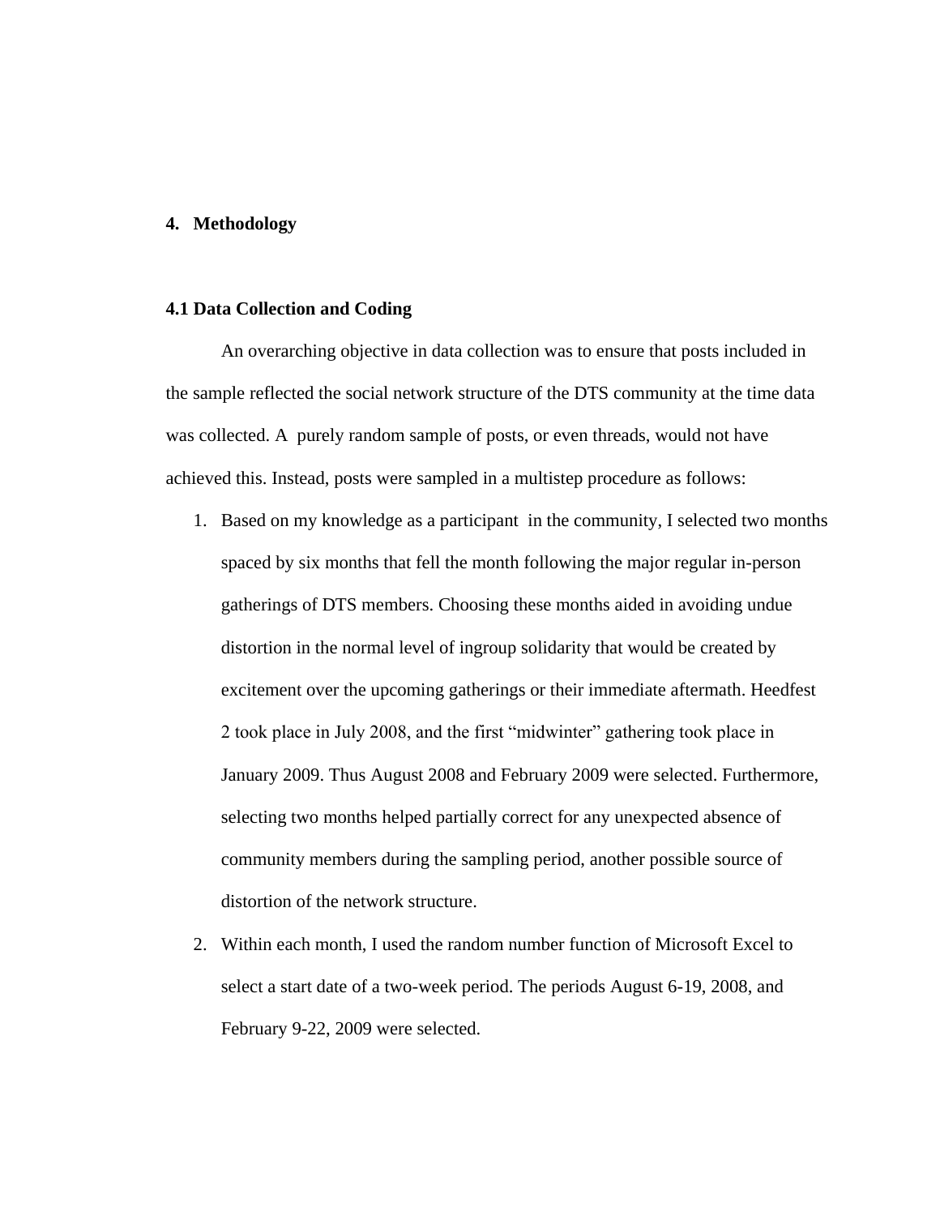## 4. Methodology

### 4.1 Data Collection and Coding

An overarching objective in data collection was to ensure that posts included in the sample reflected the social network structure of the DTS community at the time data was collected. A purely random sample of posts, or even threads, would not have achieved this. Instead, posts were sampled in a multistep procedure as follows:

1. Based on my knowledge as a participant in the community, I selected two months spaced by six months that fell the month following the major regular in-person gatherings of DTS members. Choosing these months aided in avoiding undue distortion in the normal level of ingroup solidarity that would be created by excitement over the upcoming gatherings or their immediate aftermath. Heedfest 2 took place in July 2008, and the first "midwinter" gathering took place in January 2009. Thus August 2008 and February 2009 were selected. Furthermore, selecting two months helped partially correct for any unexpected absence of community members during the sampling period, another possible source of distortion of the network structure.
2. Within each month, I used the random number function of Microsoft Excel to select a start date of a two-week period. The periods August 6-19, 2008, and February 9-22, 2009 were selected.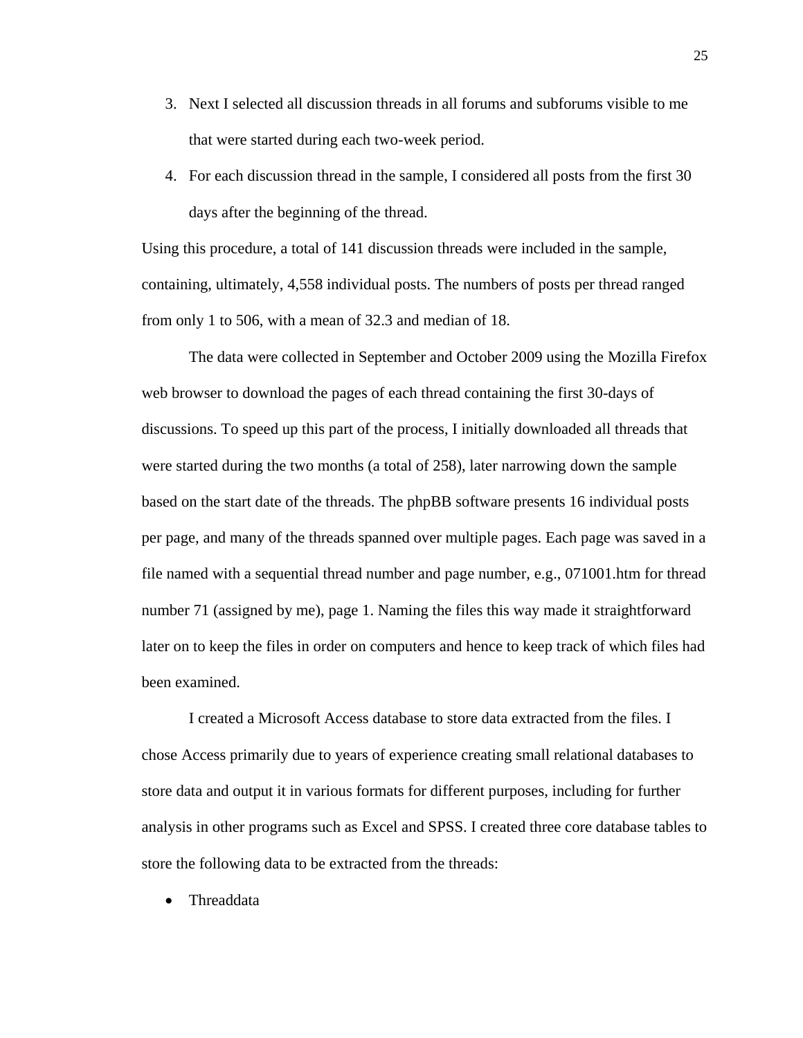3. Next I selected all discussion threads in all forums and subforums visible to me that were started during each two-week period.
4. For each discussion thread in the sample, I considered all posts from the first 30 days after the beginning of the thread.

Using this procedure, a total of 141 discussion threads were included in the sample, containing, ultimately, 4,558 individual posts. The numbers of posts per thread ranged from only 1 to 506, with a mean of 32.3 and median of 18.

The data were collected in September and October 2009 using the Mozilla Firefox web browser to download the pages of each thread containing the first 30-days of discussions. To speed up this part of the process, I initially downloaded all threads that were started during the two months (a total of 258), later narrowing down the sample based on the start date of the threads. The phpBB software presents 16 individual posts per page, and many of the threads spanned over multiple pages. Each page was saved in a file named with a sequential thread number and page number, e.g., 071001.htm for thread number 71 (assigned by me), page 1. Naming the files this way made it straightforward later on to keep the files in order on computers and hence to keep track of which files had been examined.

I created a Microsoft Access database to store data extracted from the files. I chose Access primarily due to years of experience creating small relational databases to store data and output it in various formats for different purposes, including for further analysis in other programs such as Excel and SPSS. I created three core database tables to store the following data to be extracted from the threads:

- Threaddata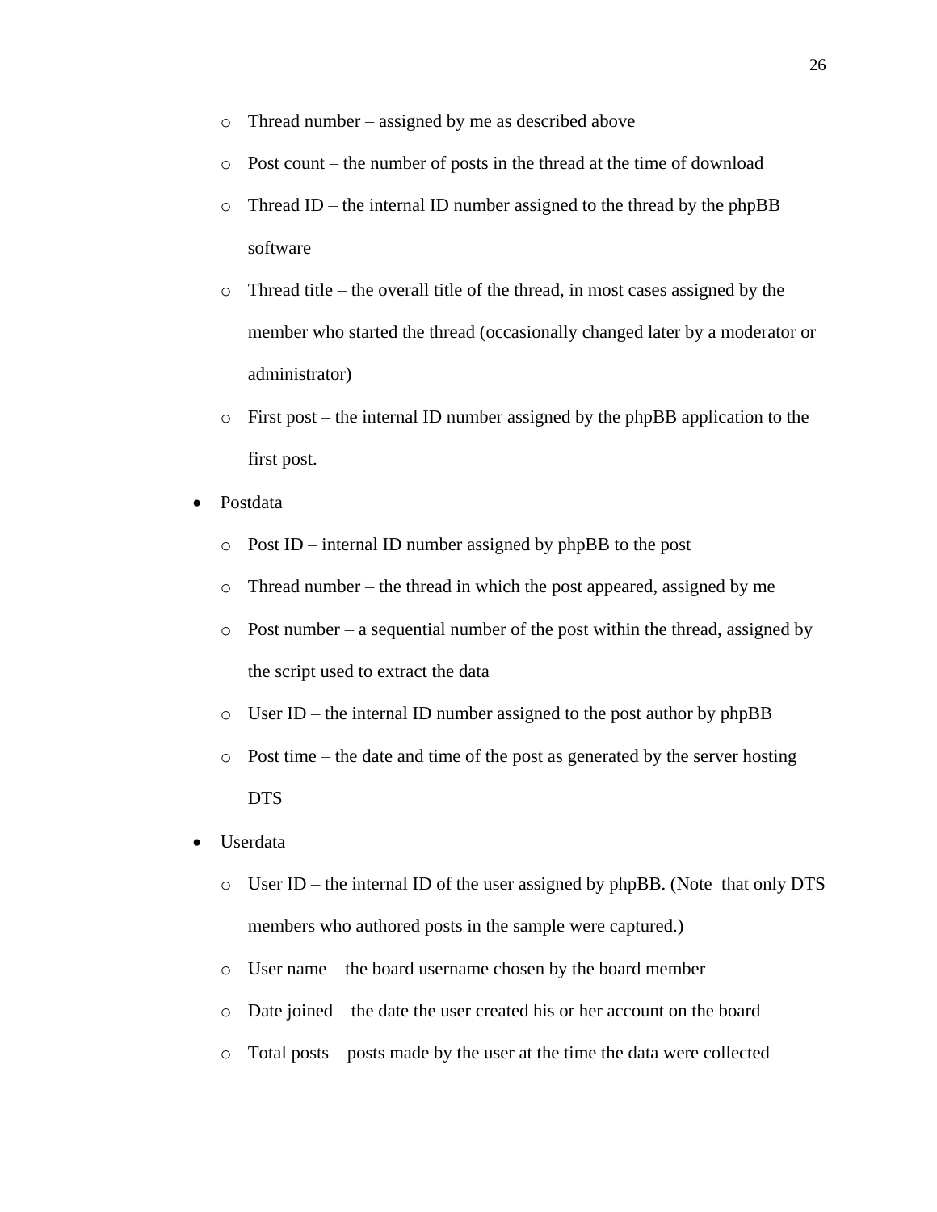- Thread number – assigned by me as described above
  - Post count – the number of posts in the thread at the time of download
  - Thread ID – the internal ID number assigned to the thread by the phpBB software
  - Thread title – the overall title of the thread, in most cases assigned by the member who started the thread (occasionally changed later by a moderator or administrator)
  - First post – the internal ID number assigned by the phpBB application to the first post.
- Postdata
  - Post ID – internal ID number assigned by phpBB to the post
  - Thread number – the thread in which the post appeared, assigned by me
  - Post number – a sequential number of the post within the thread, assigned by the script used to extract the data
  - User ID – the internal ID number assigned to the post author by phpBB
  - Post time – the date and time of the post as generated by the server hosting DTS
- Userdata
  - User ID – the internal ID of the user assigned by phpBB. (Note that only DTS members who authored posts in the sample were captured.)
  - User name – the board username chosen by the board member
  - Date joined – the date the user created his or her account on the board
  - Total posts – posts made by the user at the time the data were collected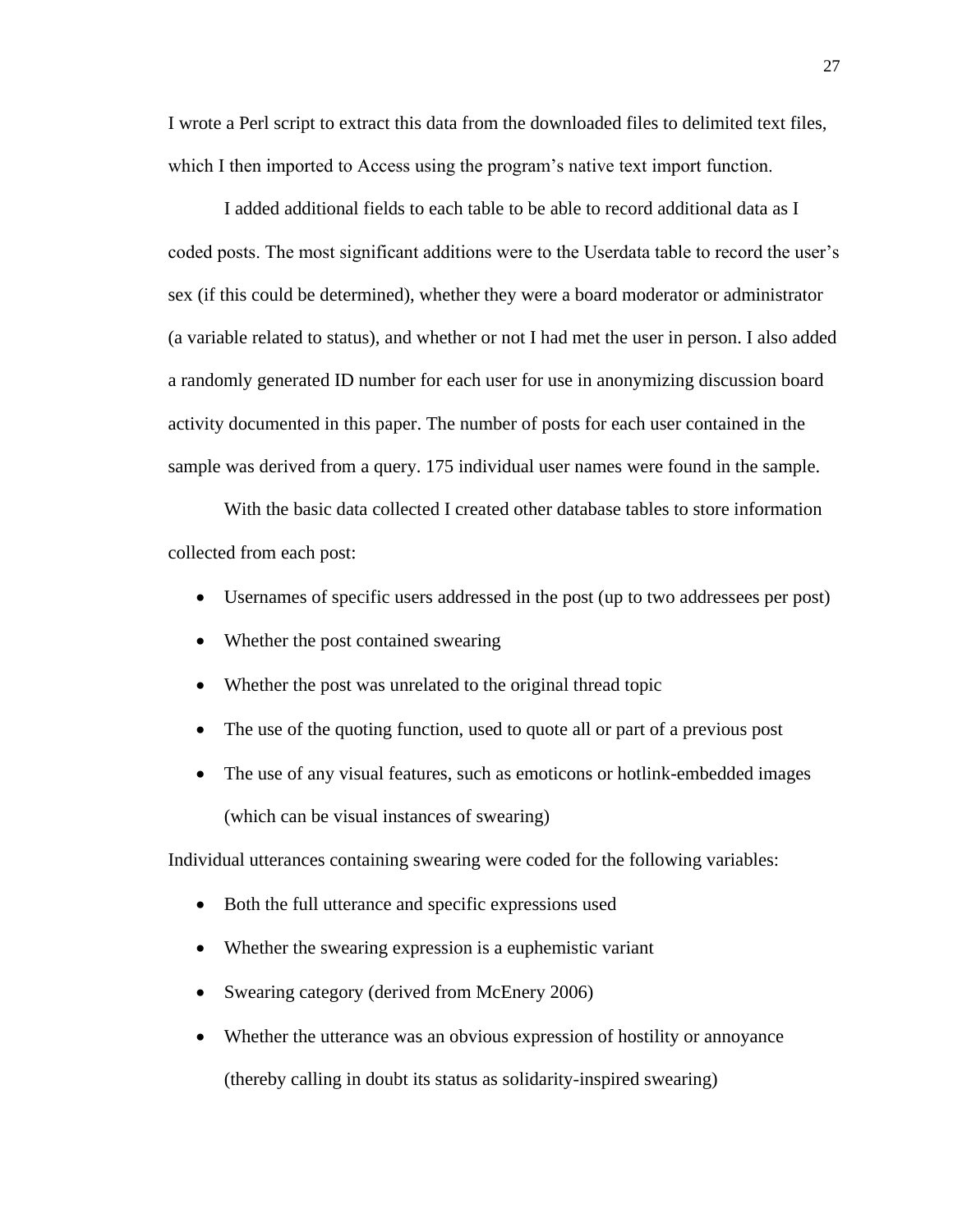I wrote a Perl script to extract this data from the downloaded files to delimited text files, which I then imported to Access using the program's native text import function.

I added additional fields to each table to be able to record additional data as I coded posts. The most significant additions were to the Userdata table to record the user's sex (if this could be determined), whether they were a board moderator or administrator (a variable related to status), and whether or not I had met the user in person. I also added a randomly generated ID number for each user for use in anonymizing discussion board activity documented in this paper. The number of posts for each user contained in the sample was derived from a query. 175 individual user names were found in the sample.

With the basic data collected I created other database tables to store information collected from each post:

- Usernames of specific users addressed in the post (up to two addressees per post)
- Whether the post contained swearing
- Whether the post was unrelated to the original thread topic
- The use of the quoting function, used to quote all or part of a previous post
- The use of any visual features, such as emoticons or hotlink-embedded images (which can be visual instances of swearing)

Individual utterances containing swearing were coded for the following variables:

- Both the full utterance and specific expressions used
- Whether the swearing expression is a euphemistic variant
- Swearing category (derived from McEnery 2006)
- Whether the utterance was an obvious expression of hostility or annoyance (thereby calling in doubt its status as solidarity-inspired swearing)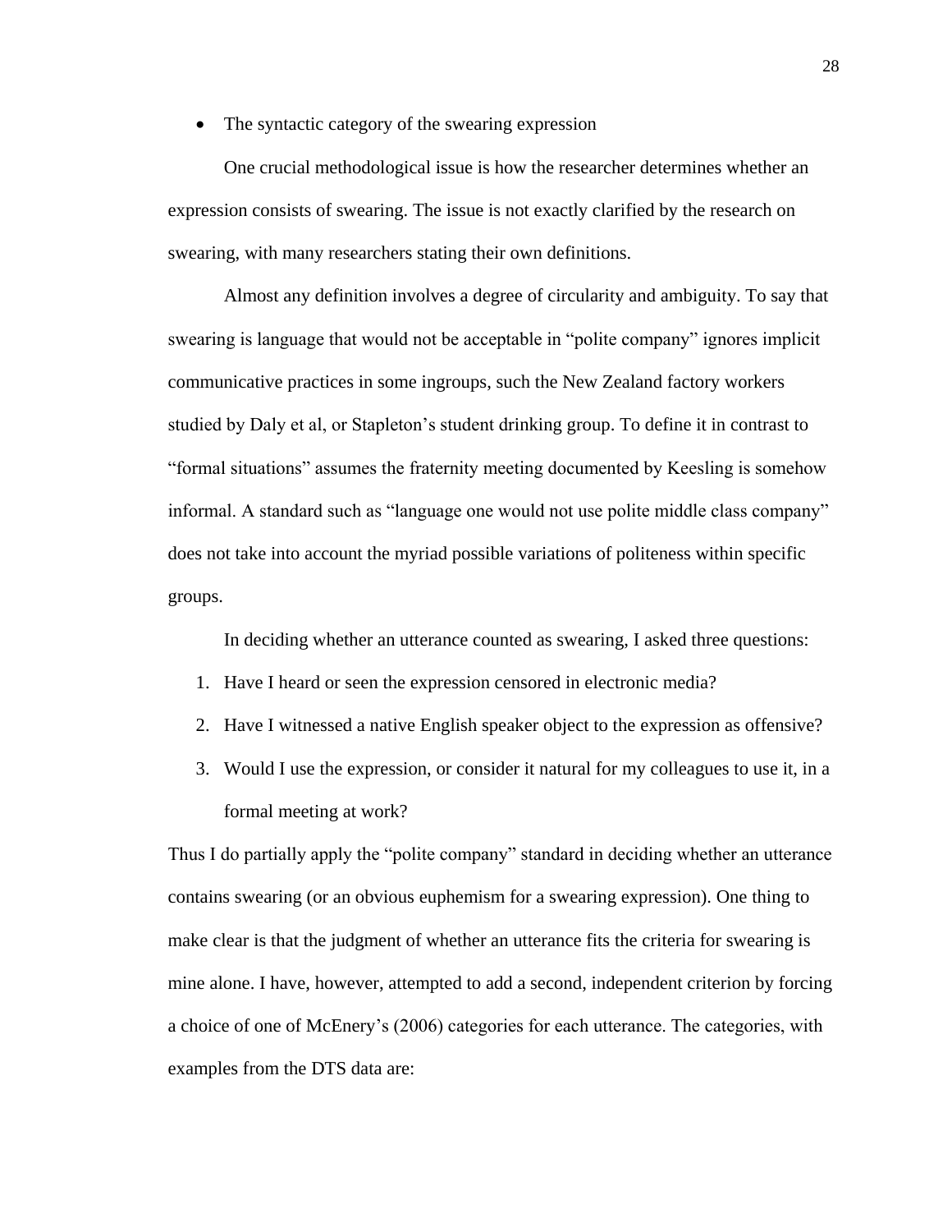- The syntactic category of the swearing expression

One crucial methodological issue is how the researcher determines whether an expression consists of swearing. The issue is not exactly clarified by the research on swearing, with many researchers stating their own definitions.

Almost any definition involves a degree of circularity and ambiguity. To say that swearing is language that would not be acceptable in "polite company" ignores implicit communicative practices in some ingroups, such the New Zealand factory workers studied by Daly et al, or Stapleton's student drinking group. To define it in contrast to "formal situations" assumes the fraternity meeting documented by Keesling is somehow informal. A standard such as "language one would not use polite middle class company" does not take into account the myriad possible variations of politeness within specific groups.

In deciding whether an utterance counted as swearing, I asked three questions:

1. Have I heard or seen the expression censored in electronic media?
2. Have I witnessed a native English speaker object to the expression as offensive?
3. Would I use the expression, or consider it natural for my colleagues to use it, in a formal meeting at work?

Thus I do partially apply the "polite company" standard in deciding whether an utterance contains swearing (or an obvious euphemism for a swearing expression). One thing to make clear is that the judgment of whether an utterance fits the criteria for swearing is mine alone. I have, however, attempted to add a second, independent criterion by forcing a choice of one of McEnery's (2006) categories for each utterance. The categories, with examples from the DTS data are: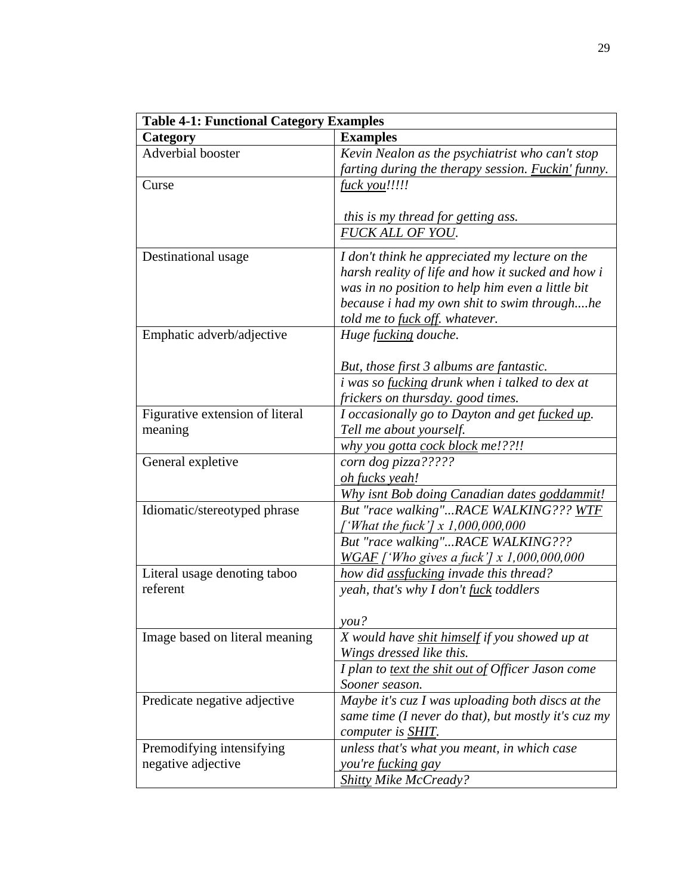| **Table 4-1: Functional Category Examples** | |
|---|---|
| **Category** | **Examples** |
| Adverbial booster | *Kevin Nealon as the psychiatrist who can't stop farting during the therapy session. Fuckin' funny.* |
| Curse | *fuck you!!!!!* <br><br> *this is my thread for getting ass.* |
| | *FUCK ALL OF YOU.* |
| Destinational usage | *I don't think he appreciated my lecture on the harsh reality of life and how it sucked and how i was in no position to help him even a little bit because i had my own shit to swim through....he told me to fuck off. whatever.* |
| Emphatic adverb/adjective | *Huge fucking douche.* <br><br> *But, those first 3 albums are fantastic.* |
| | *i was so fucking drunk when i talked to dex at frickers on thursday. good times.* |
| Figurative extension of literal meaning | *I occasionally go to Dayton and get fucked up. Tell me about yourself.* |
| | *why you gotta cock block me!??!!* |
| General expletive | *corn dog pizza?????* <br> *oh fucks yeah!* |
| | *Why isnt Bob doing Canadian dates goddammit!* |
| Idiomatic/stereotyped phrase | *But "race walking"...RACE WALKING??? WTF ['What the fuck'] x 1,000,000,000* |
| | *But "race walking"...RACE WALKING??? WGAF ['Who gives a fuck'] x 1,000,000,000* |
| Literal usage denoting taboo referent | *how did assfucking invade this thread?* |
| | *yeah, that's why I don't fuck toddlers* <br><br> *you?* |
| Image based on literal meaning | *X would have shit himself if you showed up at Wings dressed like this.* |
| | *I plan to text the shit out of Officer Jason come Sooner season.* |
| Predicate negative adjective | *Maybe it's cuz I was uploading both discs at the same time (I never do that), but mostly it's cuz my computer is SHIT.* |
| Premodifying intensifying negative adjective | *unless that's what you meant, in which case you're fucking gay* |
| | *Shitty Mike McCready?* |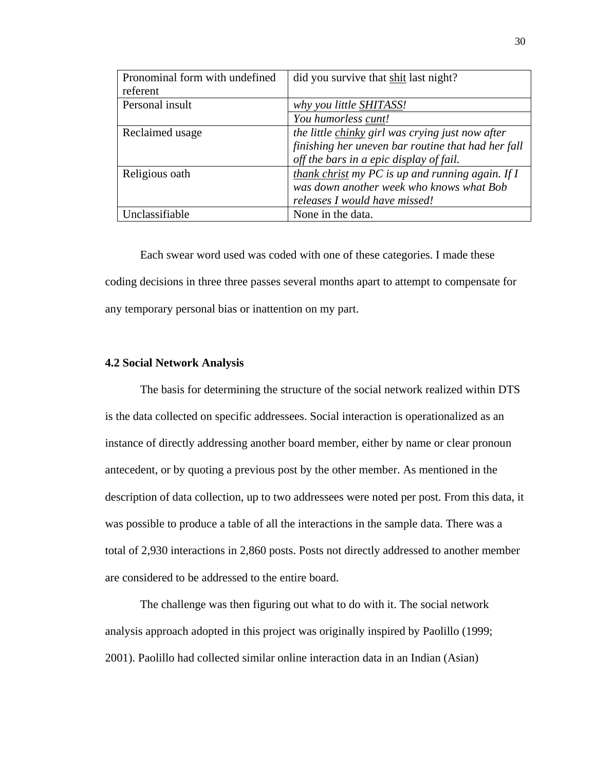| | |
|---|---|
| Pronominal form with undefined referent | did you survive that <u>shit</u> last night? |
| Personal insult | *why you little <u>SHITASS</u>!* |
| | *You humorless <u>cunt</u>!* |
| Reclaimed usage | *the little <u>chinky</u> girl was crying just now after finishing her uneven bar routine that had her fall off the bars in a epic display of fail.* |
| Religious oath | *<u>thank christ</u> my PC is up and running again. If I was down another week who knows what Bob releases I would have missed!* |
| Unclassifiable | None in the data. |

Each swear word used was coded with one of these categories. I made these coding decisions in three three passes several months apart to attempt to compensate for any temporary personal bias or inattention on my part.

### 4.2 Social Network Analysis

The basis for determining the structure of the social network realized within DTS is the data collected on specific addressees. Social interaction is operationalized as an instance of directly addressing another board member, either by name or clear pronoun antecedent, or by quoting a previous post by the other member. As mentioned in the description of data collection, up to two addressees were noted per post. From this data, it was possible to produce a table of all the interactions in the sample data. There was a total of 2,930 interactions in 2,860 posts. Posts not directly addressed to another member are considered to be addressed to the entire board.

The challenge was then figuring out what to do with it. The social network analysis approach adopted in this project was originally inspired by Paolillo (1999; 2001). Paolillo had collected similar online interaction data in an Indian (Asian)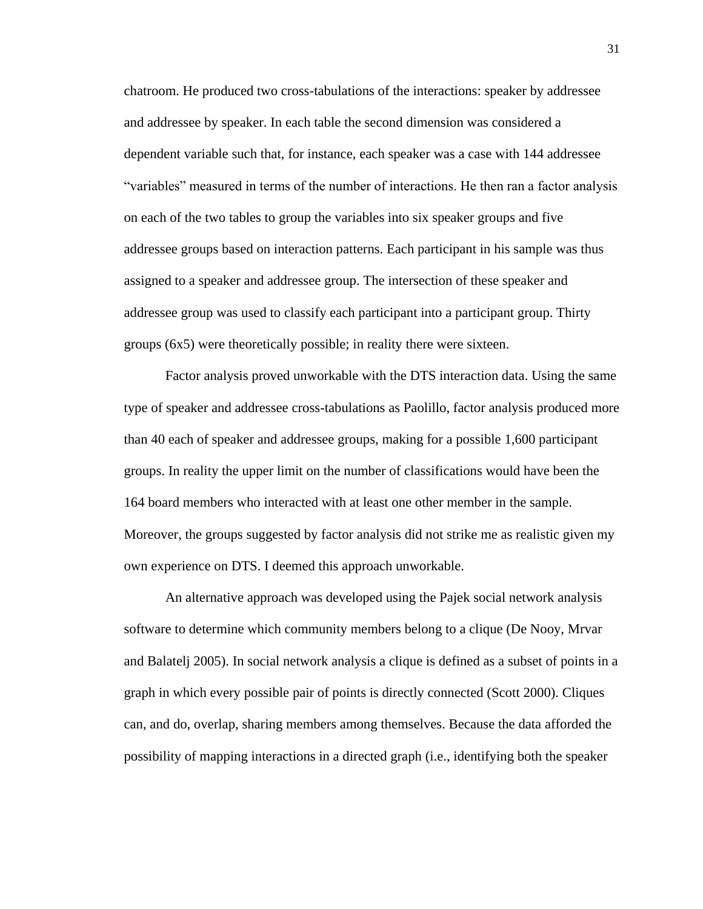chatroom. He produced two cross-tabulations of the interactions: speaker by addressee and addressee by speaker. In each table the second dimension was considered a dependent variable such that, for instance, each speaker was a case with 144 addressee "variables" measured in terms of the number of interactions. He then ran a factor analysis on each of the two tables to group the variables into six speaker groups and five addressee groups based on interaction patterns. Each participant in his sample was thus assigned to a speaker and addressee group. The intersection of these speaker and addressee group was used to classify each participant into a participant group. Thirty groups (6x5) were theoretically possible; in reality there were sixteen.

Factor analysis proved unworkable with the DTS interaction data. Using the same type of speaker and addressee cross-tabulations as Paolillo, factor analysis produced more than 40 each of speaker and addressee groups, making for a possible 1,600 participant groups. In reality the upper limit on the number of classifications would have been the 164 board members who interacted with at least one other member in the sample. Moreover, the groups suggested by factor analysis did not strike me as realistic given my own experience on DTS. I deemed this approach unworkable.

An alternative approach was developed using the Pajek social network analysis software to determine which community members belong to a clique (De Nooy, Mrvar and Balatelj 2005). In social network analysis a clique is defined as a subset of points in a graph in which every possible pair of points is directly connected (Scott 2000). Cliques can, and do, overlap, sharing members among themselves. Because the data afforded the possibility of mapping interactions in a directed graph (i.e., identifying both the speaker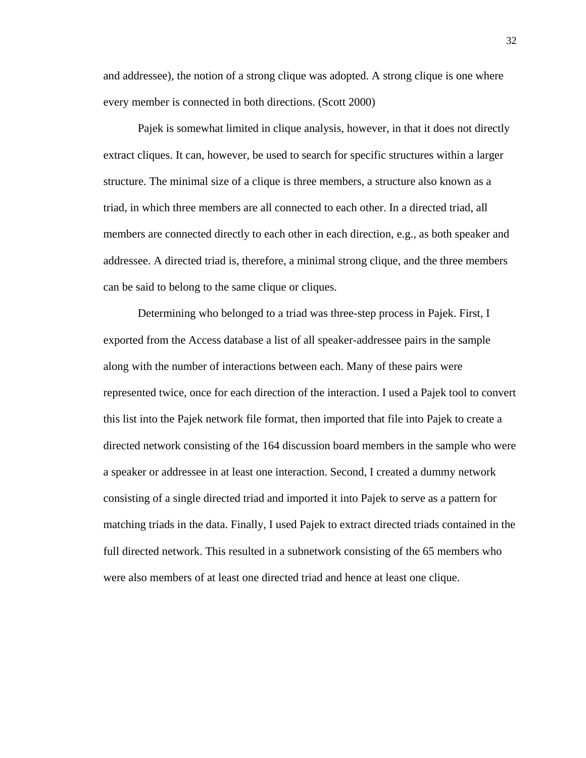and addressee), the notion of a strong clique was adopted. A strong clique is one where every member is connected in both directions. (Scott 2000)

Pajek is somewhat limited in clique analysis, however, in that it does not directly extract cliques. It can, however, be used to search for specific structures within a larger structure. The minimal size of a clique is three members, a structure also known as a triad, in which three members are all connected to each other. In a directed triad, all members are connected directly to each other in each direction, e.g., as both speaker and addressee. A directed triad is, therefore, a minimal strong clique, and the three members can be said to belong to the same clique or cliques.

Determining who belonged to a triad was three-step process in Pajek. First, I exported from the Access database a list of all speaker-addressee pairs in the sample along with the number of interactions between each. Many of these pairs were represented twice, once for each direction of the interaction. I used a Pajek tool to convert this list into the Pajek network file format, then imported that file into Pajek to create a directed network consisting of the 164 discussion board members in the sample who were a speaker or addressee in at least one interaction. Second, I created a dummy network consisting of a single directed triad and imported it into Pajek to serve as a pattern for matching triads in the data. Finally, I used Pajek to extract directed triads contained in the full directed network. This resulted in a subnetwork consisting of the 65 members who were also members of at least one directed triad and hence at least one clique.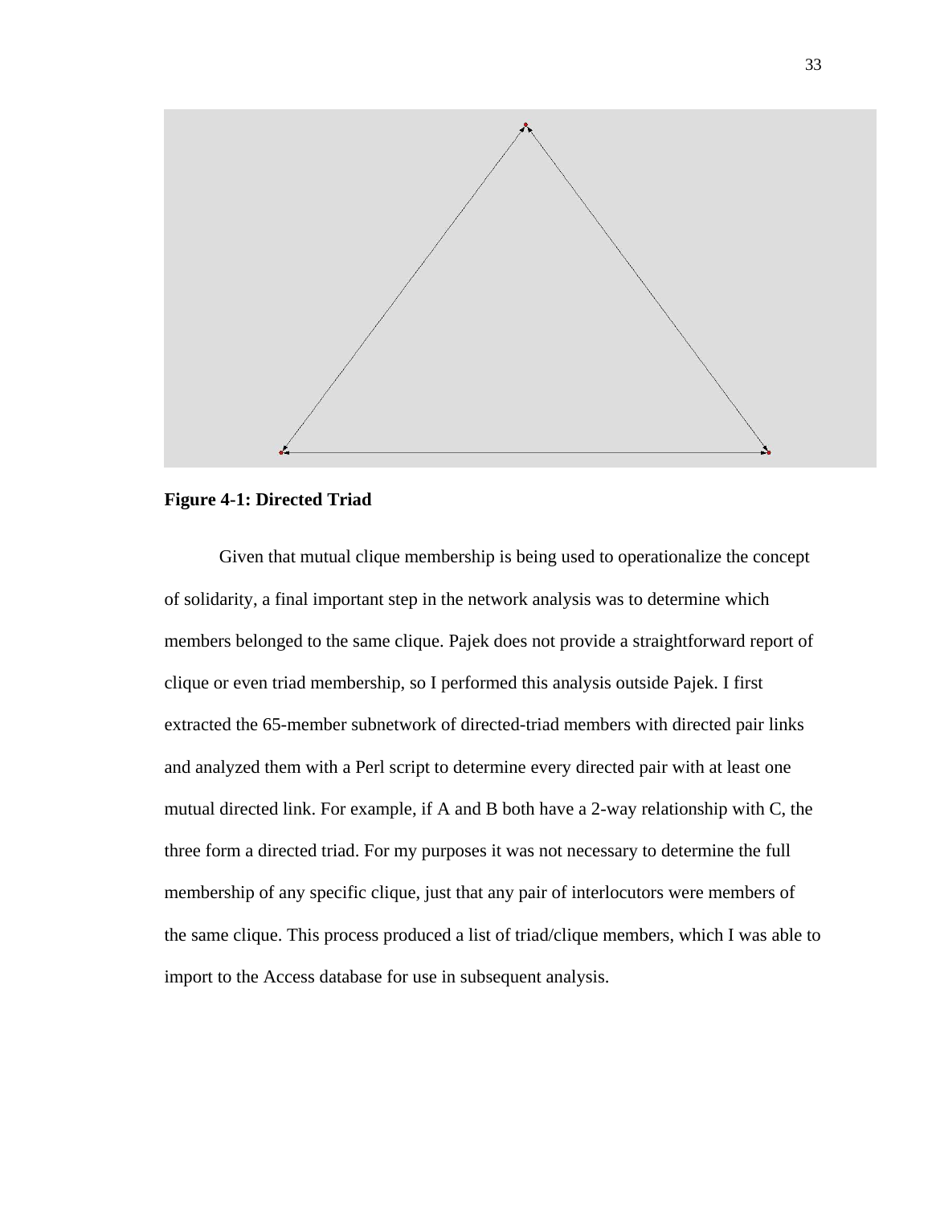**Figure 4-1: Directed Triad**

Given that mutual clique membership is being used to operationalize the concept of solidarity, a final important step in the network analysis was to determine which members belonged to the same clique. Pajek does not provide a straightforward report of clique or even triad membership, so I performed this analysis outside Pajek. I first extracted the 65-member subnetwork of directed-triad members with directed pair links and analyzed them with a Perl script to determine every directed pair with at least one mutual directed link. For example, if A and B both have a 2-way relationship with C, the three form a directed triad. For my purposes it was not necessary to determine the full membership of any specific clique, just that any pair of interlocutors were members of the same clique. This process produced a list of triad/clique members, which I was able to import to the Access database for use in subsequent analysis.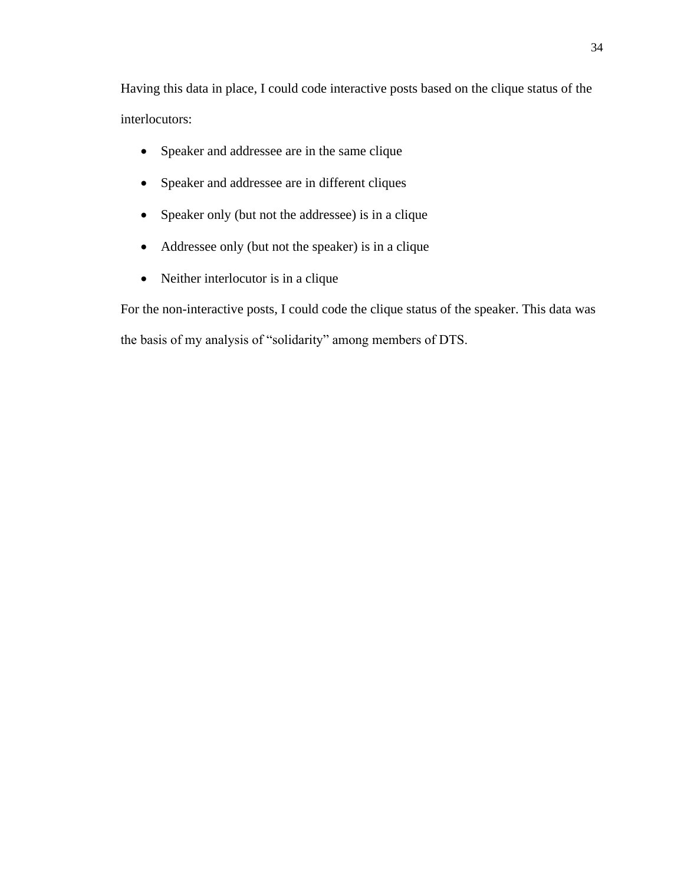Having this data in place, I could code interactive posts based on the clique status of the interlocutors:

- Speaker and addressee are in the same clique
- Speaker and addressee are in different cliques
- Speaker only (but not the addressee) is in a clique
- Addressee only (but not the speaker) is in a clique
- Neither interlocutor is in a clique

For the non-interactive posts, I could code the clique status of the speaker. This data was the basis of my analysis of "solidarity" among members of DTS.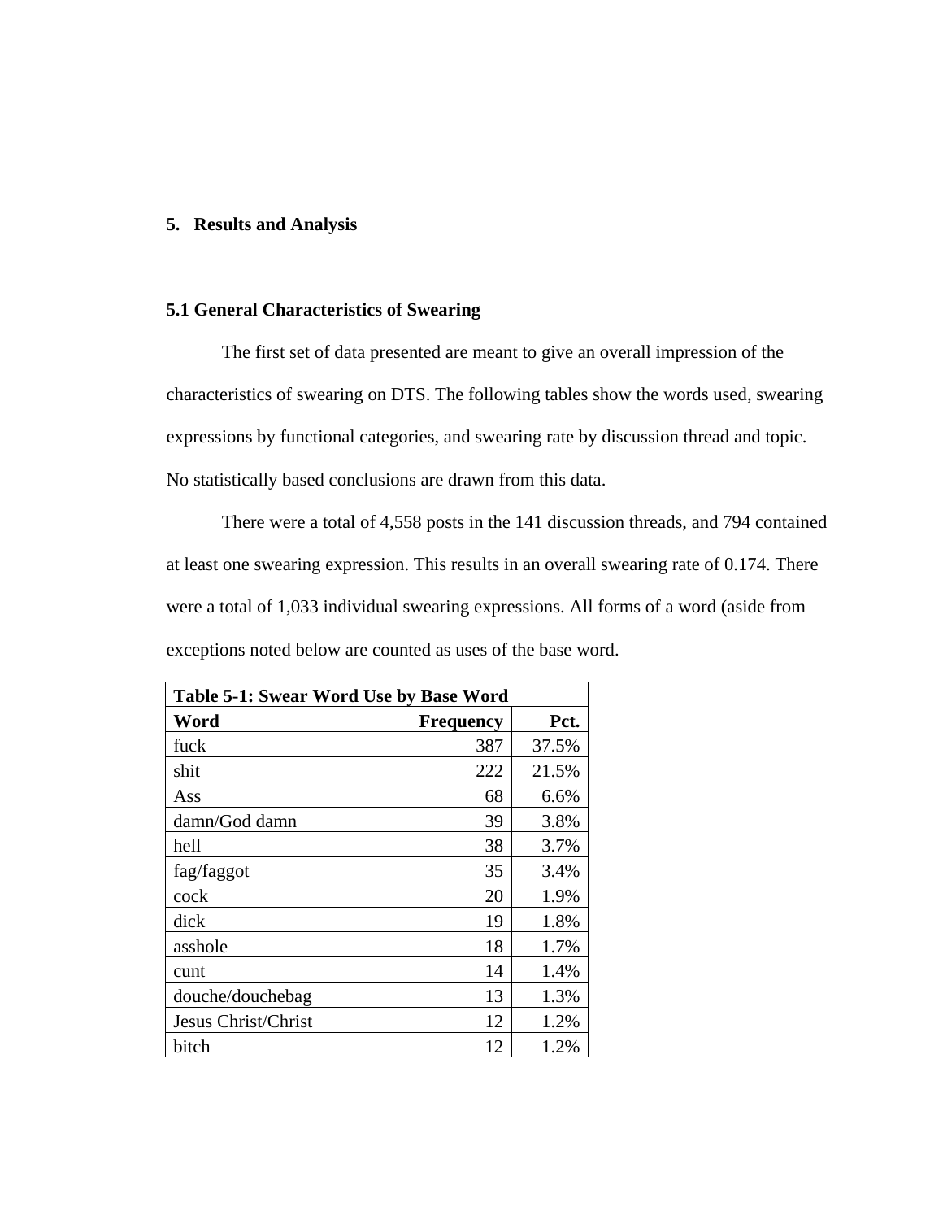# 5. Results and Analysis

## 5.1 General Characteristics of Swearing

The first set of data presented are meant to give an overall impression of the characteristics of swearing on DTS. The following tables show the words used, swearing expressions by functional categories, and swearing rate by discussion thread and topic. No statistically based conclusions are drawn from this data.

There were a total of 4,558 posts in the 141 discussion threads, and 794 contained at least one swearing expression. This results in an overall swearing rate of 0.174. There were a total of 1,033 individual swearing expressions. All forms of a word (aside from exceptions noted below are counted as uses of the base word.

| Table 5-1: Swear Word Use by Base Word | | |
|---|---|---|
| **Word** | **Frequency** | **Pct.** |
| fuck | 387 | 37.5% |
| shit | 222 | 21.5% |
| Ass | 68 | 6.6% |
| damn/God damn | 39 | 3.8% |
| hell | 38 | 3.7% |
| fag/faggot | 35 | 3.4% |
| cock | 20 | 1.9% |
| dick | 19 | 1.8% |
| asshole | 18 | 1.7% |
| cunt | 14 | 1.4% |
| douche/douchebag | 13 | 1.3% |
| Jesus Christ/Christ | 12 | 1.2% |
| bitch | 12 | 1.2% |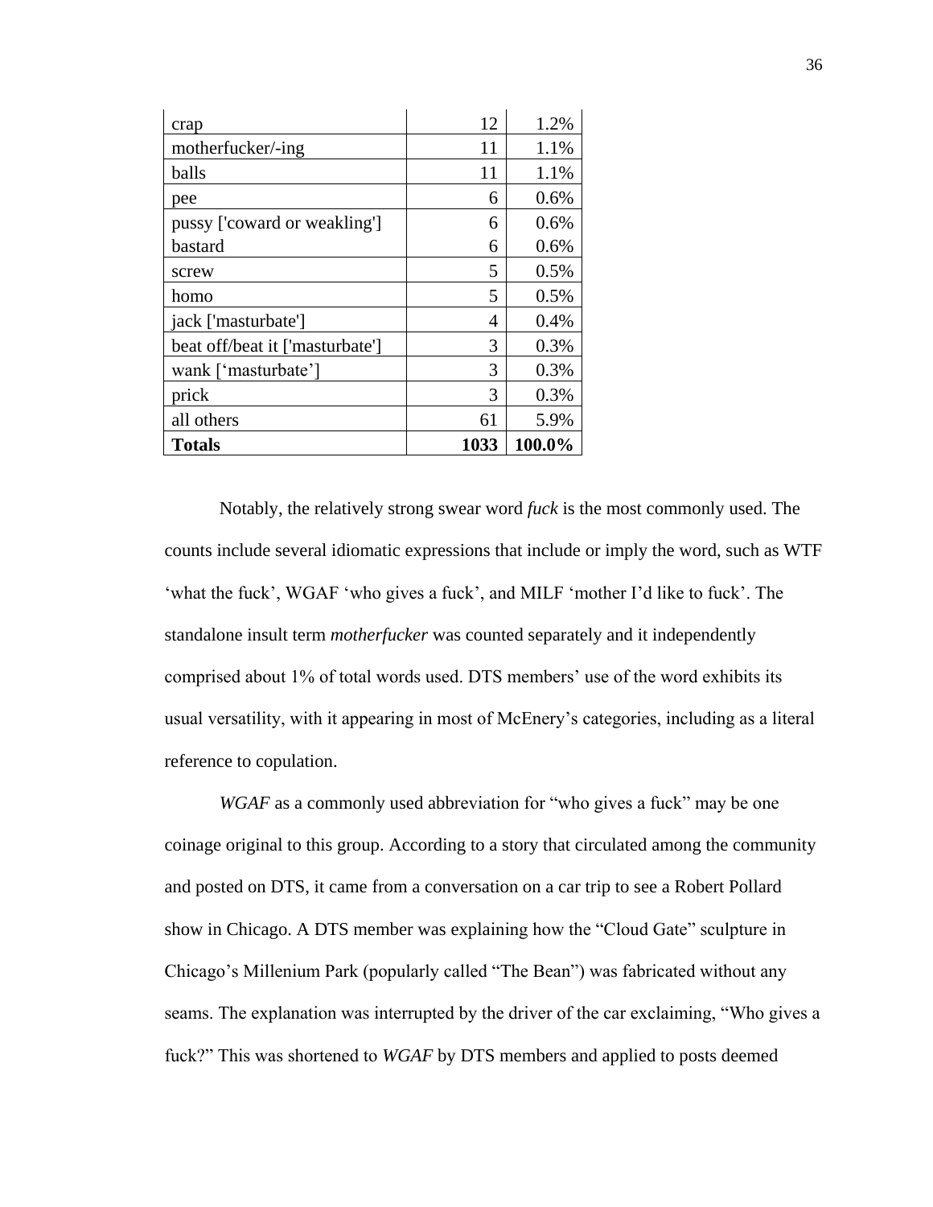| | | |
|---|---|---|
| crap | 12 | 1.2% |
| motherfucker/-ing | 11 | 1.1% |
| balls | 11 | 1.1% |
| pee | 6 | 0.6% |
| pussy ['coward or weakling'] | 6 | 0.6% |
| bastard | 6 | 0.6% |
| screw | 5 | 0.5% |
| homo | 5 | 0.5% |
| jack ['masturbate'] | 4 | 0.4% |
| beat off/beat it ['masturbate'] | 3 | 0.3% |
| wank [‘masturbate’] | 3 | 0.3% |
| prick | 3 | 0.3% |
| all others | 61 | 5.9% |
| **Totals** | **1033** | **100.0%** |

Notably, the relatively strong swear word *fuck* is the most commonly used. The counts include several idiomatic expressions that include or imply the word, such as WTF ‘what the fuck’, WGAF ‘who gives a fuck’, and MILF ‘mother I’d like to fuck’. The standalone insult term *motherfucker* was counted separately and it independently comprised about 1% of total words used. DTS members’ use of the word exhibits its usual versatility, with it appearing in most of McEnery’s categories, including as a literal reference to copulation.

*WGAF* as a commonly used abbreviation for “who gives a fuck” may be one coinage original to this group. According to a story that circulated among the community and posted on DTS, it came from a conversation on a car trip to see a Robert Pollard show in Chicago. A DTS member was explaining how the “Cloud Gate” sculpture in Chicago’s Millenium Park (popularly called “The Bean”) was fabricated without any seams. The explanation was interrupted by the driver of the car exclaiming, “Who gives a fuck?” This was shortened to *WGAF* by DTS members and applied to posts deemed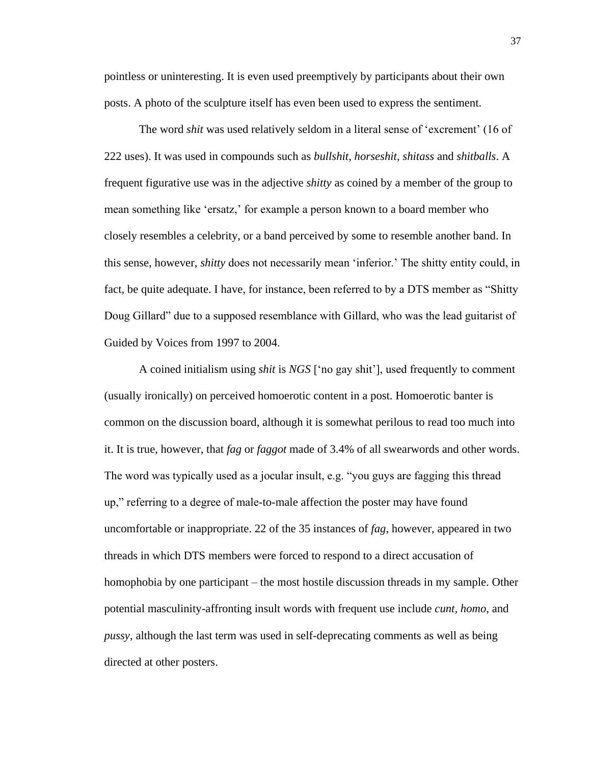pointless or uninteresting. It is even used preemptively by participants about their own posts. A photo of the sculpture itself has even been used to express the sentiment.

The word *shit* was used relatively seldom in a literal sense of 'excrement' (16 of 222 uses). It was used in compounds such as *bullshit*, *horseshit*, *shitass* and *shitballs*. A frequent figurative use was in the adjective *shitty* as coined by a member of the group to mean something like 'ersatz,' for example a person known to a board member who closely resembles a celebrity, or a band perceived by some to resemble another band. In this sense, however, *shitty* does not necessarily mean 'inferior.' The shitty entity could, in fact, be quite adequate. I have, for instance, been referred to by a DTS member as "Shitty Doug Gillard" due to a supposed resemblance with Gillard, who was the lead guitarist of Guided by Voices from 1997 to 2004.

A coined initialism using *shit* is *NGS* ['no gay shit'], used frequently to comment (usually ironically) on perceived homoerotic content in a post. Homoerotic banter is common on the discussion board, although it is somewhat perilous to read too much into it. It is true, however, that *fag* or *faggot* made of 3.4% of all swearwords and other words. The word was typically used as a jocular insult, e.g. "you guys are fagging this thread up," referring to a degree of male-to-male affection the poster may have found uncomfortable or inappropriate. 22 of the 35 instances of *fag*, however, appeared in two threads in which DTS members were forced to respond to a direct accusation of homophobia by one participant – the most hostile discussion threads in my sample. Other potential masculinity-affronting insult words with frequent use include *cunt*, *homo*, and *pussy*, although the last term was used in self-deprecating comments as well as being directed at other posters.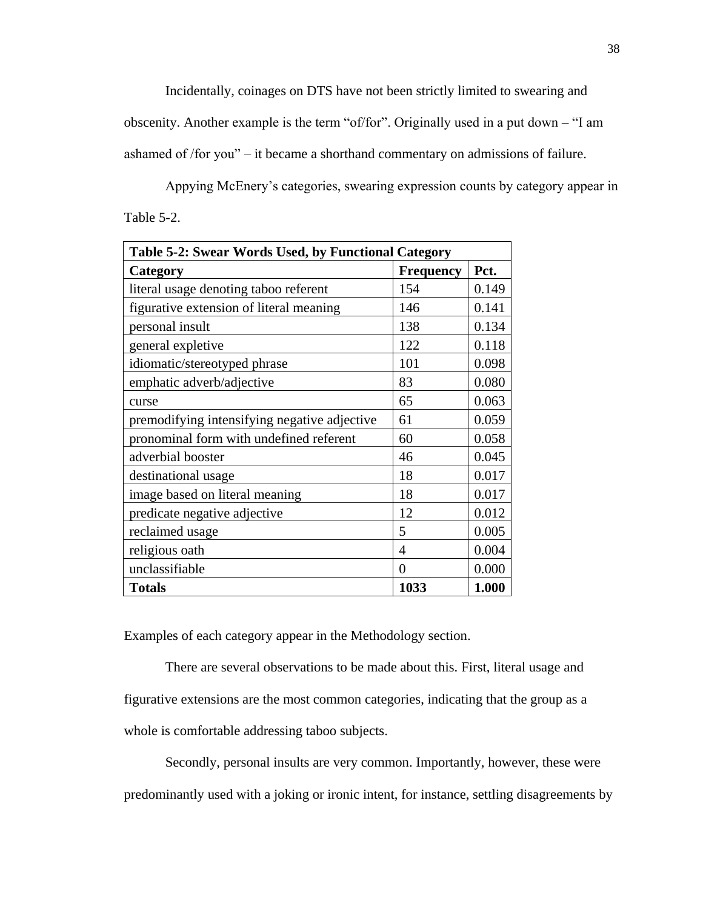Incidentally, coinages on DTS have not been strictly limited to swearing and obscenity. Another example is the term "of/for". Originally used in a put down – "I am ashamed of /for you" – it became a shorthand commentary on admissions of failure.

Appying McEnery's categories, swearing expression counts by category appear in Table 5-2.

| **Table 5-2: Swear Words Used, by Functional Category** | | |
|---|---|---|
| **Category** | **Frequency** | **Pct.** |
| literal usage denoting taboo referent | 154 | 0.149 |
| figurative extension of literal meaning | 146 | 0.141 |
| personal insult | 138 | 0.134 |
| general expletive | 122 | 0.118 |
| idiomatic/stereotyped phrase | 101 | 0.098 |
| emphatic adverb/adjective | 83 | 0.080 |
| curse | 65 | 0.063 |
| premodifying intensifying negative adjective | 61 | 0.059 |
| pronominal form with undefined referent | 60 | 0.058 |
| adverbial booster | 46 | 0.045 |
| destinational usage | 18 | 0.017 |
| image based on literal meaning | 18 | 0.017 |
| predicate negative adjective | 12 | 0.012 |
| reclaimed usage | 5 | 0.005 |
| religious oath | 4 | 0.004 |
| unclassifiable | 0 | 0.000 |
| **Totals** | **1033** | **1.000** |

Examples of each category appear in the Methodology section.

There are several observations to be made about this. First, literal usage and figurative extensions are the most common categories, indicating that the group as a whole is comfortable addressing taboo subjects.

Secondly, personal insults are very common. Importantly, however, these were predominantly used with a joking or ironic intent, for instance, settling disagreements by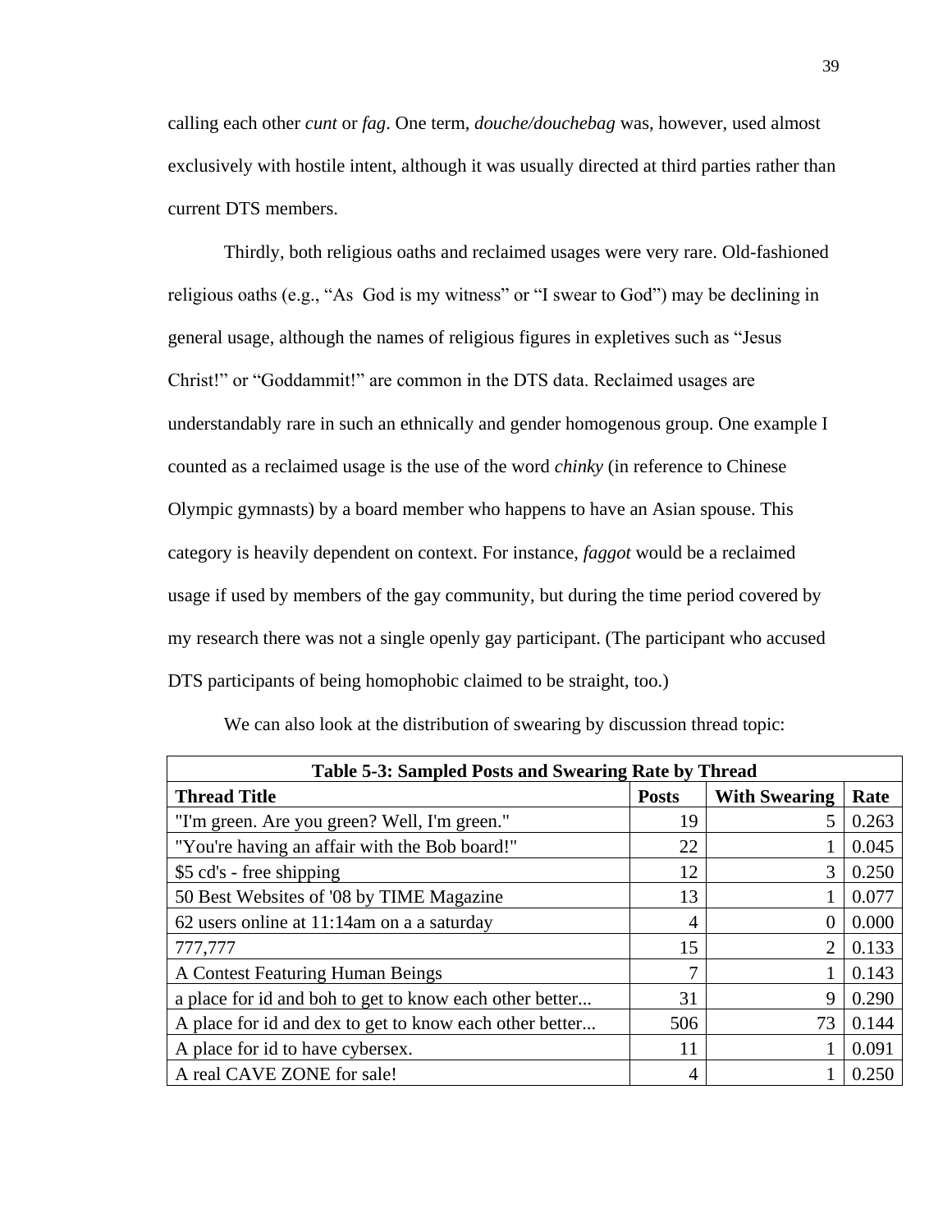calling each other *cunt* or *fag*. One term, *douche/douchebag* was, however, used almost exclusively with hostile intent, although it was usually directed at third parties rather than current DTS members.

Thirdly, both religious oaths and reclaimed usages were very rare. Old-fashioned religious oaths (e.g., “As God is my witness” or “I swear to God”) may be declining in general usage, although the names of religious figures in expletives such as “Jesus Christ!” or “Goddammit!” are common in the DTS data. Reclaimed usages are understandably rare in such an ethnically and gender homogenous group. One example I counted as a reclaimed usage is the use of the word *chinky* (in reference to Chinese Olympic gymnasts) by a board member who happens to have an Asian spouse. This category is heavily dependent on context. For instance, *faggot* would be a reclaimed usage if used by members of the gay community, but during the time period covered by my research there was not a single openly gay participant. (The participant who accused DTS participants of being homophobic claimed to be straight, too.)

We can also look at the distribution of swearing by discussion thread topic:

| Table 5-3: Sampled Posts and Swearing Rate by Thread | | | |
|---|---|---|---|
| **Thread Title** | **Posts** | **With Swearing** | **Rate** |
| "I'm green. Are you green? Well, I'm green." | 19 | 5 | 0.263 |
| "You're having an affair with the Bob board!" | 22 | 1 | 0.045 |
| $5 cd's - free shipping | 12 | 3 | 0.250 |
| 50 Best Websites of '08 by TIME Magazine | 13 | 1 | 0.077 |
| 62 users online at 11:14am on a a saturday | 4 | 0 | 0.000 |
| 777,777 | 15 | 2 | 0.133 |
| A Contest Featuring Human Beings | 7 | 1 | 0.143 |
| a place for id and boh to get to know each other better... | 31 | 9 | 0.290 |
| A place for id and dex to get to know each other better... | 506 | 73 | 0.144 |
| A place for id to have cybersex. | 11 | 1 | 0.091 |
| A real CAVE ZONE for sale! | 4 | 1 | 0.250 |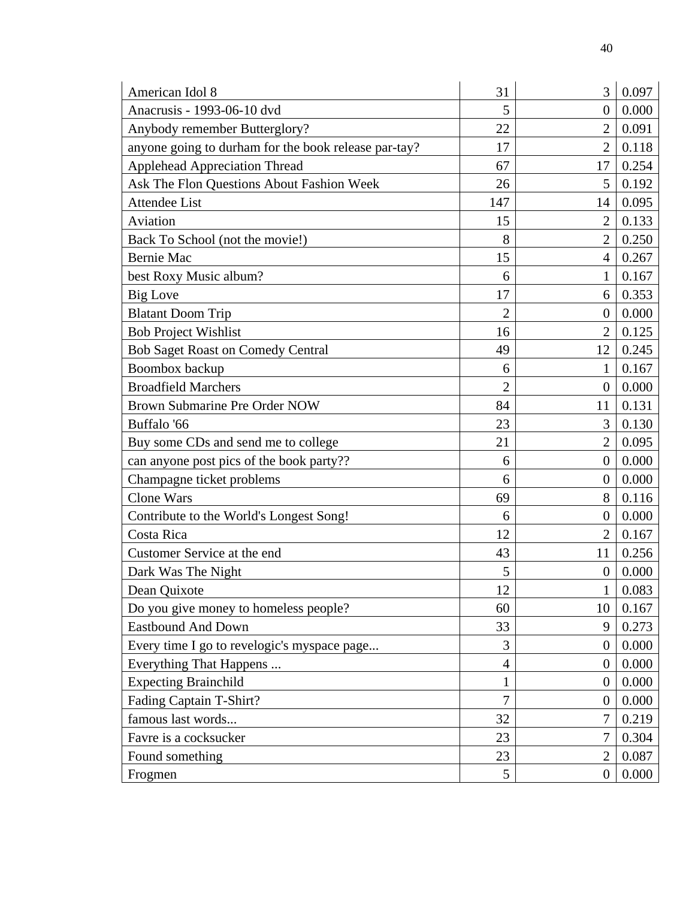| | | | |
|---|---|---|---|
| American Idol 8 | 31 | 3 | 0.097 |
| Anacrusis - 1993-06-10 dvd | 5 | 0 | 0.000 |
| Anybody remember Butterglory? | 22 | 2 | 0.091 |
| anyone going to durham for the book release par-tay? | 17 | 2 | 0.118 |
| Applehead Appreciation Thread | 67 | 17 | 0.254 |
| Ask The Flon Questions About Fashion Week | 26 | 5 | 0.192 |
| Attendee List | 147 | 14 | 0.095 |
| Aviation | 15 | 2 | 0.133 |
| Back To School (not the movie!) | 8 | 2 | 0.250 |
| Bernie Mac | 15 | 4 | 0.267 |
| best Roxy Music album? | 6 | 1 | 0.167 |
| Big Love | 17 | 6 | 0.353 |
| Blatant Doom Trip | 2 | 0 | 0.000 |
| Bob Project Wishlist | 16 | 2 | 0.125 |
| Bob Saget Roast on Comedy Central | 49 | 12 | 0.245 |
| Boombox backup | 6 | 1 | 0.167 |
| Broadfield Marchers | 2 | 0 | 0.000 |
| Brown Submarine Pre Order NOW | 84 | 11 | 0.131 |
| Buffalo '66 | 23 | 3 | 0.130 |
| Buy some CDs and send me to college | 21 | 2 | 0.095 |
| can anyone post pics of the book party?? | 6 | 0 | 0.000 |
| Champagne ticket problems | 6 | 0 | 0.000 |
| Clone Wars | 69 | 8 | 0.116 |
| Contribute to the World's Longest Song! | 6 | 0 | 0.000 |
| Costa Rica | 12 | 2 | 0.167 |
| Customer Service at the end | 43 | 11 | 0.256 |
| Dark Was The Night | 5 | 0 | 0.000 |
| Dean Quixote | 12 | 1 | 0.083 |
| Do you give money to homeless people? | 60 | 10 | 0.167 |
| Eastbound And Down | 33 | 9 | 0.273 |
| Every time I go to revelogic's myspace page... | 3 | 0 | 0.000 |
| Everything That Happens ... | 4 | 0 | 0.000 |
| Expecting Brainchild | 1 | 0 | 0.000 |
| Fading Captain T-Shirt? | 7 | 0 | 0.000 |
| famous last words... | 32 | 7 | 0.219 |
| Favre is a cocksucker | 23 | 7 | 0.304 |
| Found something | 23 | 2 | 0.087 |
| Frogmen | 5 | 0 | 0.000 |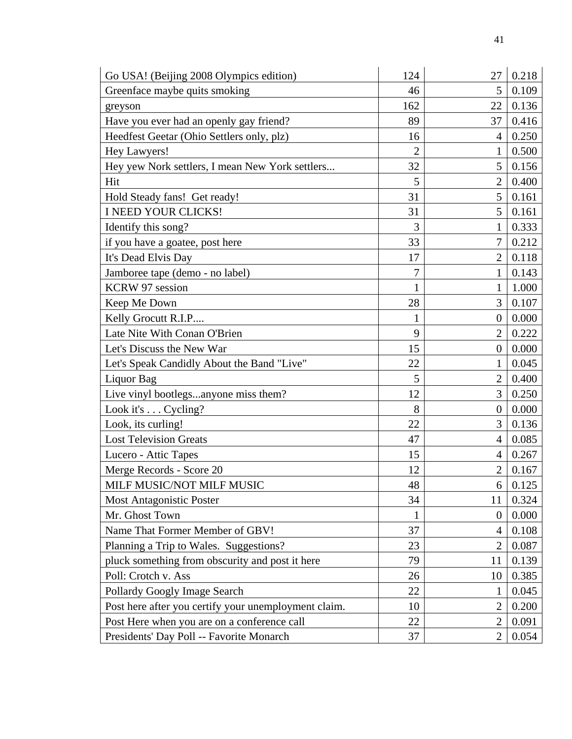| | | | |
|---|---|---|---|
| Go USA! (Beijing 2008 Olympics edition) | 124 | 27 | 0.218 |
| Greenface maybe quits smoking | 46 | 5 | 0.109 |
| greyson | 162 | 22 | 0.136 |
| Have you ever had an openly gay friend? | 89 | 37 | 0.416 |
| Heedfest Geetar (Ohio Settlers only, plz) | 16 | 4 | 0.250 |
| Hey Lawyers! | 2 | 1 | 0.500 |
| Hey yew Nork settlers, I mean New York settlers... | 32 | 5 | 0.156 |
| Hit | 5 | 2 | 0.400 |
| Hold Steady fans! Get ready! | 31 | 5 | 0.161 |
| I NEED YOUR CLICKS! | 31 | 5 | 0.161 |
| Identify this song? | 3 | 1 | 0.333 |
| if you have a goatee, post here | 33 | 7 | 0.212 |
| It's Dead Elvis Day | 17 | 2 | 0.118 |
| Jamboree tape (demo - no label) | 7 | 1 | 0.143 |
| KCRW 97 session | 1 | 1 | 1.000 |
| Keep Me Down | 28 | 3 | 0.107 |
| Kelly Grocutt R.I.P.... | 1 | 0 | 0.000 |
| Late Nite With Conan O'Brien | 9 | 2 | 0.222 |
| Let's Discuss the New War | 15 | 0 | 0.000 |
| Let's Speak Candidly About the Band "Live" | 22 | 1 | 0.045 |
| Liquor Bag | 5 | 2 | 0.400 |
| Live vinyl bootlegs...anyone miss them? | 12 | 3 | 0.250 |
| Look it's . . . Cycling? | 8 | 0 | 0.000 |
| Look, its curling! | 22 | 3 | 0.136 |
| Lost Television Greats | 47 | 4 | 0.085 |
| Lucero - Attic Tapes | 15 | 4 | 0.267 |
| Merge Records - Score 20 | 12 | 2 | 0.167 |
| MILF MUSIC/NOT MILF MUSIC | 48 | 6 | 0.125 |
| Most Antagonistic Poster | 34 | 11 | 0.324 |
| Mr. Ghost Town | 1 | 0 | 0.000 |
| Name That Former Member of GBV! | 37 | 4 | 0.108 |
| Planning a Trip to Wales. Suggestions? | 23 | 2 | 0.087 |
| pluck something from obscurity and post it here | 79 | 11 | 0.139 |
| Poll: Crotch v. Ass | 26 | 10 | 0.385 |
| Pollardy Googly Image Search | 22 | 1 | 0.045 |
| Post here after you certify your unemployment claim. | 10 | 2 | 0.200 |
| Post Here when you are on a conference call | 22 | 2 | 0.091 |
| Presidents' Day Poll -- Favorite Monarch | 37 | 2 | 0.054 |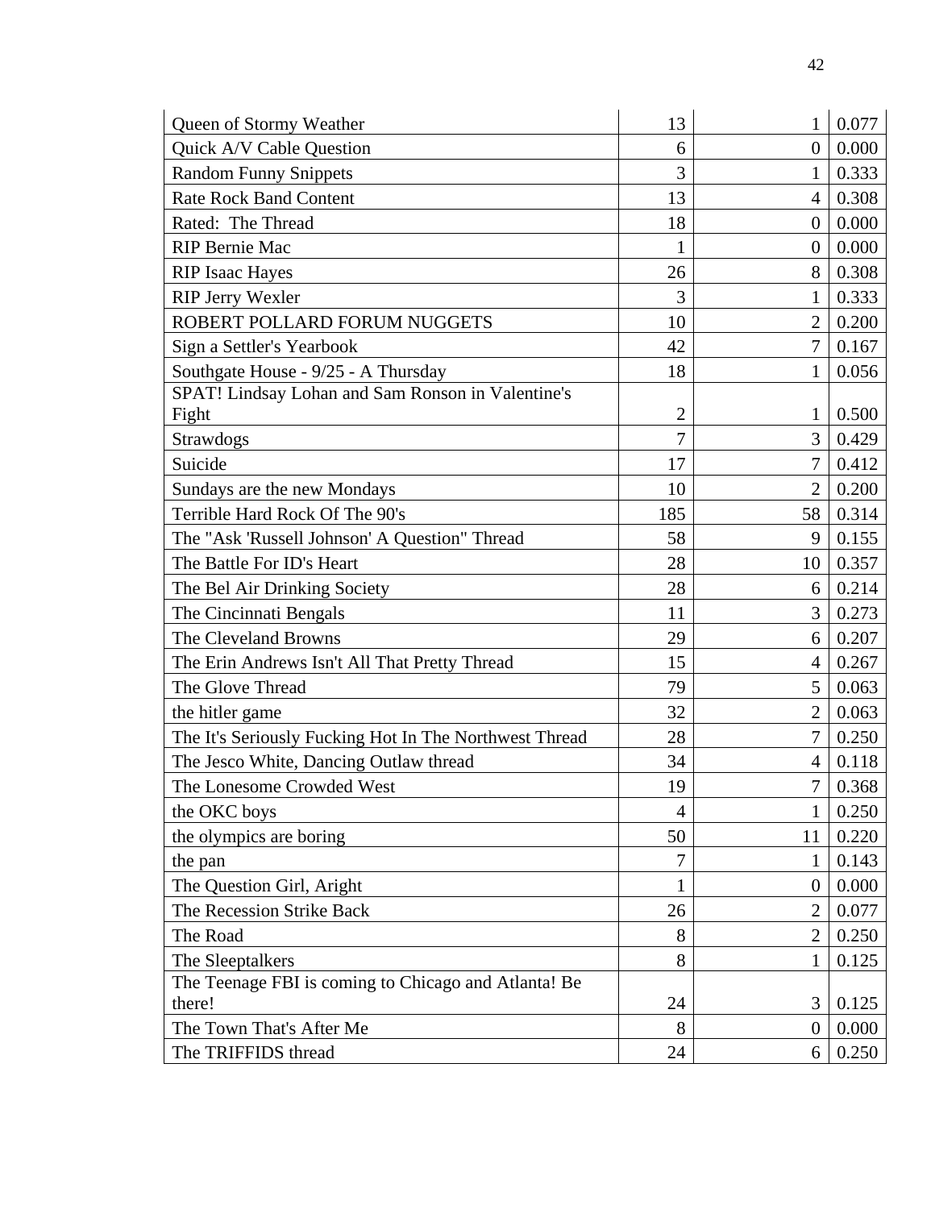| | | | |
|---|---|---|---|
| Queen of Stormy Weather | 13 | 1 | 0.077 |
| Quick A/V Cable Question | 6 | 0 | 0.000 |
| Random Funny Snippets | 3 | 1 | 0.333 |
| Rate Rock Band Content | 13 | 4 | 0.308 |
| Rated:  The Thread | 18 | 0 | 0.000 |
| RIP Bernie Mac | 1 | 0 | 0.000 |
| RIP Isaac Hayes | 26 | 8 | 0.308 |
| RIP Jerry Wexler | 3 | 1 | 0.333 |
| ROBERT POLLARD FORUM NUGGETS | 10 | 2 | 0.200 |
| Sign a Settler's Yearbook | 42 | 7 | 0.167 |
| Southgate House - 9/25 - A Thursday | 18 | 1 | 0.056 |
| SPAT! Lindsay Lohan and Sam Ronson in Valentine's Fight | 2 | 1 | 0.500 |
| Strawdogs | 7 | 3 | 0.429 |
| Suicide | 17 | 7 | 0.412 |
| Sundays are the new Mondays | 10 | 2 | 0.200 |
| Terrible Hard Rock Of The 90's | 185 | 58 | 0.314 |
| The "Ask 'Russell Johnson' A Question" Thread | 58 | 9 | 0.155 |
| The Battle For ID's Heart | 28 | 10 | 0.357 |
| The Bel Air Drinking Society | 28 | 6 | 0.214 |
| The Cincinnati Bengals | 11 | 3 | 0.273 |
| The Cleveland Browns | 29 | 6 | 0.207 |
| The Erin Andrews Isn't All That Pretty Thread | 15 | 4 | 0.267 |
| The Glove Thread | 79 | 5 | 0.063 |
| the hitler game | 32 | 2 | 0.063 |
| The It's Seriously Fucking Hot In The Northwest Thread | 28 | 7 | 0.250 |
| The Jesco White, Dancing Outlaw thread | 34 | 4 | 0.118 |
| The Lonesome Crowded West | 19 | 7 | 0.368 |
| the OKC boys | 4 | 1 | 0.250 |
| the olympics are boring | 50 | 11 | 0.220 |
| the pan | 7 | 1 | 0.143 |
| The Question Girl, Aright | 1 | 0 | 0.000 |
| The Recession Strike Back | 26 | 2 | 0.077 |
| The Road | 8 | 2 | 0.250 |
| The Sleeptalkers | 8 | 1 | 0.125 |
| The Teenage FBI is coming to Chicago and Atlanta! Be there! | 24 | 3 | 0.125 |
| The Town That's After Me | 8 | 0 | 0.000 |
| The TRIFFIDS thread | 24 | 6 | 0.250 |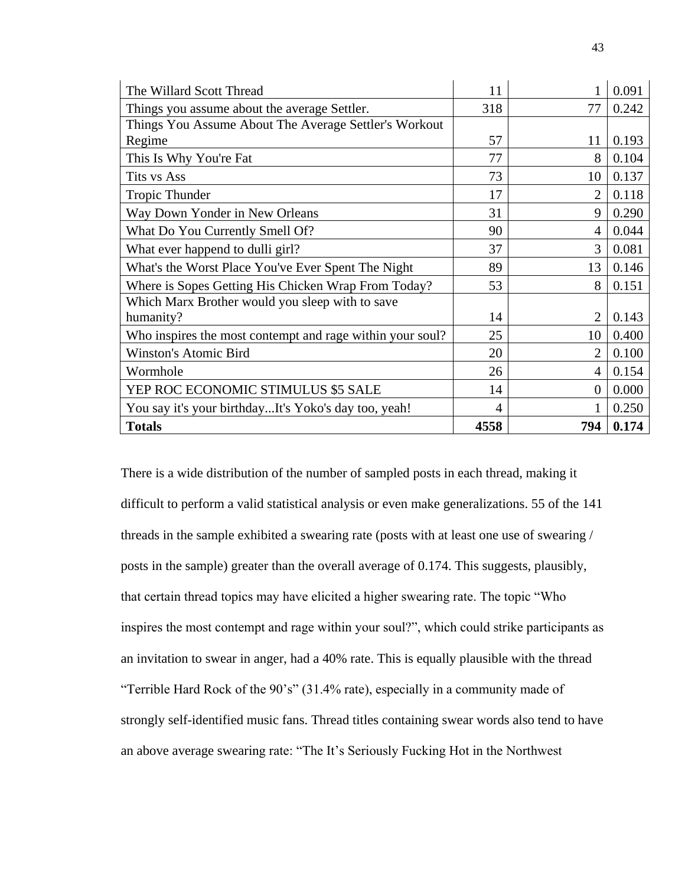| The Willard Scott Thread | 11 | 1 | 0.091 |
|---|---|---|---|
| Things you assume about the average Settler. | 318 | 77 | 0.242 |
| Things You Assume About The Average Settler's Workout Regime | 57 | 11 | 0.193 |
| This Is Why You're Fat | 77 | 8 | 0.104 |
| Tits vs Ass | 73 | 10 | 0.137 |
| Tropic Thunder | 17 | 2 | 0.118 |
| Way Down Yonder in New Orleans | 31 | 9 | 0.290 |
| What Do You Currently Smell Of? | 90 | 4 | 0.044 |
| What ever happend to dulli girl? | 37 | 3 | 0.081 |
| What's the Worst Place You've Ever Spent The Night | 89 | 13 | 0.146 |
| Where is Sopes Getting His Chicken Wrap From Today? | 53 | 8 | 0.151 |
| Which Marx Brother would you sleep with to save humanity? | 14 | 2 | 0.143 |
| Who inspires the most contempt and rage within your soul? | 25 | 10 | 0.400 |
| Winston's Atomic Bird | 20 | 2 | 0.100 |
| Wormhole | 26 | 4 | 0.154 |
| YEP ROC ECONOMIC STIMULUS $5 SALE | 14 | 0 | 0.000 |
| You say it's your birthday...It's Yoko's day too, yeah! | 4 | 1 | 0.250 |
| **Totals** | **4558** | **794** | **0.174** |

There is a wide distribution of the number of sampled posts in each thread, making it difficult to perform a valid statistical analysis or even make generalizations. 55 of the 141 threads in the sample exhibited a swearing rate (posts with at least one use of swearing / posts in the sample) greater than the overall average of 0.174. This suggests, plausibly, that certain thread topics may have elicited a higher swearing rate. The topic "Who inspires the most contempt and rage within your soul?", which could strike participants as an invitation to swear in anger, had a 40% rate. This is equally plausible with the thread "Terrible Hard Rock of the 90's" (31.4% rate), especially in a community made of strongly self-identified music fans. Thread titles containing swear words also tend to have an above average swearing rate: "The It's Seriously Fucking Hot in the Northwest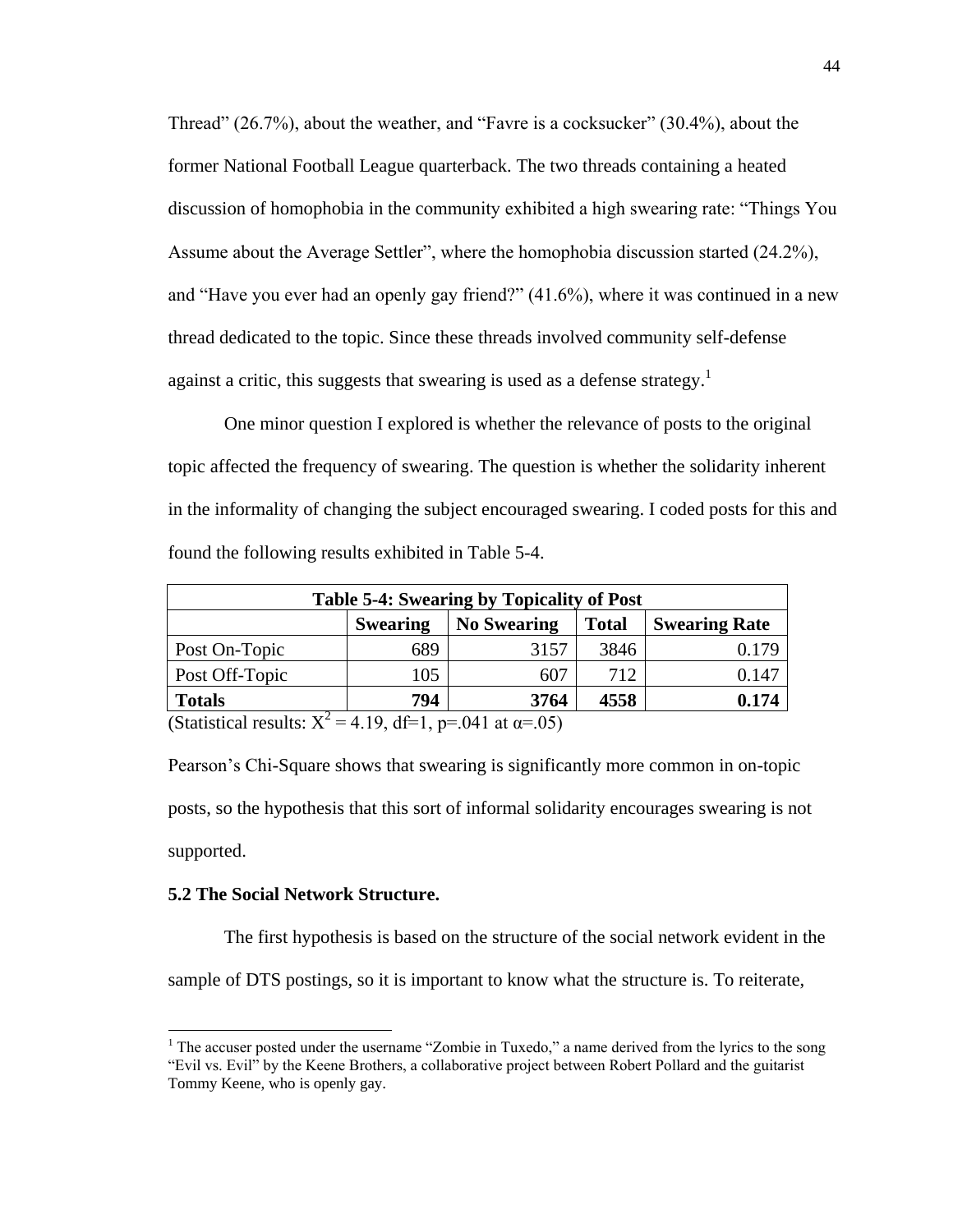Thread" (26.7%), about the weather, and "Favre is a cocksucker" (30.4%), about the former National Football League quarterback. The two threads containing a heated discussion of homophobia in the community exhibited a high swearing rate: "Things You Assume about the Average Settler", where the homophobia discussion started (24.2%), and "Have you ever had an openly gay friend?" (41.6%), where it was continued in a new thread dedicated to the topic. Since these threads involved community self-defense against a critic, this suggests that swearing is used as a defense strategy.[1]

One minor question I explored is whether the relevance of posts to the original topic affected the frequency of swearing. The question is whether the solidarity inherent in the informality of changing the subject encouraged swearing. I coded posts for this and found the following results exhibited in Table 5-4.

**Table 5-4: Swearing by Topicality of Post**

| | Swearing | No Swearing | Total | Swearing Rate |
|---|---|---|---|---|
| Post On-Topic | 689 | 3157 | 3846 | 0.179 |
| Post Off-Topic | 105 | 607 | 712 | 0.147 |
| **Totals** | **794** | **3764** | **4558** | **0.174** |

(Statistical results: $X^2 = 4.19$, df=1, p=.041 at α=.05)

Pearson's Chi-Square shows that swearing is significantly more common in on-topic posts, so the hypothesis that this sort of informal solidarity encourages swearing is not supported.

### 5.2 The Social Network Structure.

The first hypothesis is based on the structure of the social network evident in the sample of DTS postings, so it is important to know what the structure is. To reiterate,

[1] The accuser posted under the username "Zombie in Tuxedo," a name derived from the lyrics to the song "Evil vs. Evil" by the Keene Brothers, a collaborative project between Robert Pollard and the guitarist Tommy Keene, who is openly gay.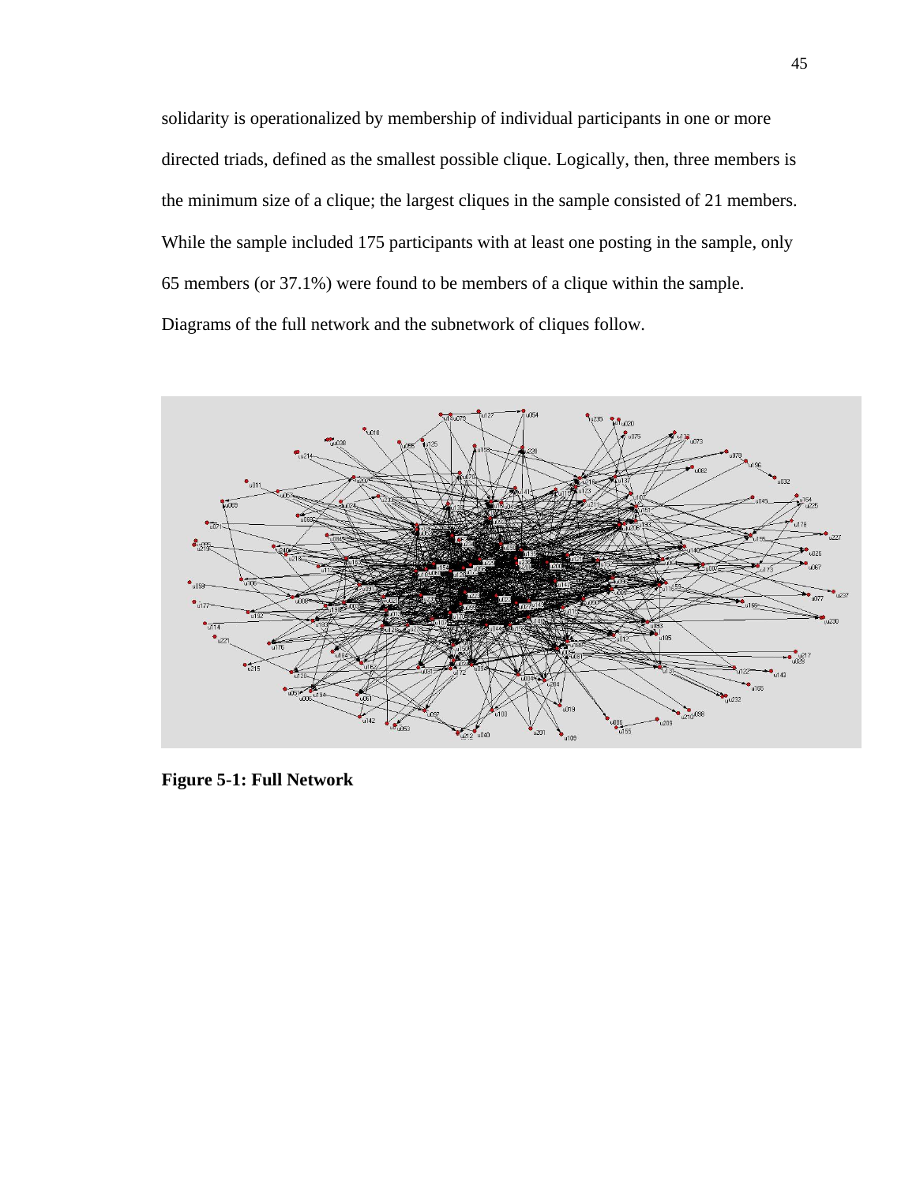solidarity is operationalized by membership of individual participants in one or more directed triads, defined as the smallest possible clique. Logically, then, three members is the minimum size of a clique; the largest cliques in the sample consisted of 21 members. While the sample included 175 participants with at least one posting in the sample, only 65 members (or 37.1%) were found to be members of a clique within the sample. Diagrams of the full network and the subnetwork of cliques follow.

**Figure 5-1: Full Network**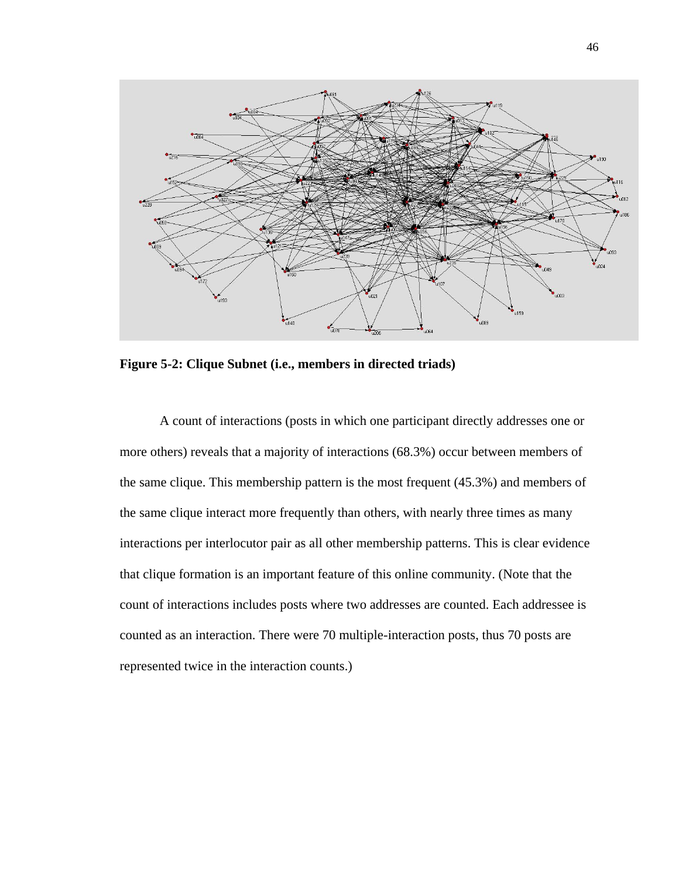**Figure 5-2: Clique Subnet (i.e., members in directed triads)**

A count of interactions (posts in which one participant directly addresses one or more others) reveals that a majority of interactions (68.3%) occur between members of the same clique. This membership pattern is the most frequent (45.3%) and members of the same clique interact more frequently than others, with nearly three times as many interactions per interlocutor pair as all other membership patterns. This is clear evidence that clique formation is an important feature of this online community. (Note that the count of interactions includes posts where two addresses are counted. Each addressee is counted as an interaction. There were 70 multiple-interaction posts, thus 70 posts are represented twice in the interaction counts.)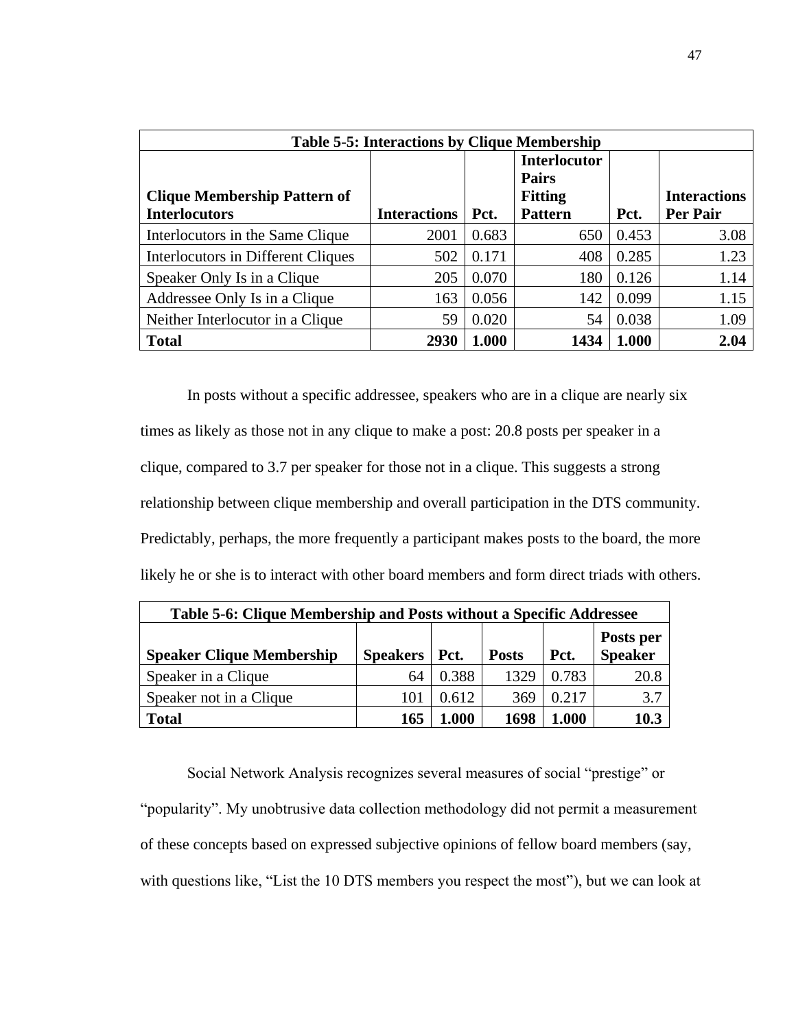| Table 5-5: Interactions by Clique Membership | | | | | |
|---|---|---|---|---|---|
| **Clique Membership Pattern of Interlocutors** | **Interactions** | **Pct.** | **Interlocutor Pairs Fitting Pattern** | **Pct.** | **Interactions Per Pair** |
| Interlocutors in the Same Clique | 2001 | 0.683 | 650 | 0.453 | 3.08 |
| Interlocutors in Different Cliques | 502 | 0.171 | 408 | 0.285 | 1.23 |
| Speaker Only Is in a Clique | 205 | 0.070 | 180 | 0.126 | 1.14 |
| Addressee Only Is in a Clique | 163 | 0.056 | 142 | 0.099 | 1.15 |
| Neither Interlocutor in a Clique | 59 | 0.020 | 54 | 0.038 | 1.09 |
| **Total** | **2930** | **1.000** | **1434** | **1.000** | **2.04** |

In posts without a specific addressee, speakers who are in a clique are nearly six times as likely as those not in any clique to make a post: 20.8 posts per speaker in a clique, compared to 3.7 per speaker for those not in a clique. This suggests a strong relationship between clique membership and overall participation in the DTS community. Predictably, perhaps, the more frequently a participant makes posts to the board, the more likely he or she is to interact with other board members and form direct triads with others.

| Table 5-6: Clique Membership and Posts without a Specific Addressee | | | | | |
|---|---|---|---|---|---|
| **Speaker Clique Membership** | **Speakers** | **Pct.** | **Posts** | **Pct.** | **Posts per Speaker** |
| Speaker in a Clique | 64 | 0.388 | 1329 | 0.783 | 20.8 |
| Speaker not in a Clique | 101 | 0.612 | 369 | 0.217 | 3.7 |
| **Total** | **165** | **1.000** | **1698** | **1.000** | **10.3** |

Social Network Analysis recognizes several measures of social "prestige" or "popularity". My unobtrusive data collection methodology did not permit a measurement of these concepts based on expressed subjective opinions of fellow board members (say, with questions like, "List the 10 DTS members you respect the most"), but we can look at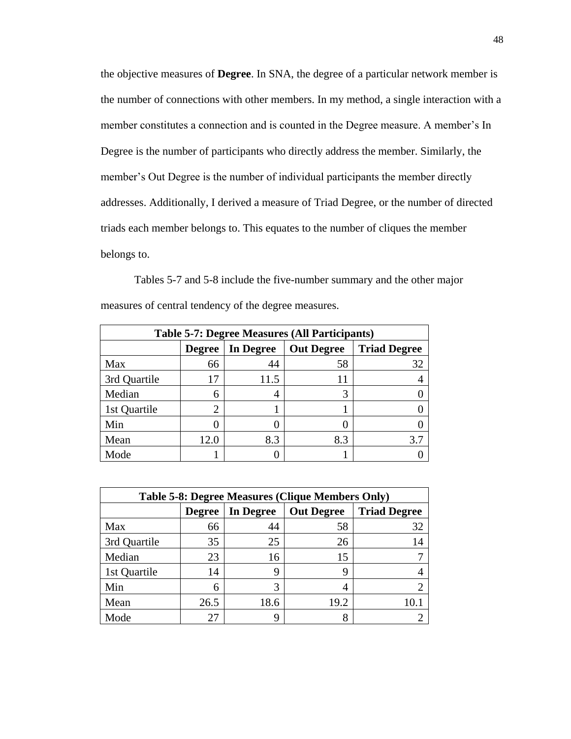the objective measures of **Degree**. In SNA, the degree of a particular network member is the number of connections with other members. In my method, a single interaction with a member constitutes a connection and is counted in the Degree measure. A member's In Degree is the number of participants who directly address the member. Similarly, the member's Out Degree is the number of individual participants the member directly addresses. Additionally, I derived a measure of Triad Degree, or the number of directed triads each member belongs to. This equates to the number of cliques the member belongs to.

Tables 5-7 and 5-8 include the five-number summary and the other major measures of central tendency of the degree measures.

**Table 5-7: Degree Measures (All Participants)**

| | Degree | In Degree | Out Degree | Triad Degree |
|---|---|---|---|---|
| Max | 66 | 44 | 58 | 32 |
| 3rd Quartile | 17 | 11.5 | 11 | 4 |
| Median | 6 | 4 | 3 | 0 |
| 1st Quartile | 2 | 1 | 1 | 0 |
| Min | 0 | 0 | 0 | 0 |
| Mean | 12.0 | 8.3 | 8.3 | 3.7 |
| Mode | 1 | 0 | 1 | 0 |

**Table 5-8: Degree Measures (Clique Members Only)**

| | Degree | In Degree | Out Degree | Triad Degree |
|---|---|---|---|---|
| Max | 66 | 44 | 58 | 32 |
| 3rd Quartile | 35 | 25 | 26 | 14 |
| Median | 23 | 16 | 15 | 7 |
| 1st Quartile | 14 | 9 | 9 | 4 |
| Min | 6 | 3 | 4 | 2 |
| Mean | 26.5 | 18.6 | 19.2 | 10.1 |
| Mode | 27 | 9 | 8 | 2 |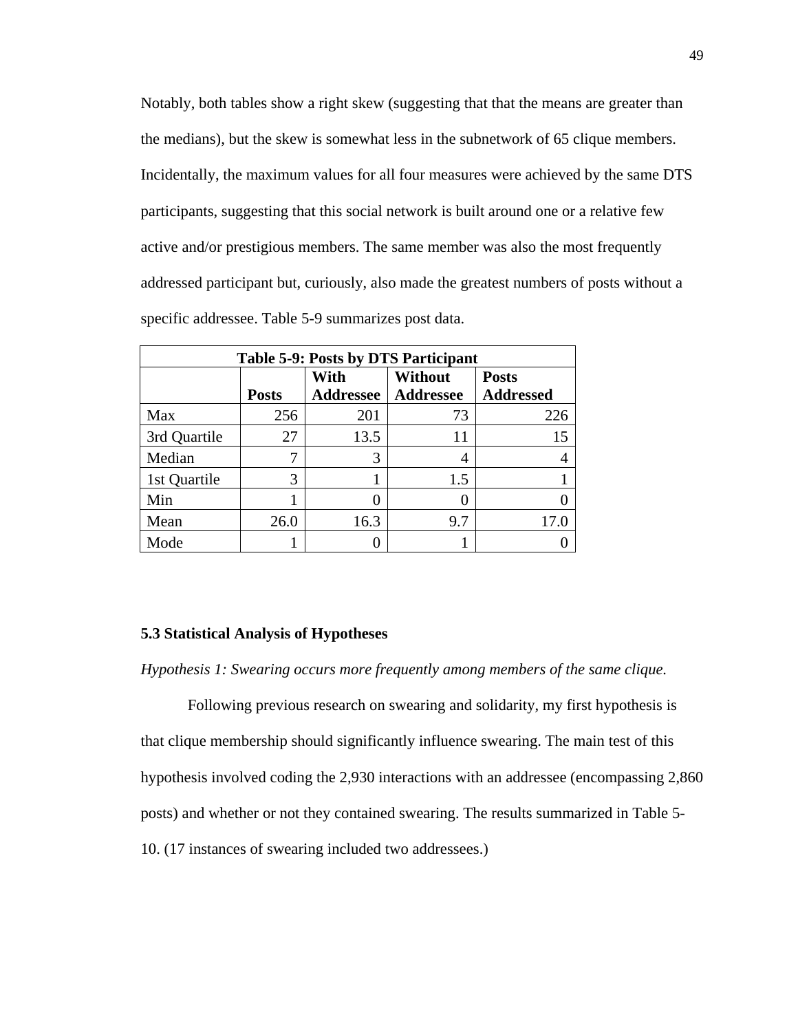Notably, both tables show a right skew (suggesting that that the means are greater than the medians), but the skew is somewhat less in the subnetwork of 65 clique members. Incidentally, the maximum values for all four measures were achieved by the same DTS participants, suggesting that this social network is built around one or a relative few active and/or prestigious members. The same member was also the most frequently addressed participant but, curiously, also made the greatest numbers of posts without a specific addressee. Table 5-9 summarizes post data.

| **Table 5-9: Posts by DTS Participant** | | | | |
|---|---|---|---|---|
| | **Posts** | **With Addressee** | **Without Addressee** | **Posts Addressed** |
| Max | 256 | 201 | 73 | 226 |
| 3rd Quartile | 27 | 13.5 | 11 | 15 |
| Median | 7 | 3 | 4 | 4 |
| 1st Quartile | 3 | 1 | 1.5 | 1 |
| Min | 1 | 0 | 0 | 0 |
| Mean | 26.0 | 16.3 | 9.7 | 17.0 |
| Mode | 1 | 0 | 1 | 0 |

### 5.3 Statistical Analysis of Hypotheses

*Hypothesis 1: Swearing occurs more frequently among members of the same clique.*

Following previous research on swearing and solidarity, my first hypothesis is that clique membership should significantly influence swearing. The main test of this hypothesis involved coding the 2,930 interactions with an addressee (encompassing 2,860 posts) and whether or not they contained swearing. The results summarized in Table 5-10. (17 instances of swearing included two addressees.)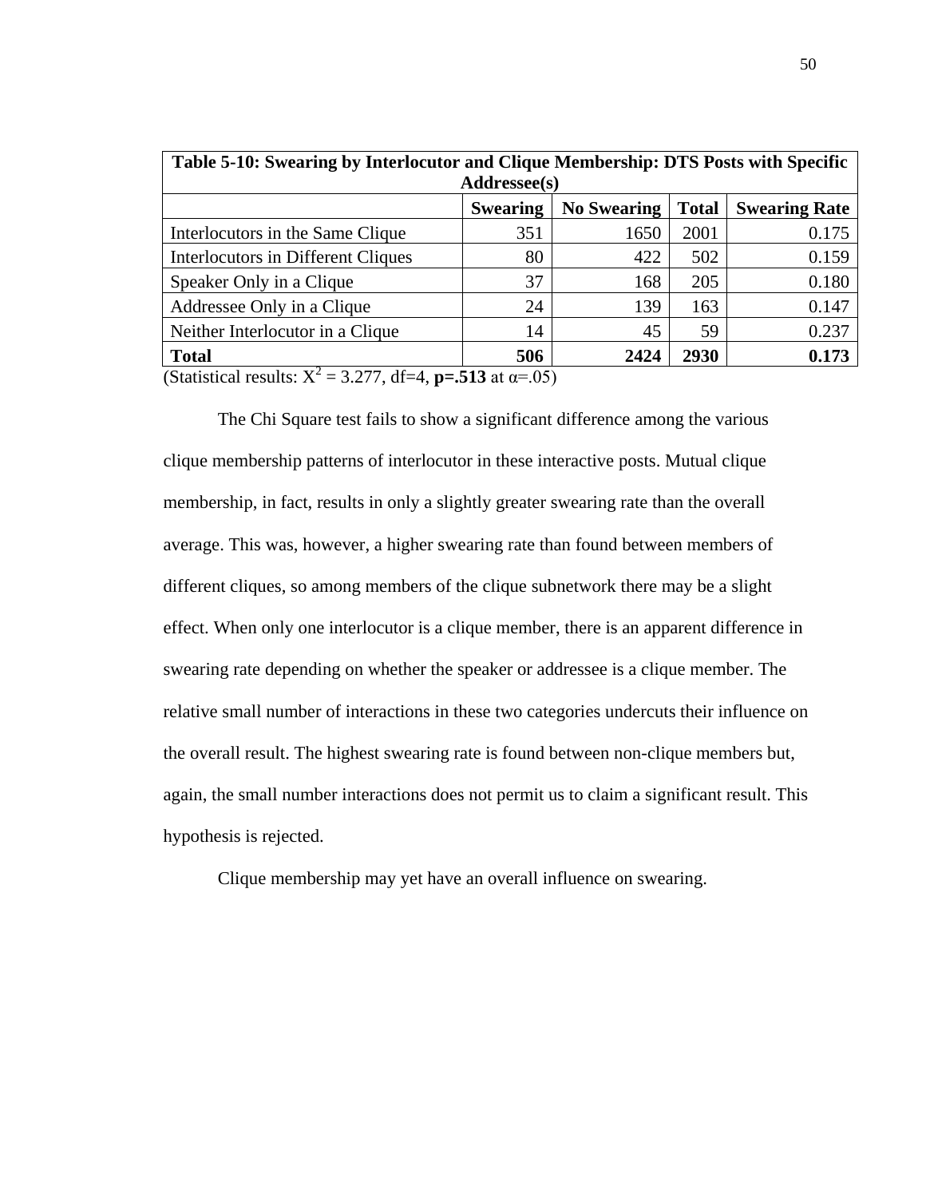| Table 5-10: Swearing by Interlocutor and Clique Membership: DTS Posts with Specific Addressee(s) | | | | |
|---|---|---|---|---|
| | **Swearing** | **No Swearing** | **Total** | **Swearing Rate** |
| Interlocutors in the Same Clique | 351 | 1650 | 2001 | 0.175 |
| Interlocutors in Different Cliques | 80 | 422 | 502 | 0.159 |
| Speaker Only in a Clique | 37 | 168 | 205 | 0.180 |
| Addressee Only in a Clique | 24 | 139 | 163 | 0.147 |
| Neither Interlocutor in a Clique | 14 | 45 | 59 | 0.237 |
| **Total** | **506** | **2424** | **2930** | **0.173** |

(Statistical results: $X^2 = 3.277$, df=4, **p=.513** at $\alpha$=.05)

The Chi Square test fails to show a significant difference among the various clique membership patterns of interlocutor in these interactive posts. Mutual clique membership, in fact, results in only a slightly greater swearing rate than the overall average. This was, however, a higher swearing rate than found between members of different cliques, so among members of the clique subnetwork there may be a slight effect. When only one interlocutor is a clique member, there is an apparent difference in swearing rate depending on whether the speaker or addressee is a clique member. The relative small number of interactions in these two categories undercuts their influence on the overall result. The highest swearing rate is found between non-clique members but, again, the small number interactions does not permit us to claim a significant result. This hypothesis is rejected.

Clique membership may yet have an overall influence on swearing.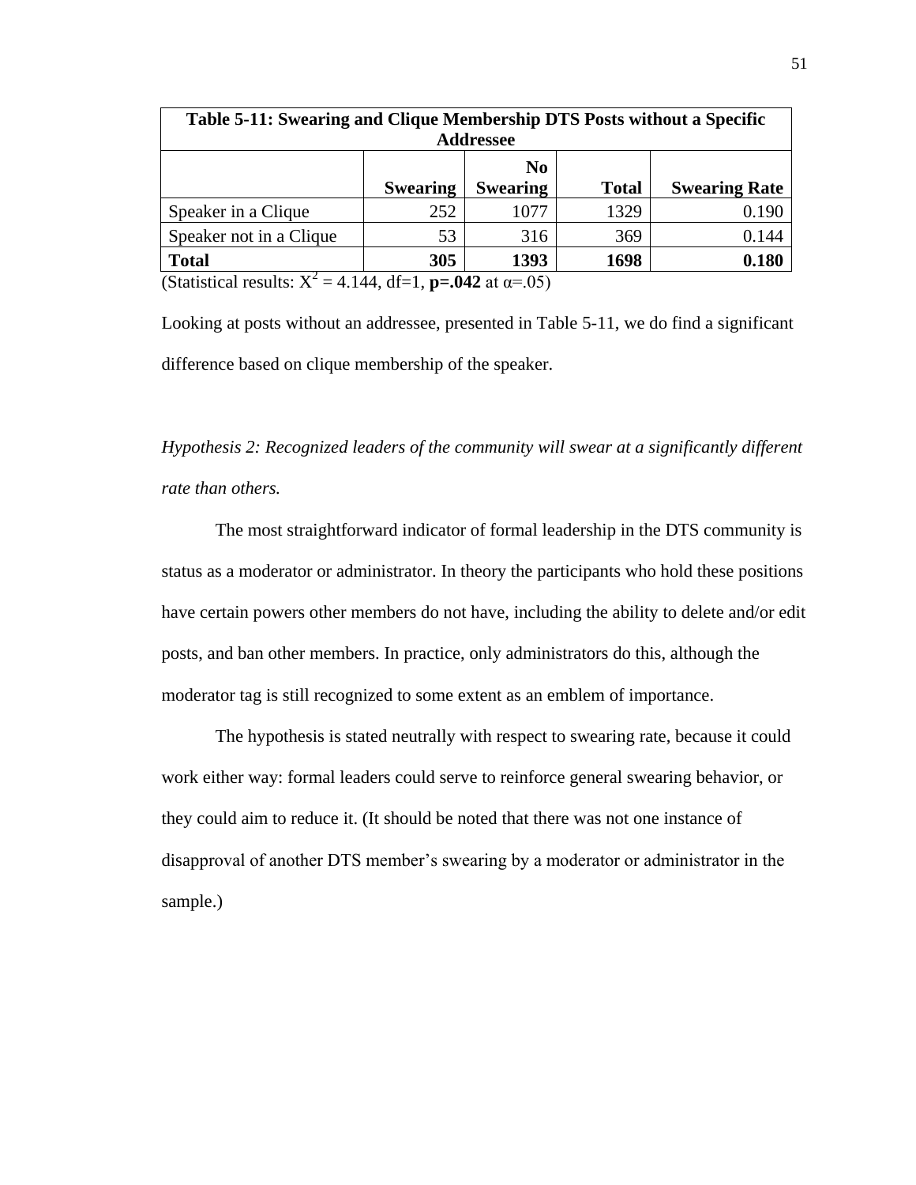| Table 5-11: Swearing and Clique Membership DTS Posts without a Specific Addressee | | | | |
|---|---|---|---|---|
| | **Swearing** | **No Swearing** | **Total** | **Swearing Rate** |
| Speaker in a Clique | 252 | 1077 | 1329 | 0.190 |
| Speaker not in a Clique | 53 | 316 | 369 | 0.144 |
| **Total** | **305** | **1393** | **1698** | **0.180** |

(Statistical results: $X^2 = 4.144$, df=1, **p=.042** at α=.05)

Looking at posts without an addressee, presented in Table 5-11, we do find a significant difference based on clique membership of the speaker.

*Hypothesis 2: Recognized leaders of the community will swear at a significantly different rate than others.*

The most straightforward indicator of formal leadership in the DTS community is status as a moderator or administrator. In theory the participants who hold these positions have certain powers other members do not have, including the ability to delete and/or edit posts, and ban other members. In practice, only administrators do this, although the moderator tag is still recognized to some extent as an emblem of importance.

The hypothesis is stated neutrally with respect to swearing rate, because it could work either way: formal leaders could serve to reinforce general swearing behavior, or they could aim to reduce it. (It should be noted that there was not one instance of disapproval of another DTS member's swearing by a moderator or administrator in the sample.)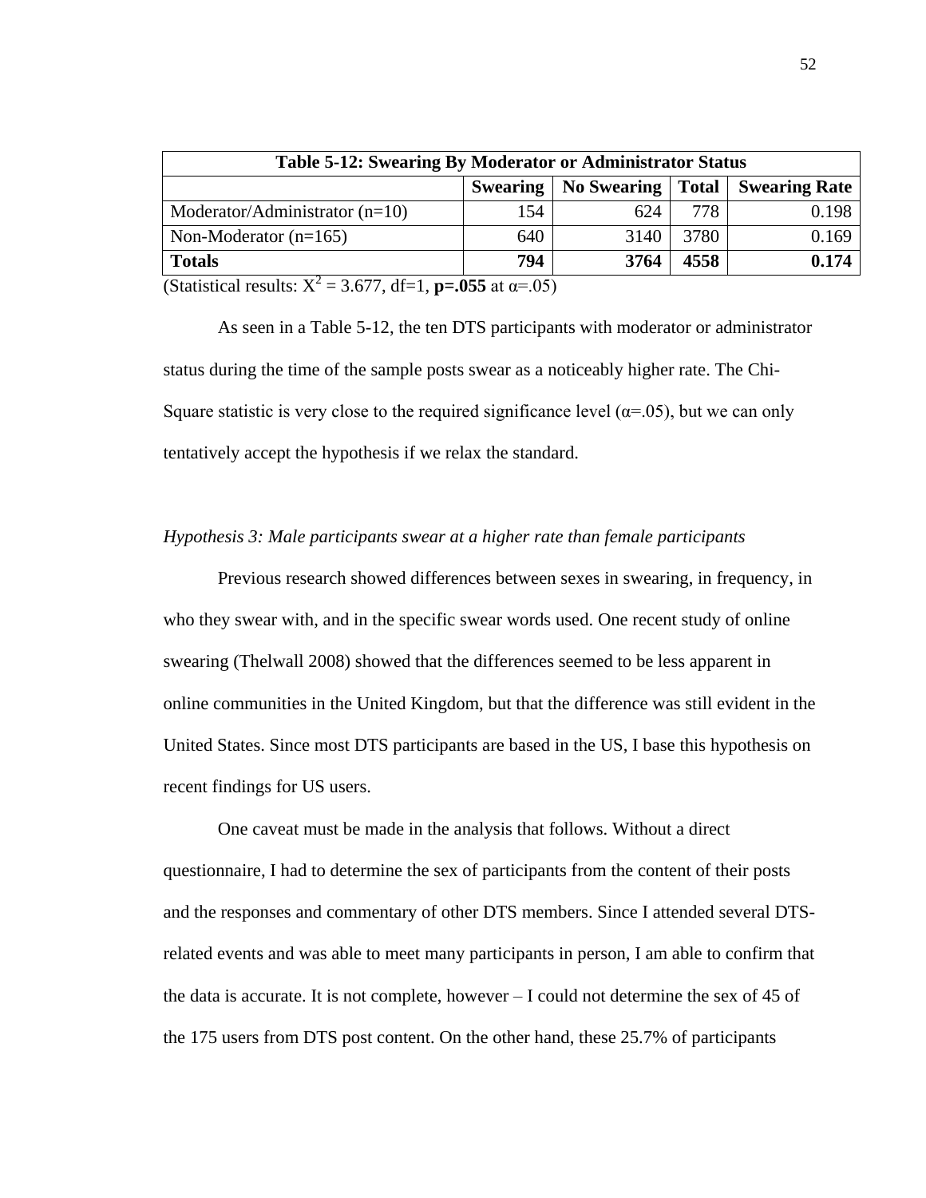| Table 5-12: Swearing By Moderator or Administrator Status | | | | |
|---|---|---|---|---|
| | **Swearing** | **No Swearing** | **Total** | **Swearing Rate** |
| Moderator/Administrator (n=10) | 154 | 624 | 778 | 0.198 |
| Non-Moderator (n=165) | 640 | 3140 | 3780 | 0.169 |
| **Totals** | **794** | **3764** | **4558** | **0.174** |

(Statistical results: $X^2$ = 3.677, df=1, **p=.055** at α=.05)

As seen in a Table 5-12, the ten DTS participants with moderator or administrator status during the time of the sample posts swear as a noticeably higher rate. The Chi-Square statistic is very close to the required significance level (α=.05), but we can only tentatively accept the hypothesis if we relax the standard.

*Hypothesis 3: Male participants swear at a higher rate than female participants*

Previous research showed differences between sexes in swearing, in frequency, in who they swear with, and in the specific swear words used. One recent study of online swearing (Thelwall 2008) showed that the differences seemed to be less apparent in online communities in the United Kingdom, but that the difference was still evident in the United States. Since most DTS participants are based in the US, I base this hypothesis on recent findings for US users.

One caveat must be made in the analysis that follows. Without a direct questionnaire, I had to determine the sex of participants from the content of their posts and the responses and commentary of other DTS members. Since I attended several DTS-related events and was able to meet many participants in person, I am able to confirm that the data is accurate. It is not complete, however – I could not determine the sex of 45 of the 175 users from DTS post content. On the other hand, these 25.7% of participants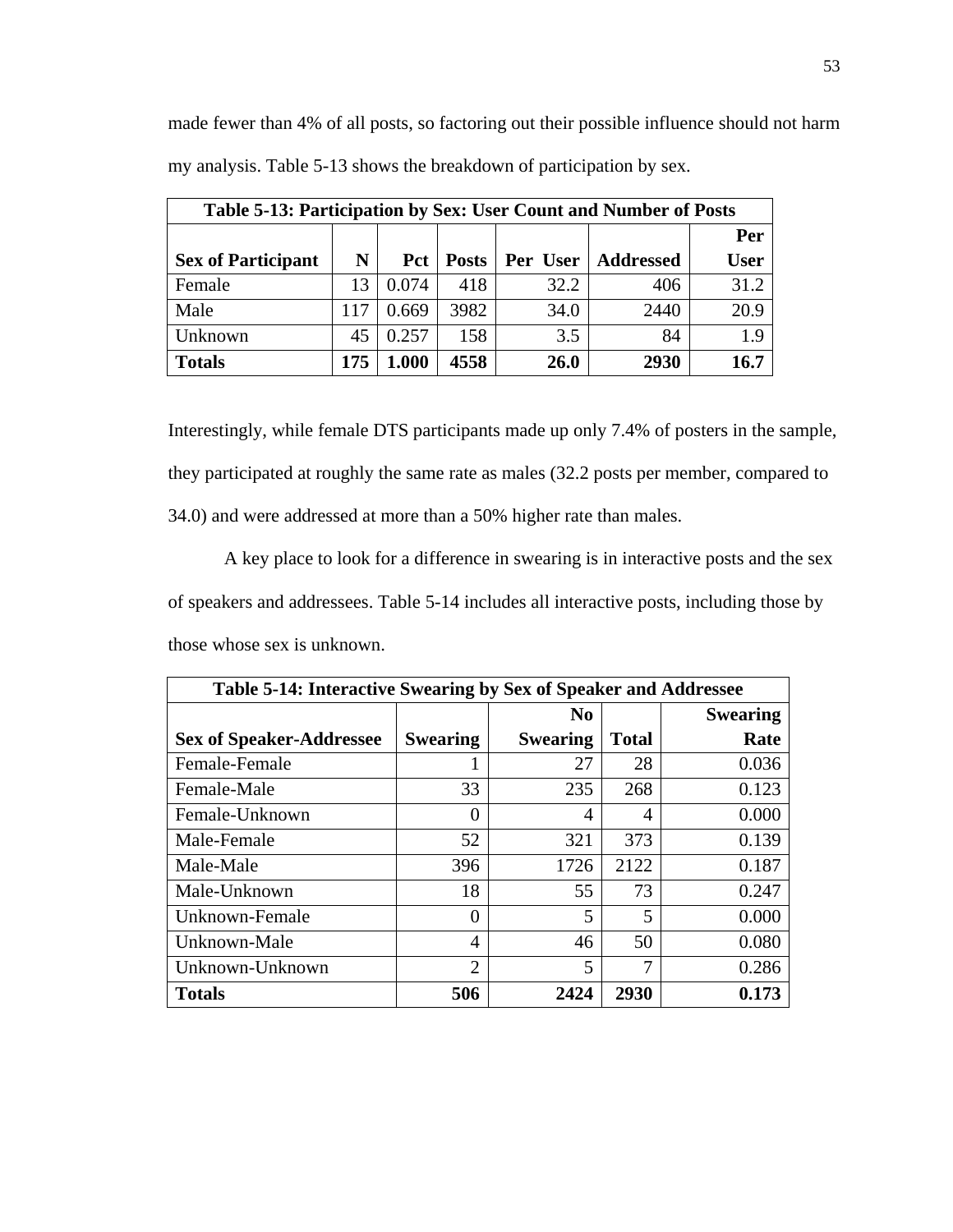made fewer than 4% of all posts, so factoring out their possible influence should not harm my analysis. Table 5-13 shows the breakdown of participation by sex.

**Table 5-13: Participation by Sex: User Count and Number of Posts**

| Sex of Participant | N | Pct | Posts | Per User | Addressed | Per User |
|---|---|---|---|---|---|---|
| Female | 13 | 0.074 | 418 | 32.2 | 406 | 31.2 |
| Male | 117 | 0.669 | 3982 | 34.0 | 2440 | 20.9 |
| Unknown | 45 | 0.257 | 158 | 3.5 | 84 | 1.9 |
| **Totals** | **175** | **1.000** | **4558** | **26.0** | **2930** | **16.7** |

Interestingly, while female DTS participants made up only 7.4% of posters in the sample, they participated at roughly the same rate as males (32.2 posts per member, compared to 34.0) and were addressed at more than a 50% higher rate than males.

A key place to look for a difference in swearing is in interactive posts and the sex of speakers and addressees. Table 5-14 includes all interactive posts, including those by those whose sex is unknown.

**Table 5-14: Interactive Swearing by Sex of Speaker and Addressee**

| Sex of Speaker-Addressee | Swearing | No Swearing | Total | Swearing Rate |
|---|---|---|---|---|
| Female-Female | 1 | 27 | 28 | 0.036 |
| Female-Male | 33 | 235 | 268 | 0.123 |
| Female-Unknown | 0 | 4 | 4 | 0.000 |
| Male-Female | 52 | 321 | 373 | 0.139 |
| Male-Male | 396 | 1726 | 2122 | 0.187 |
| Male-Unknown | 18 | 55 | 73 | 0.247 |
| Unknown-Female | 0 | 5 | 5 | 0.000 |
| Unknown-Male | 4 | 46 | 50 | 0.080 |
| Unknown-Unknown | 2 | 5 | 7 | 0.286 |
| **Totals** | **506** | **2424** | **2930** | **0.173** |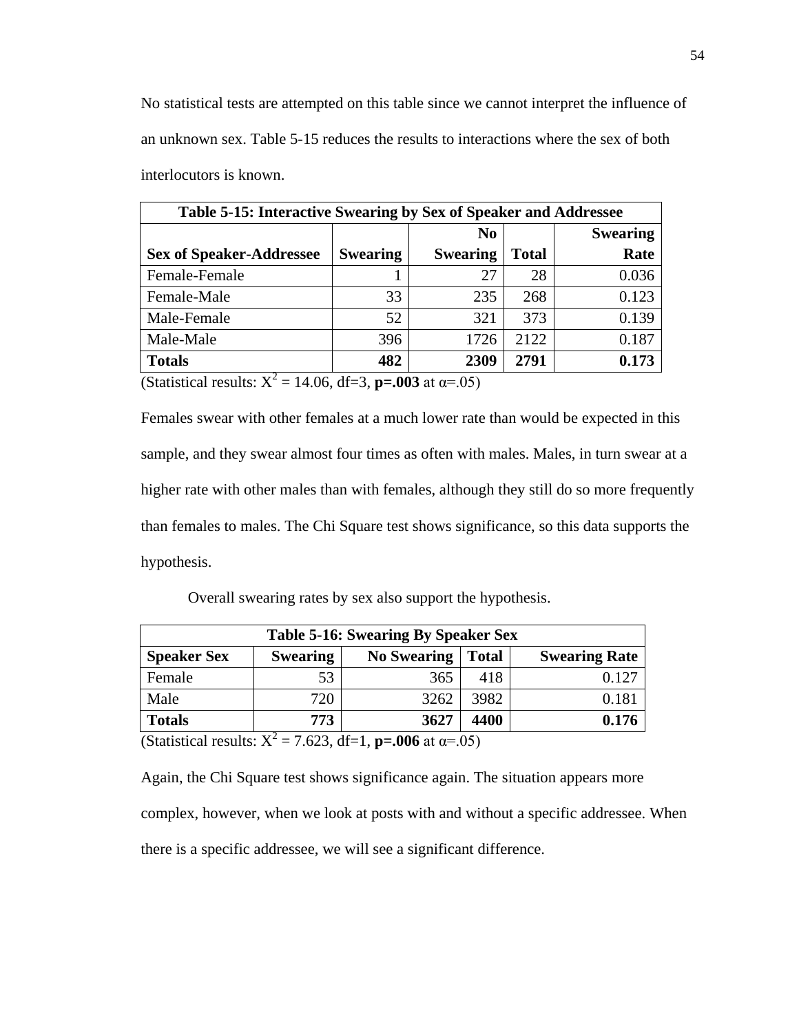No statistical tests are attempted on this table since we cannot interpret the influence of an unknown sex. Table 5-15 reduces the results to interactions where the sex of both interlocutors is known.

| **Table 5-15: Interactive Swearing by Sex of Speaker and Addressee** | | | | |
|---|---|---|---|---|
| **Sex of Speaker-Addressee** | **Swearing** | **No Swearing** | **Total** | **Swearing Rate** |
| Female-Female | 1 | 27 | 28 | 0.036 |
| Female-Male | 33 | 235 | 268 | 0.123 |
| Male-Female | 52 | 321 | 373 | 0.139 |
| Male-Male | 396 | 1726 | 2122 | 0.187 |
| **Totals** | **482** | **2309** | **2791** | **0.173** |

(Statistical results: $X^2 = 14.06$, df=3, **p=.003** at $\alpha$=.05)

Females swear with other females at a much lower rate than would be expected in this sample, and they swear almost four times as often with males. Males, in turn swear at a higher rate with other males than with females, although they still do so more frequently than females to males. The Chi Square test shows significance, so this data supports the hypothesis.

Overall swearing rates by sex also support the hypothesis.

| **Table 5-16: Swearing By Speaker Sex** | | | | |
|---|---|---|---|---|
| **Speaker Sex** | **Swearing** | **No Swearing** | **Total** | **Swearing Rate** |
| Female | 53 | 365 | 418 | 0.127 |
| Male | 720 | 3262 | 3982 | 0.181 |
| **Totals** | **773** | **3627** | **4400** | **0.176** |

(Statistical results: $X^2 = 7.623$, df=1, **p=.006** at $\alpha$=.05)

Again, the Chi Square test shows significance again. The situation appears more complex, however, when we look at posts with and without a specific addressee. When there is a specific addressee, we will see a significant difference.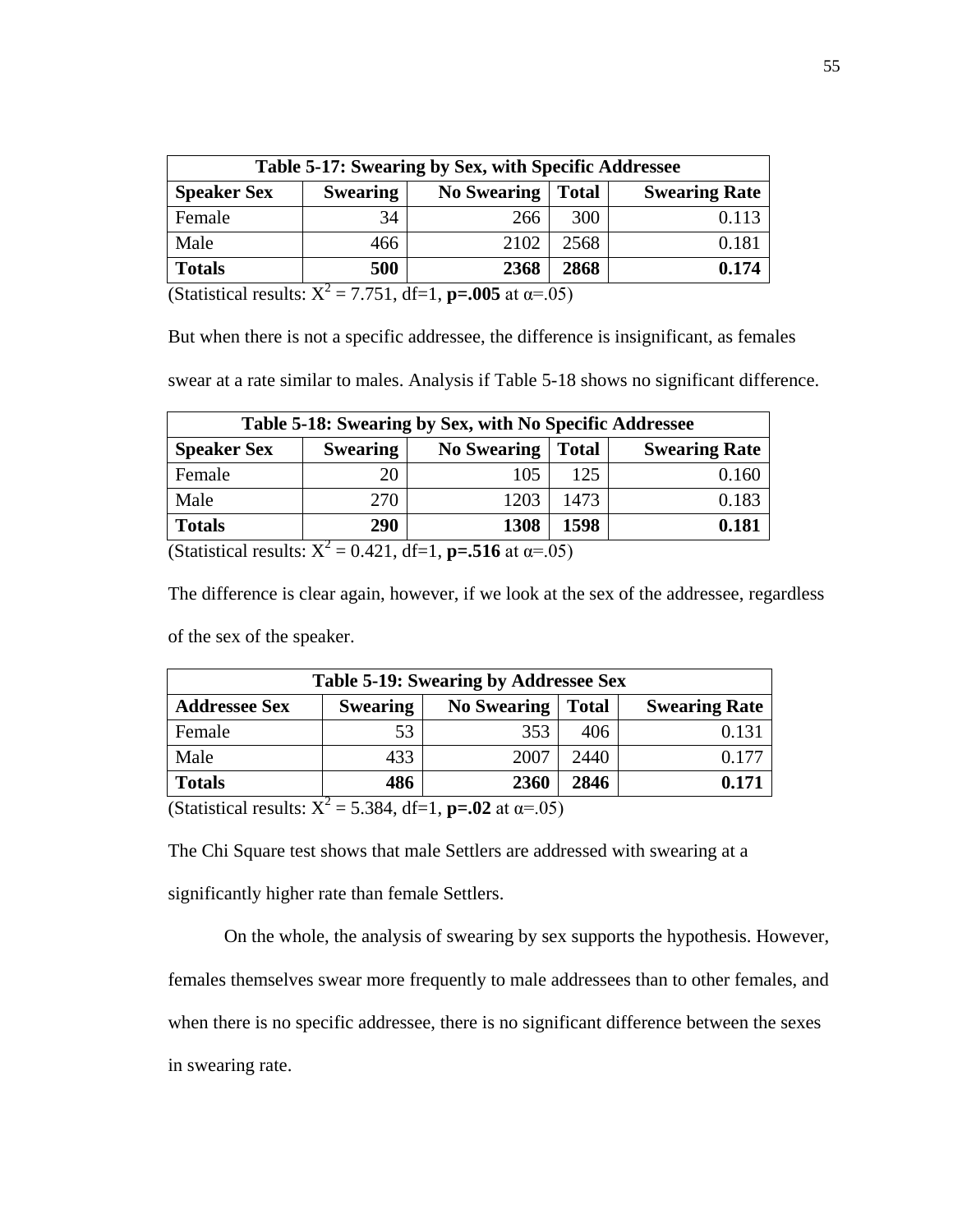| Table 5-17: Swearing by Sex, with Specific Addressee | | | | |
|---|---|---|---|---|
| **Speaker Sex** | **Swearing** | **No Swearing** | **Total** | **Swearing Rate** |
| Female | 34 | 266 | 300 | 0.113 |
| Male | 466 | 2102 | 2568 | 0.181 |
| **Totals** | **500** | **2368** | **2868** | **0.174** |

(Statistical results: $X^2 = 7.751$, df=1, **p=.005** at $\alpha$=.05)

But when there is not a specific addressee, the difference is insignificant, as females swear at a rate similar to males. Analysis if Table 5-18 shows no significant difference.

| Table 5-18: Swearing by Sex, with No Specific Addressee | | | | |
|---|---|---|---|---|
| **Speaker Sex** | **Swearing** | **No Swearing** | **Total** | **Swearing Rate** |
| Female | 20 | 105 | 125 | 0.160 |
| Male | 270 | 1203 | 1473 | 0.183 |
| **Totals** | **290** | **1308** | **1598** | **0.181** |

(Statistical results: $X^2 = 0.421$, df=1, **p=.516** at $\alpha$=.05)

The difference is clear again, however, if we look at the sex of the addressee, regardless of the sex of the speaker.

| Table 5-19: Swearing by Addressee Sex | | | | |
|---|---|---|---|---|
| **Addressee Sex** | **Swearing** | **No Swearing** | **Total** | **Swearing Rate** |
| Female | 53 | 353 | 406 | 0.131 |
| Male | 433 | 2007 | 2440 | 0.177 |
| **Totals** | **486** | **2360** | **2846** | **0.171** |

(Statistical results: $X^2 = 5.384$, df=1, **p=.02** at $\alpha$=.05)

The Chi Square test shows that male Settlers are addressed with swearing at a significantly higher rate than female Settlers.

On the whole, the analysis of swearing by sex supports the hypothesis. However, females themselves swear more frequently to male addressees than to other females, and when there is no specific addressee, there is no significant difference between the sexes in swearing rate.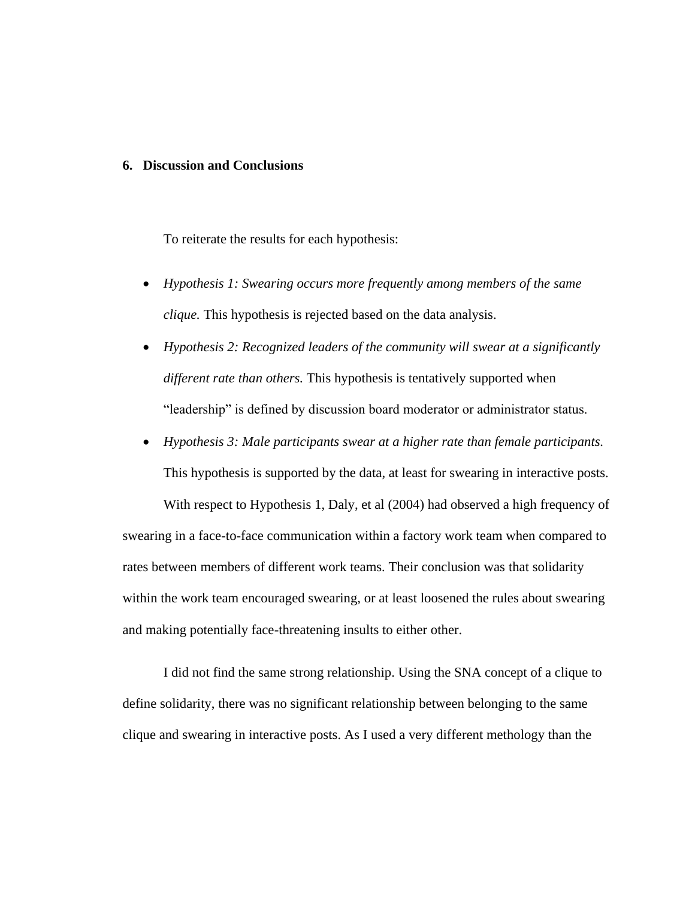## 6. Discussion and Conclusions

To reiterate the results for each hypothesis:

- *Hypothesis 1: Swearing occurs more frequently among members of the same clique.* This hypothesis is rejected based on the data analysis.
- *Hypothesis 2: Recognized leaders of the community will swear at a significantly different rate than others.* This hypothesis is tentatively supported when "leadership" is defined by discussion board moderator or administrator status.
- *Hypothesis 3: Male participants swear at a higher rate than female participants.* This hypothesis is supported by the data, at least for swearing in interactive posts.

With respect to Hypothesis 1, Daly, et al (2004) had observed a high frequency of swearing in a face-to-face communication within a factory work team when compared to rates between members of different work teams. Their conclusion was that solidarity within the work team encouraged swearing, or at least loosened the rules about swearing and making potentially face-threatening insults to either other.

I did not find the same strong relationship. Using the SNA concept of a clique to define solidarity, there was no significant relationship between belonging to the same clique and swearing in interactive posts. As I used a very different methology than the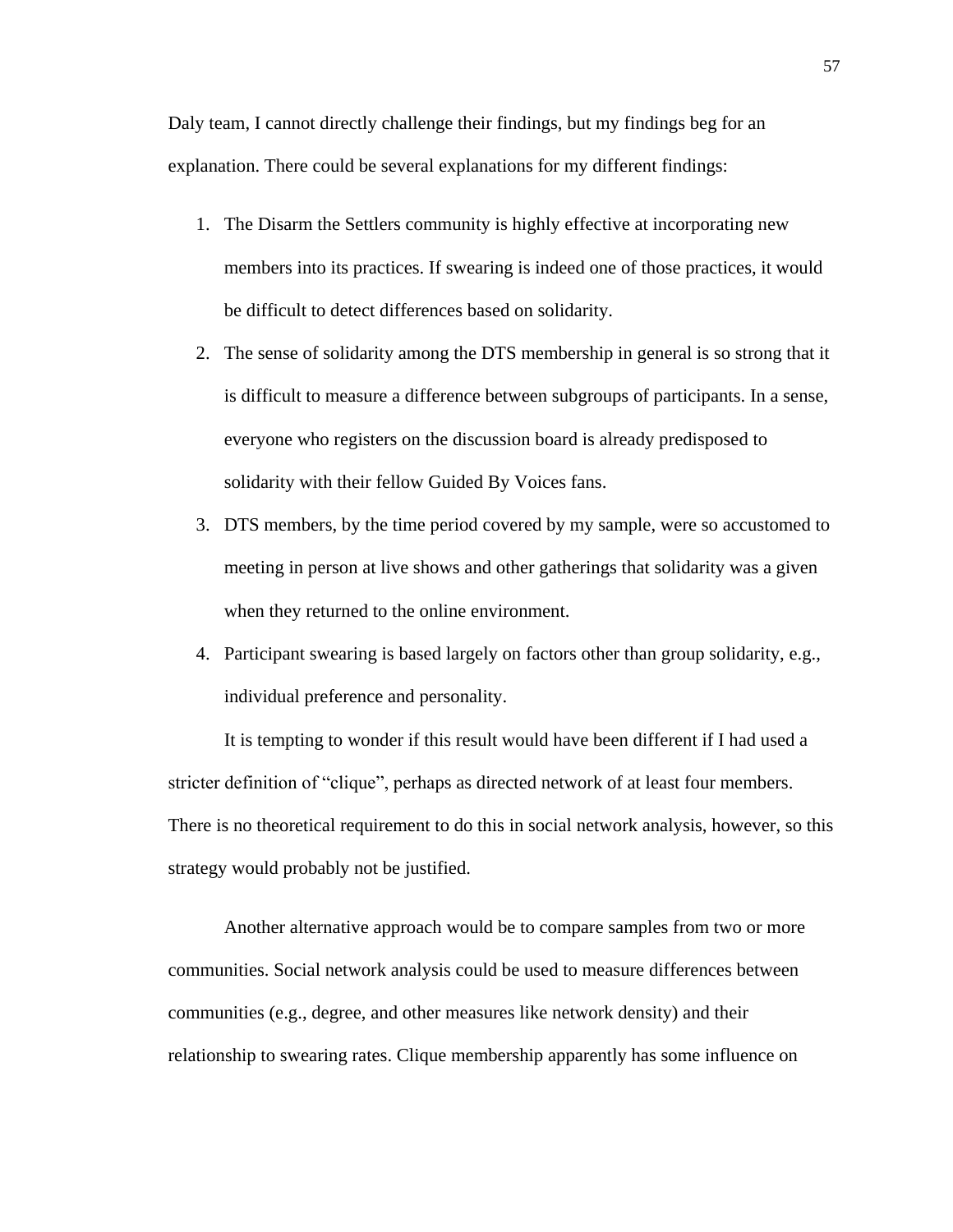Daly team, I cannot directly challenge their findings, but my findings beg for an explanation. There could be several explanations for my different findings:

1. The Disarm the Settlers community is highly effective at incorporating new members into its practices. If swearing is indeed one of those practices, it would be difficult to detect differences based on solidarity.
2. The sense of solidarity among the DTS membership in general is so strong that it is difficult to measure a difference between subgroups of participants. In a sense, everyone who registers on the discussion board is already predisposed to solidarity with their fellow Guided By Voices fans.
3. DTS members, by the time period covered by my sample, were so accustomed to meeting in person at live shows and other gatherings that solidarity was a given when they returned to the online environment.
4. Participant swearing is based largely on factors other than group solidarity, e.g., individual preference and personality.

It is tempting to wonder if this result would have been different if I had used a stricter definition of "clique", perhaps as directed network of at least four members. There is no theoretical requirement to do this in social network analysis, however, so this strategy would probably not be justified.

Another alternative approach would be to compare samples from two or more communities. Social network analysis could be used to measure differences between communities (e.g., degree, and other measures like network density) and their relationship to swearing rates. Clique membership apparently has some influence on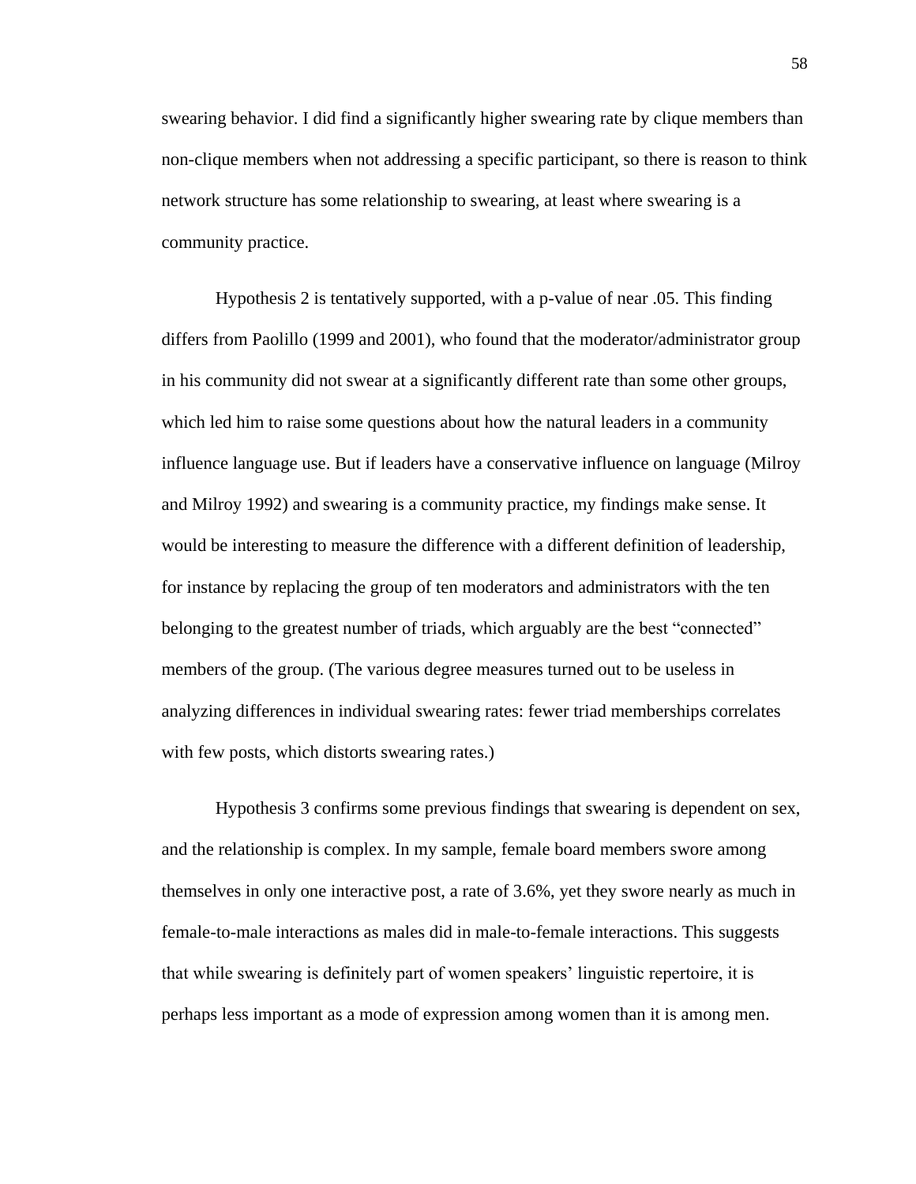swearing behavior. I did find a significantly higher swearing rate by clique members than non-clique members when not addressing a specific participant, so there is reason to think network structure has some relationship to swearing, at least where swearing is a community practice.

Hypothesis 2 is tentatively supported, with a p-value of near .05. This finding differs from Paolillo (1999 and 2001), who found that the moderator/administrator group in his community did not swear at a significantly different rate than some other groups, which led him to raise some questions about how the natural leaders in a community influence language use. But if leaders have a conservative influence on language (Milroy and Milroy 1992) and swearing is a community practice, my findings make sense. It would be interesting to measure the difference with a different definition of leadership, for instance by replacing the group of ten moderators and administrators with the ten belonging to the greatest number of triads, which arguably are the best "connected" members of the group. (The various degree measures turned out to be useless in analyzing differences in individual swearing rates: fewer triad memberships correlates with few posts, which distorts swearing rates.)

Hypothesis 3 confirms some previous findings that swearing is dependent on sex, and the relationship is complex. In my sample, female board members swore among themselves in only one interactive post, a rate of 3.6%, yet they swore nearly as much in female-to-male interactions as males did in male-to-female interactions. This suggests that while swearing is definitely part of women speakers' linguistic repertoire, it is perhaps less important as a mode of expression among women than it is among men.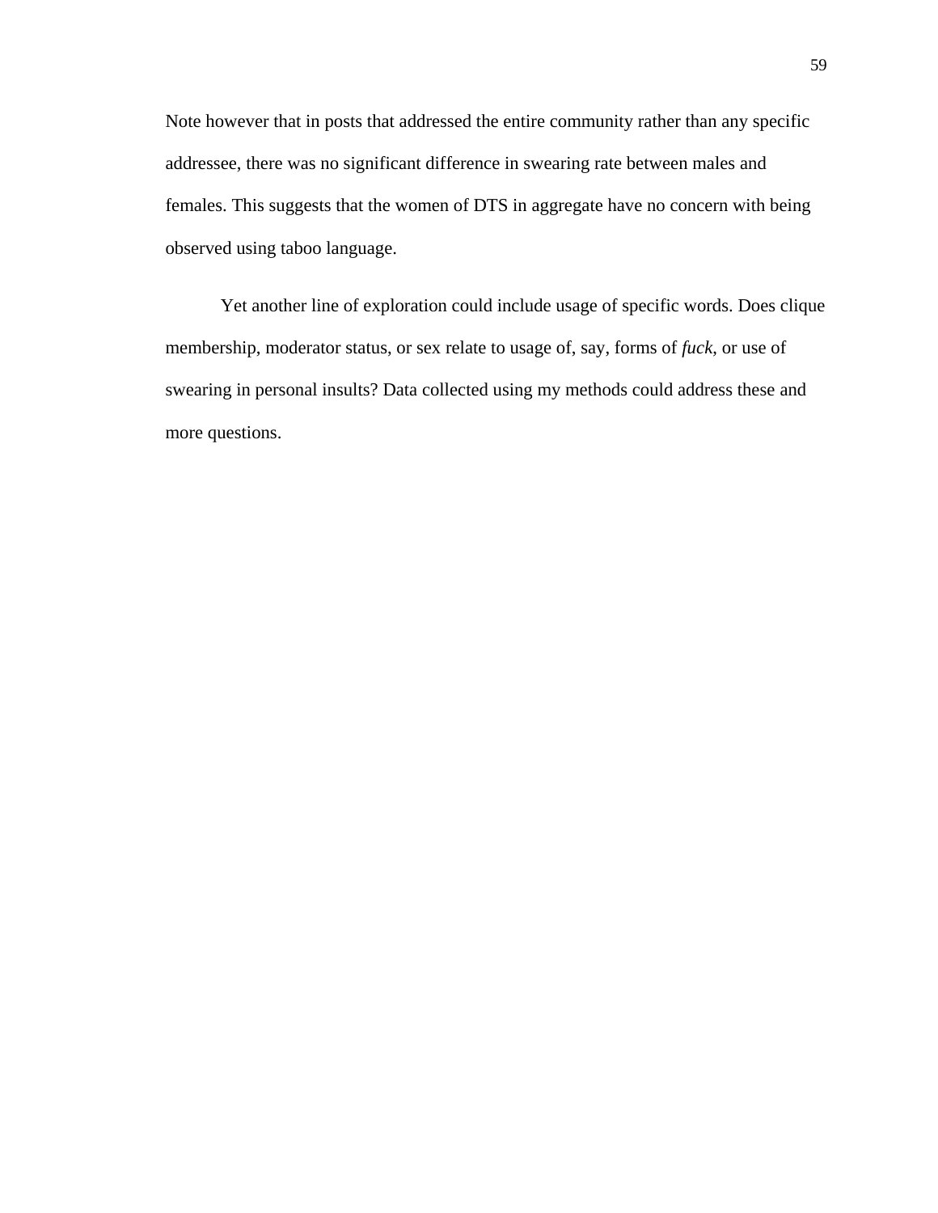Note however that in posts that addressed the entire community rather than any specific addressee, there was no significant difference in swearing rate between males and females. This suggests that the women of DTS in aggregate have no concern with being observed using taboo language.

Yet another line of exploration could include usage of specific words. Does clique membership, moderator status, or sex relate to usage of, say, forms of *fuck*, or use of swearing in personal insults? Data collected using my methods could address these and more questions.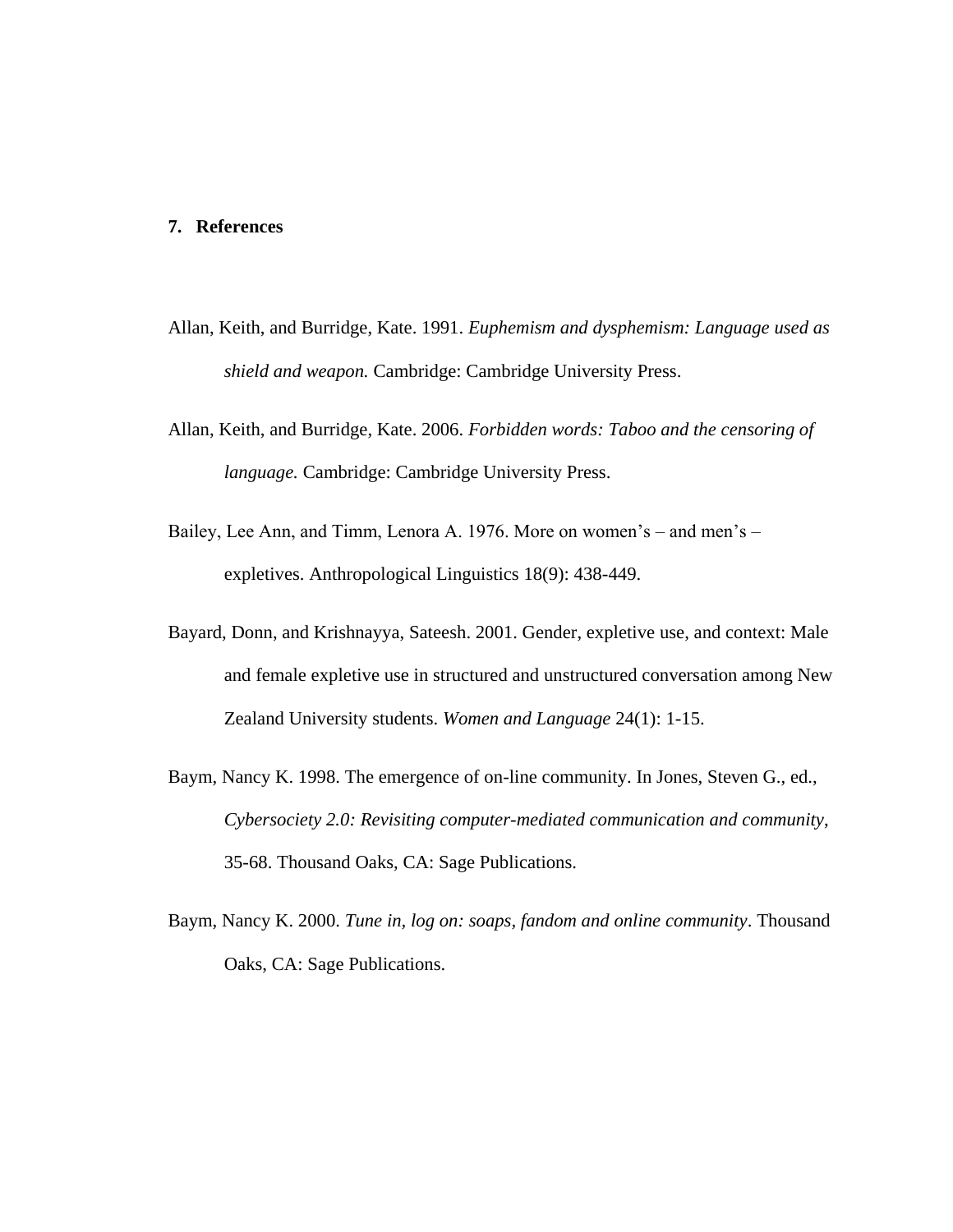## 7. References

Allan, Keith, and Burridge, Kate. 1991. *Euphemism and dysphemism: Language used as shield and weapon.* Cambridge: Cambridge University Press.

Allan, Keith, and Burridge, Kate. 2006. *Forbidden words: Taboo and the censoring of language.* Cambridge: Cambridge University Press.

Bailey, Lee Ann, and Timm, Lenora A. 1976. More on women's – and men's – expletives. Anthropological Linguistics 18(9): 438-449.

Bayard, Donn, and Krishnayya, Sateesh. 2001. Gender, expletive use, and context: Male and female expletive use in structured and unstructured conversation among New Zealand University students. *Women and Language* 24(1): 1-15.

Baym, Nancy K. 1998. The emergence of on-line community. In Jones, Steven G., ed., *Cybersociety 2.0: Revisiting computer-mediated communication and community*, 35-68. Thousand Oaks, CA: Sage Publications.

Baym, Nancy K. 2000. *Tune in, log on: soaps, fandom and online community*. Thousand Oaks, CA: Sage Publications.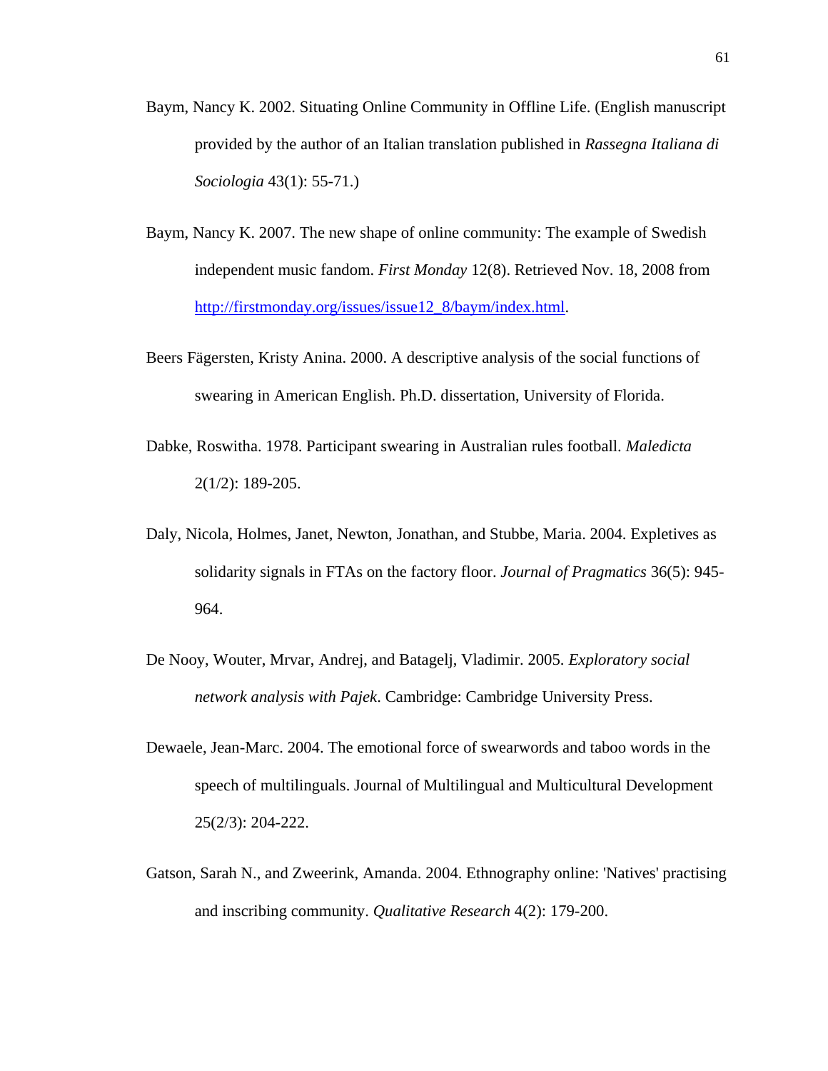Baym, Nancy K. 2002. Situating Online Community in Offline Life. (English manuscript provided by the author of an Italian translation published in *Rassegna Italiana di Sociologia* 43(1): 55-71.)

Baym, Nancy K. 2007. The new shape of online community: The example of Swedish independent music fandom. *First Monday* 12(8). Retrieved Nov. 18, 2008 from http://firstmonday.org/issues/issue12_8/baym/index.html.

Beers Fägersten, Kristy Anina. 2000. A descriptive analysis of the social functions of swearing in American English. Ph.D. dissertation, University of Florida.

Dabke, Roswitha. 1978. Participant swearing in Australian rules football. *Maledicta* 2(1/2): 189-205.

Daly, Nicola, Holmes, Janet, Newton, Jonathan, and Stubbe, Maria. 2004. Expletives as solidarity signals in FTAs on the factory floor. *Journal of Pragmatics* 36(5): 945-964.

De Nooy, Wouter, Mrvar, Andrej, and Batagelj, Vladimir. 2005. *Exploratory social network analysis with Pajek*. Cambridge: Cambridge University Press.

Dewaele, Jean-Marc. 2004. The emotional force of swearwords and taboo words in the speech of multilinguals. Journal of Multilingual and Multicultural Development 25(2/3): 204-222.

Gatson, Sarah N., and Zweerink, Amanda. 2004. Ethnography online: 'Natives' practising and inscribing community. *Qualitative Research* 4(2): 179-200.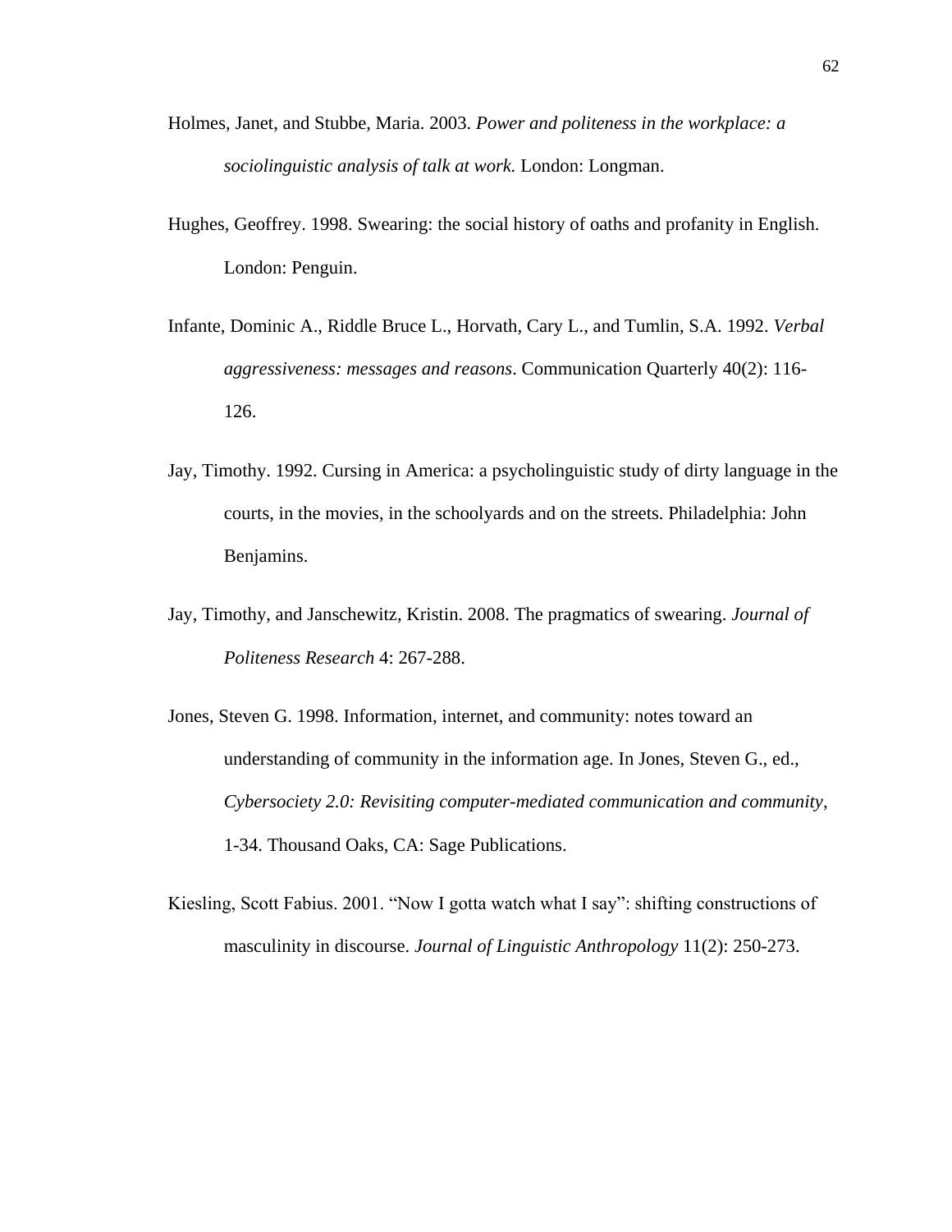Holmes, Janet, and Stubbe, Maria. 2003. *Power and politeness in the workplace: a sociolinguistic analysis of talk at work.* London: Longman.

Hughes, Geoffrey. 1998. Swearing: the social history of oaths and profanity in English. London: Penguin.

Infante, Dominic A., Riddle Bruce L., Horvath, Cary L., and Tumlin, S.A. 1992. *Verbal aggressiveness: messages and reasons*. Communication Quarterly 40(2): 116-126.

Jay, Timothy. 1992. Cursing in America: a psycholinguistic study of dirty language in the courts, in the movies, in the schoolyards and on the streets. Philadelphia: John Benjamins.

Jay, Timothy, and Janschewitz, Kristin. 2008. The pragmatics of swearing. *Journal of Politeness Research* 4: 267-288.

Jones, Steven G. 1998. Information, internet, and community: notes toward an understanding of community in the information age. In Jones, Steven G., ed., *Cybersociety 2.0: Revisiting computer-mediated communication and community*, 1-34. Thousand Oaks, CA: Sage Publications.

Kiesling, Scott Fabius. 2001. "Now I gotta watch what I say": shifting constructions of masculinity in discourse. *Journal of Linguistic Anthropology* 11(2): 250-273.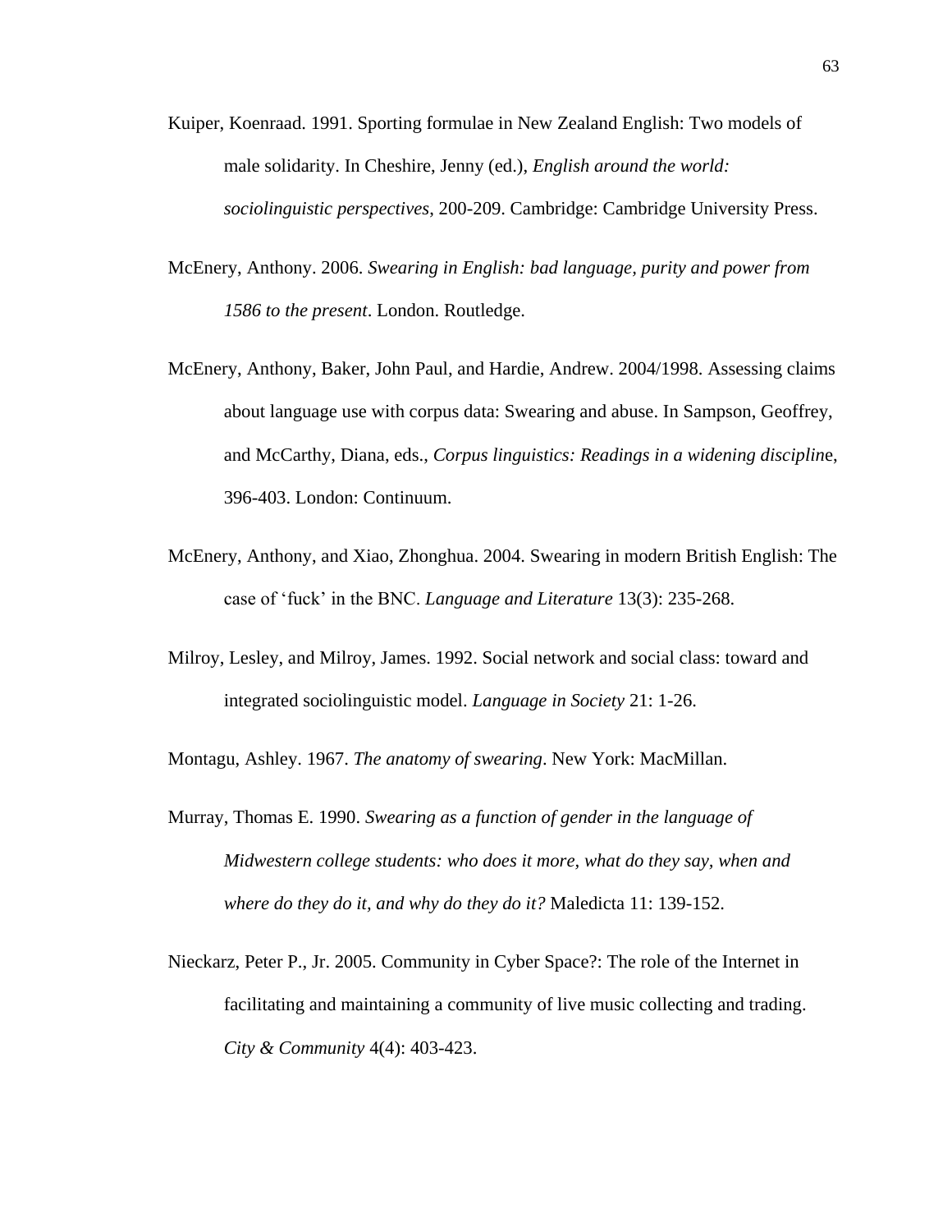Kuiper, Koenraad. 1991. Sporting formulae in New Zealand English: Two models of male solidarity. In Cheshire, Jenny (ed.), *English around the world: sociolinguistic perspectives*, 200-209. Cambridge: Cambridge University Press.

McEnery, Anthony. 2006. *Swearing in English: bad language, purity and power from 1586 to the present*. London. Routledge.

McEnery, Anthony, Baker, John Paul, and Hardie, Andrew. 2004/1998. Assessing claims about language use with corpus data: Swearing and abuse. In Sampson, Geoffrey, and McCarthy, Diana, eds., *Corpus linguistics: Readings in a widening disciplin*e, 396-403. London: Continuum.

McEnery, Anthony, and Xiao, Zhonghua. 2004. Swearing in modern British English: The case of 'fuck' in the BNC. *Language and Literature* 13(3): 235-268.

Milroy, Lesley, and Milroy, James. 1992. Social network and social class: toward and integrated sociolinguistic model. *Language in Society* 21: 1-26.

Montagu, Ashley. 1967. *The anatomy of swearing*. New York: MacMillan.

Murray, Thomas E. 1990. *Swearing as a function of gender in the language of Midwestern college students: who does it more, what do they say, when and where do they do it, and why do they do it?* Maledicta 11: 139-152.

Nieckarz, Peter P., Jr. 2005. Community in Cyber Space?: The role of the Internet in facilitating and maintaining a community of live music collecting and trading. *City & Community* 4(4): 403-423.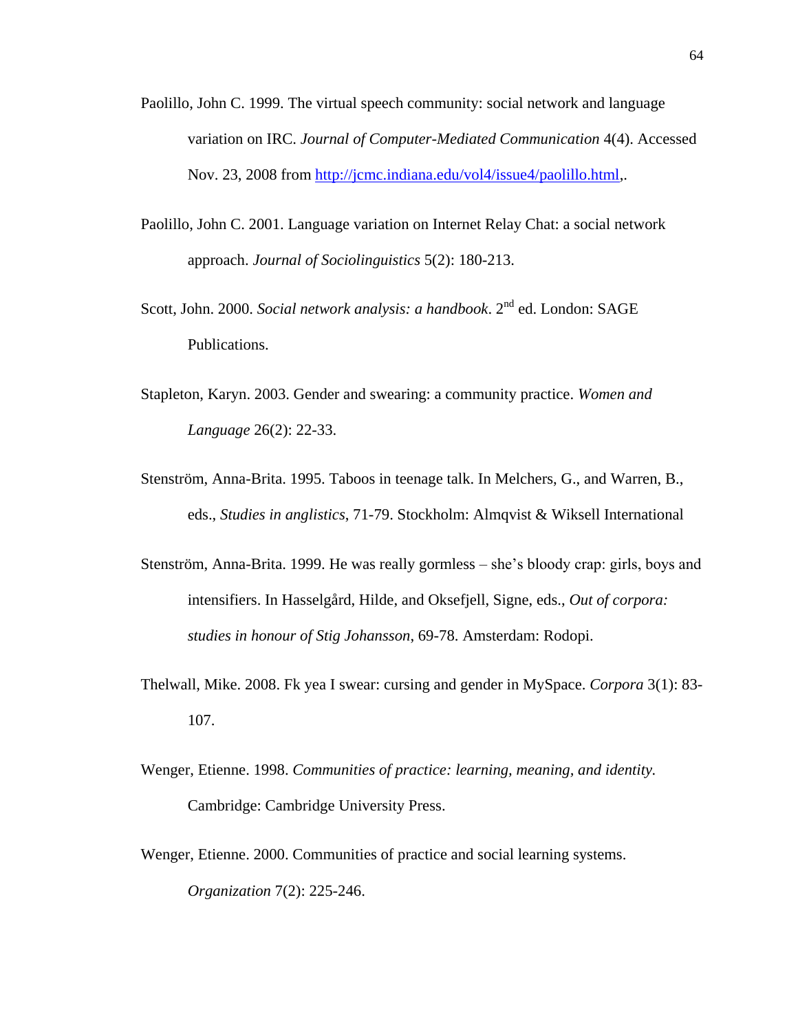Paolillo, John C. 1999. The virtual speech community: social network and language variation on IRC. *Journal of Computer-Mediated Communication* 4(4). Accessed Nov. 23, 2008 from http://jcmc.indiana.edu/vol4/issue4/paolillo.html,.

Paolillo, John C. 2001. Language variation on Internet Relay Chat: a social network approach. *Journal of Sociolinguistics* 5(2): 180-213.

Scott, John. 2000. *Social network analysis: a handbook*. 2nd ed. London: SAGE Publications.

Stapleton, Karyn. 2003. Gender and swearing: a community practice. *Women and Language* 26(2): 22-33.

Stenström, Anna-Brita. 1995. Taboos in teenage talk. In Melchers, G., and Warren, B., eds., *Studies in anglistics*, 71-79. Stockholm: Almqvist & Wiksell International

Stenström, Anna-Brita. 1999. He was really gormless – she's bloody crap: girls, boys and intensifiers. In Hasselgård, Hilde, and Oksefjell, Signe, eds., *Out of corpora: studies in honour of Stig Johansson*, 69-78. Amsterdam: Rodopi.

Thelwall, Mike. 2008. Fk yea I swear: cursing and gender in MySpace. *Corpora* 3(1): 83-107.

Wenger, Etienne. 1998. *Communities of practice: learning, meaning, and identity.* Cambridge: Cambridge University Press.

Wenger, Etienne. 2000. Communities of practice and social learning systems. *Organization* 7(2): 225-246.